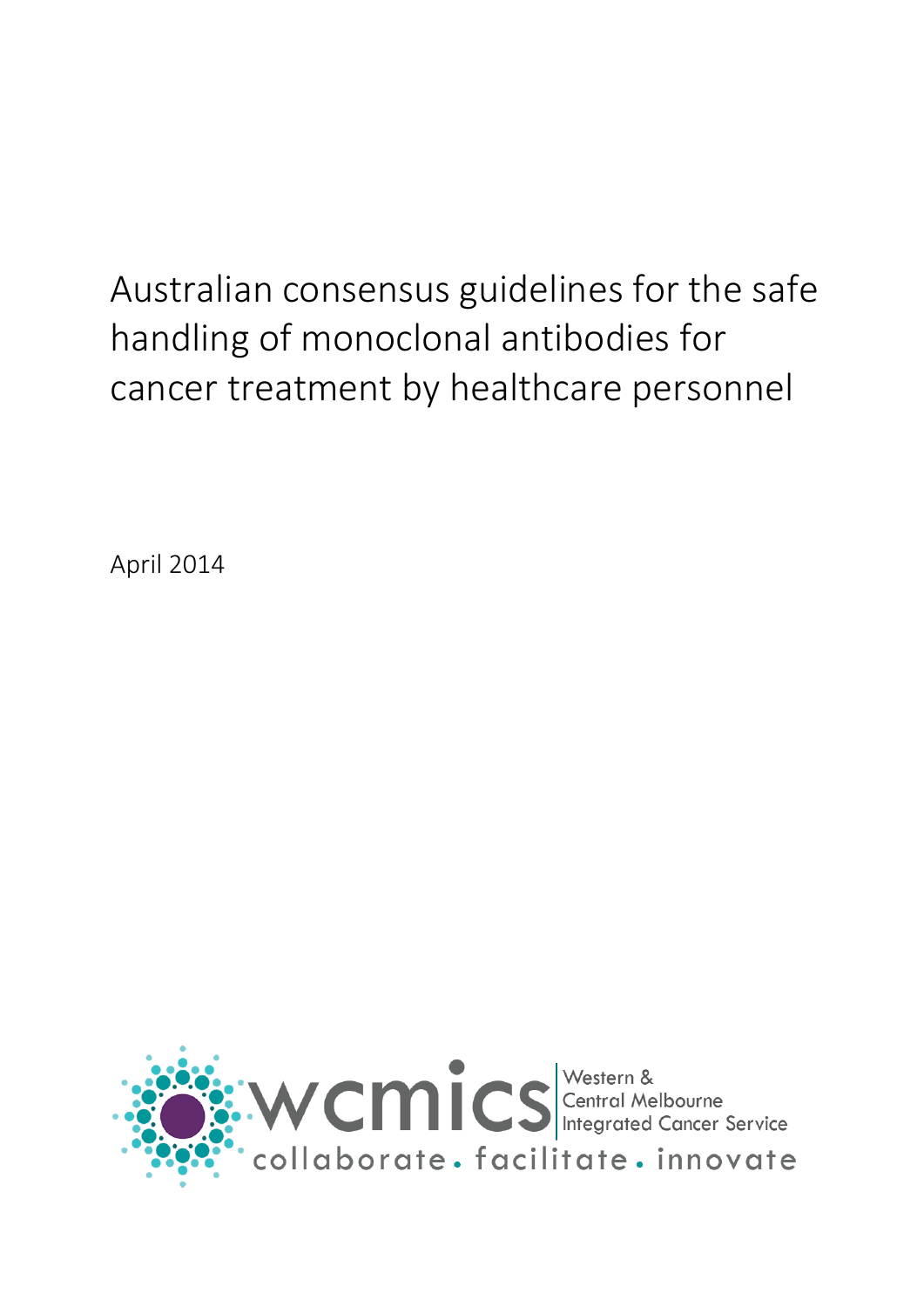# Australian consensus guidelines for the safe handling of monoclonal antibodies for cancer treatment by healthcare personnel

April 2014

wcmics Western & Central Melbourne Integrated Cancer Service

collaborate . facilitate . innovate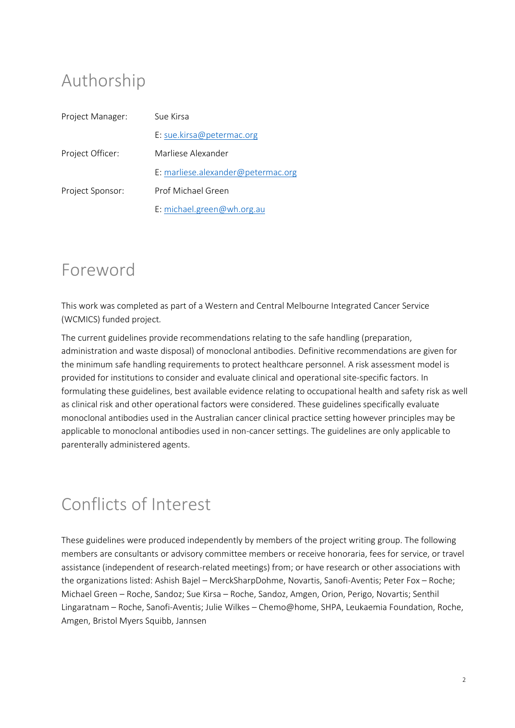# Authorship

| | |
|---|---|
| Project Manager: | Sue Kirsa |
| | E: sue.kirsa@petermac.org |
| Project Officer: | Marliese Alexander |
| | E: marliese.alexander@petermac.org |
| Project Sponsor: | Prof Michael Green |
| | E: michael.green@wh.org.au |

# Foreword

This work was completed as part of a Western and Central Melbourne Integrated Cancer Service (WCMICS) funded project.

The current guidelines provide recommendations relating to the safe handling (preparation, administration and waste disposal) of monoclonal antibodies. Definitive recommendations are given for the minimum safe handling requirements to protect healthcare personnel. A risk assessment model is provided for institutions to consider and evaluate clinical and operational site-specific factors. In formulating these guidelines, best available evidence relating to occupational health and safety risk as well as clinical risk and other operational factors were considered. These guidelines specifically evaluate monoclonal antibodies used in the Australian cancer clinical practice setting however principles may be applicable to monoclonal antibodies used in non-cancer settings. The guidelines are only applicable to parenterally administered agents.

# Conflicts of Interest

These guidelines were produced independently by members of the project writing group. The following members are consultants or advisory committee members or receive honoraria, fees for service, or travel assistance (independent of research-related meetings) from; or have research or other associations with the organizations listed: Ashish Bajel – MerckSharpDohme, Novartis, Sanofi-Aventis; Peter Fox – Roche; Michael Green – Roche, Sandoz; Sue Kirsa – Roche, Sandoz, Amgen, Orion, Perigo, Novartis; Senthil Lingaratnam – Roche, Sanofi-Aventis; Julie Wilkes – Chemo@home, SHPA, Leukaemia Foundation, Roche, Amgen, Bristol Myers Squibb, Jannsen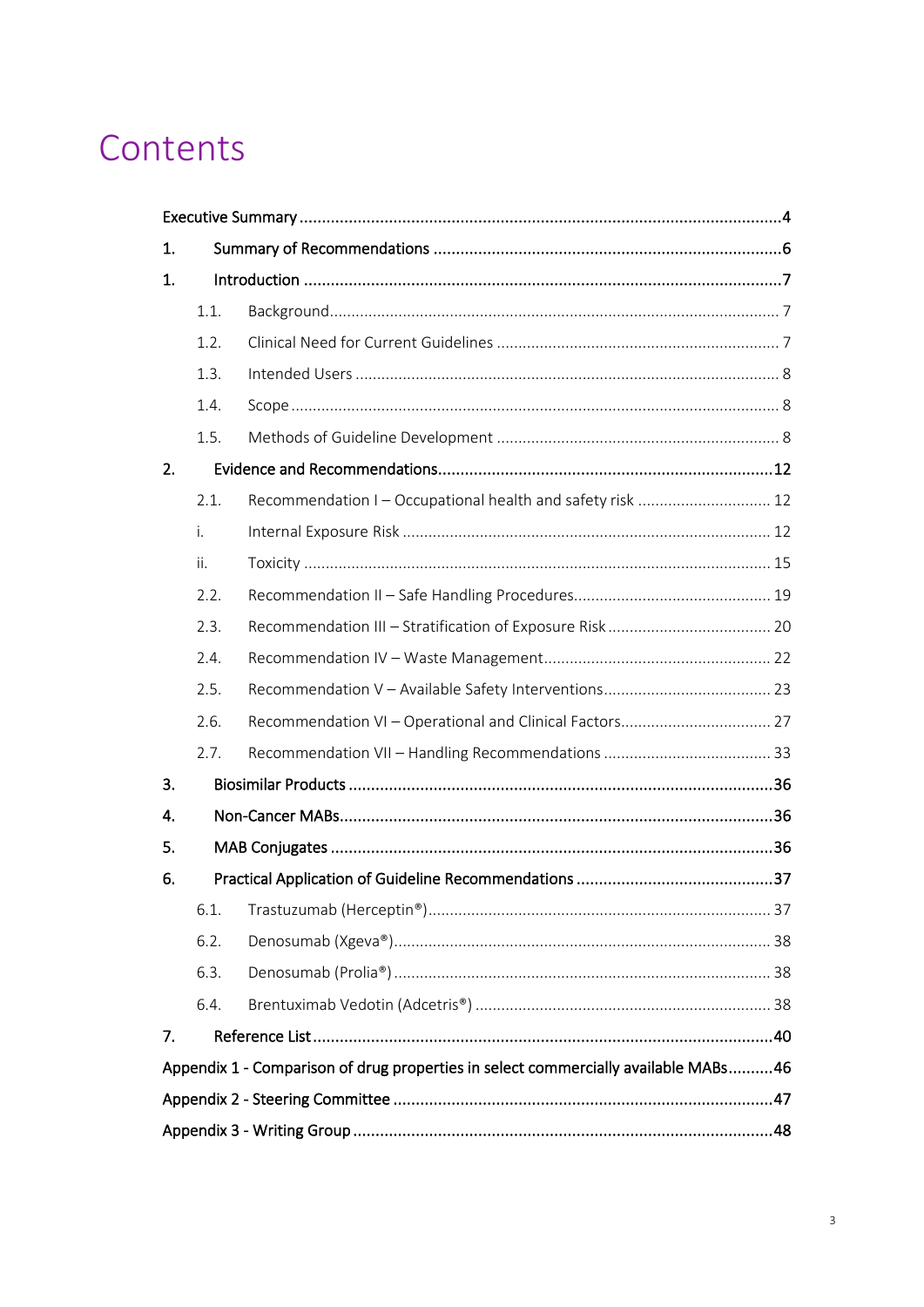# Contents

| | | |
|---|---|---|
| **Executive Summary** | | **4** |
| **1.** | **Summary of Recommendations** | **6** |
| **1.** | **Introduction** | **7** |
| 1.1. | Background | 7 |
| 1.2. | Clinical Need for Current Guidelines | 7 |
| 1.3. | Intended Users | 8 |
| 1.4. | Scope | 8 |
| 1.5. | Methods of Guideline Development | 8 |
| **2.** | **Evidence and Recommendations** | **12** |
| 2.1. | Recommendation I – Occupational health and safety risk | 12 |
| i. | Internal Exposure Risk | 12 |
| ii. | Toxicity | 15 |
| 2.2. | Recommendation II – Safe Handling Procedures | 19 |
| 2.3. | Recommendation III – Stratification of Exposure Risk | 20 |
| 2.4. | Recommendation IV – Waste Management | 22 |
| 2.5. | Recommendation V – Available Safety Interventions | 23 |
| 2.6. | Recommendation VI – Operational and Clinical Factors | 27 |
| 2.7. | Recommendation VII – Handling Recommendations | 33 |
| **3.** | **Biosimilar Products** | **36** |
| **4.** | **Non-Cancer MABs** | **36** |
| **5.** | **MAB Conjugates** | **36** |
| **6.** | **Practical Application of Guideline Recommendations** | **37** |
| 6.1. | Trastuzumab (Herceptin®) | 37 |
| 6.2. | Denosumab (Xgeva®) | 38 |
| 6.3. | Denosumab (Prolia®) | 38 |
| 6.4. | Brentuximab Vedotin (Adcetris®) | 38 |
| **7.** | **Reference List** | **40** |
| **Appendix 1 - Comparison of drug properties in select commercially available MABs** | | **46** |
| **Appendix 2 - Steering Committee** | | **47** |
| **Appendix 3 - Writing Group** | | **48** |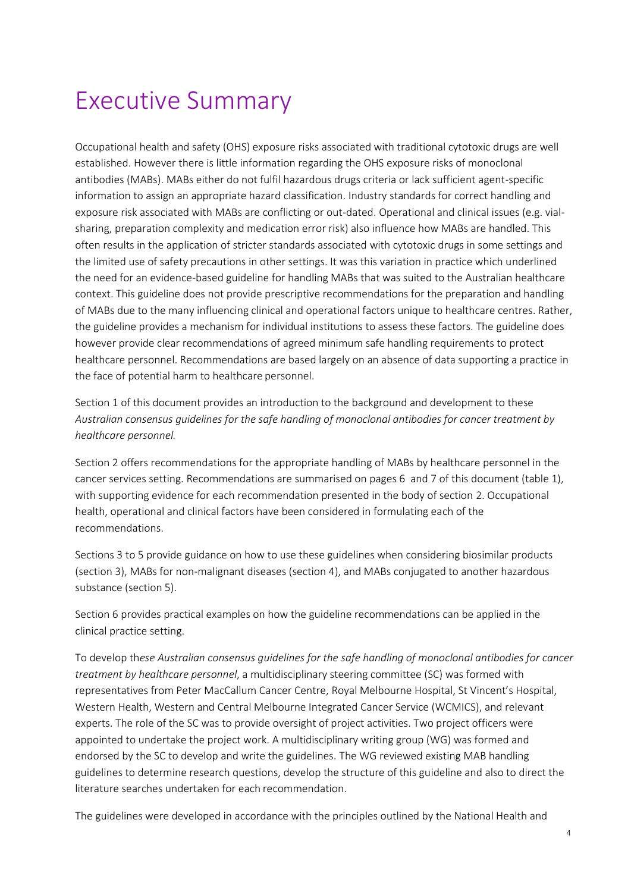# Executive Summary

Occupational health and safety (OHS) exposure risks associated with traditional cytotoxic drugs are well established. However there is little information regarding the OHS exposure risks of monoclonal antibodies (MABs). MABs either do not fulfil hazardous drugs criteria or lack sufficient agent-specific information to assign an appropriate hazard classification. Industry standards for correct handling and exposure risk associated with MABs are conflicting or out-dated. Operational and clinical issues (e.g. vial-sharing, preparation complexity and medication error risk) also influence how MABs are handled. This often results in the application of stricter standards associated with cytotoxic drugs in some settings and the limited use of safety precautions in other settings. It was this variation in practice which underlined the need for an evidence-based guideline for handling MABs that was suited to the Australian healthcare context. This guideline does not provide prescriptive recommendations for the preparation and handling of MABs due to the many influencing clinical and operational factors unique to healthcare centres. Rather, the guideline provides a mechanism for individual institutions to assess these factors. The guideline does however provide clear recommendations of agreed minimum safe handling requirements to protect healthcare personnel. Recommendations are based largely on an absence of data supporting a practice in the face of potential harm to healthcare personnel.

Section 1 of this document provides an introduction to the background and development to these *Australian consensus guidelines for the safe handling of monoclonal antibodies for cancer treatment by healthcare personnel.*

Section 2 offers recommendations for the appropriate handling of MABs by healthcare personnel in the cancer services setting. Recommendations are summarised on pages 6 and 7 of this document (table 1), with supporting evidence for each recommendation presented in the body of section 2. Occupational health, operational and clinical factors have been considered in formulating each of the recommendations.

Sections 3 to 5 provide guidance on how to use these guidelines when considering biosimilar products (section 3), MABs for non-malignant diseases (section 4), and MABs conjugated to another hazardous substance (section 5).

Section 6 provides practical examples on how the guideline recommendations can be applied in the clinical practice setting.

To develop th*ese Australian consensus guidelines for the safe handling of monoclonal antibodies for cancer treatment by healthcare personnel*, a multidisciplinary steering committee (SC) was formed with representatives from Peter MacCallum Cancer Centre, Royal Melbourne Hospital, St Vincent's Hospital, Western Health, Western and Central Melbourne Integrated Cancer Service (WCMICS), and relevant experts. The role of the SC was to provide oversight of project activities. Two project officers were appointed to undertake the project work. A multidisciplinary writing group (WG) was formed and endorsed by the SC to develop and write the guidelines. The WG reviewed existing MAB handling guidelines to determine research questions, develop the structure of this guideline and also to direct the literature searches undertaken for each recommendation.

The guidelines were developed in accordance with the principles outlined by the National Health and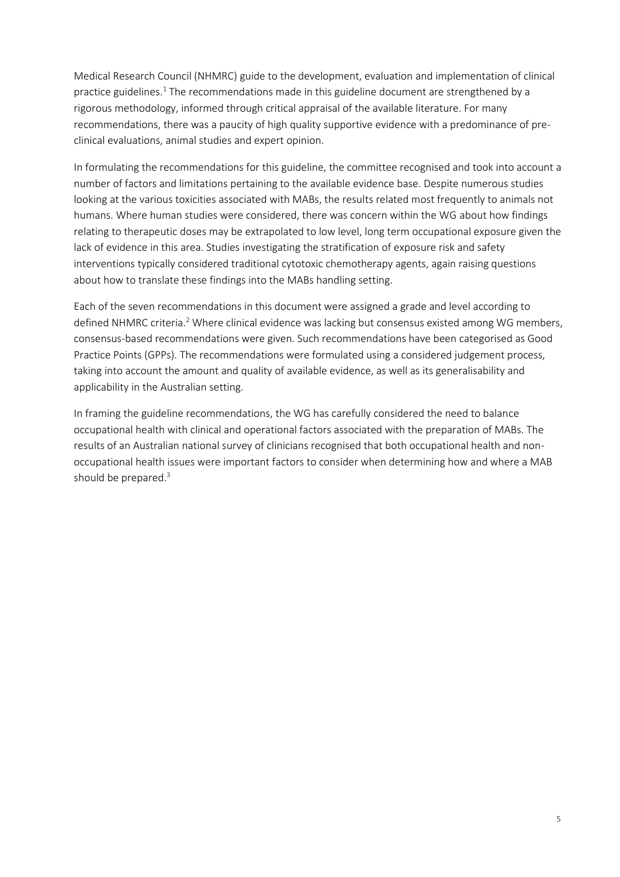Medical Research Council (NHMRC) guide to the development, evaluation and implementation of clinical practice guidelines.[1] The recommendations made in this guideline document are strengthened by a rigorous methodology, informed through critical appraisal of the available literature. For many recommendations, there was a paucity of high quality supportive evidence with a predominance of pre-clinical evaluations, animal studies and expert opinion.

In formulating the recommendations for this guideline, the committee recognised and took into account a number of factors and limitations pertaining to the available evidence base. Despite numerous studies looking at the various toxicities associated with MABs, the results related most frequently to animals not humans. Where human studies were considered, there was concern within the WG about how findings relating to therapeutic doses may be extrapolated to low level, long term occupational exposure given the lack of evidence in this area. Studies investigating the stratification of exposure risk and safety interventions typically considered traditional cytotoxic chemotherapy agents, again raising questions about how to translate these findings into the MABs handling setting.

Each of the seven recommendations in this document were assigned a grade and level according to defined NHMRC criteria.[2] Where clinical evidence was lacking but consensus existed among WG members, consensus-based recommendations were given. Such recommendations have been categorised as Good Practice Points (GPPs). The recommendations were formulated using a considered judgement process, taking into account the amount and quality of available evidence, as well as its generalisability and applicability in the Australian setting.

In framing the guideline recommendations, the WG has carefully considered the need to balance occupational health with clinical and operational factors associated with the preparation of MABs. The results of an Australian national survey of clinicians recognised that both occupational health and non-occupational health issues were important factors to consider when determining how and where a MAB should be prepared.[3]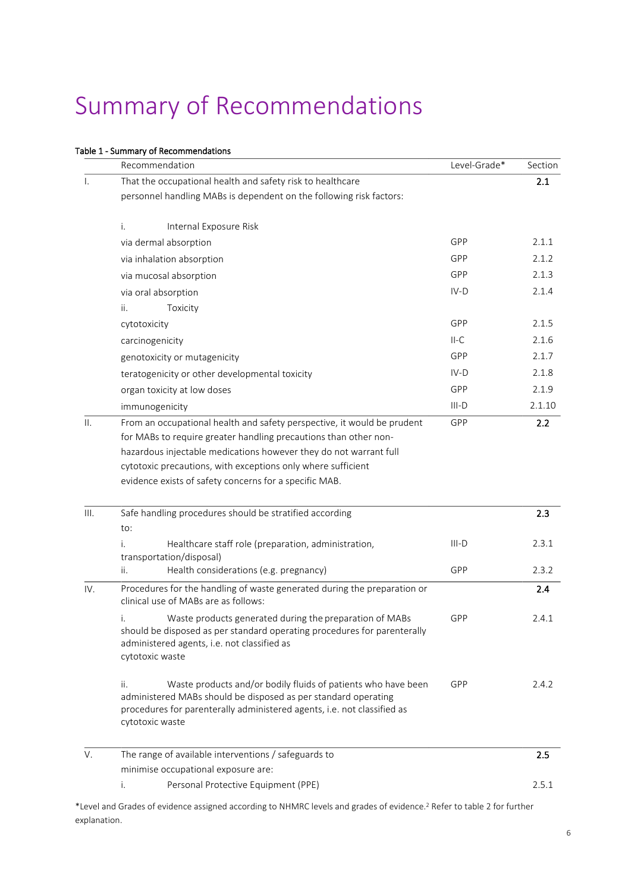# Summary of Recommendations

**Table 1 - Summary of Recommendations**

| | Recommendation | Level-Grade* | Section |
|---|---|---|---|
| I. | That the occupational health and safety risk to healthcare personnel handling MABs is dependent on the following risk factors: | | **2.1** |
| | i. Internal Exposure Risk | | |
| | via dermal absorption | GPP | 2.1.1 |
| | via inhalation absorption | GPP | 2.1.2 |
| | via mucosal absorption | GPP | 2.1.3 |
| | via oral absorption | IV-D | 2.1.4 |
| | ii. Toxicity | | |
| | cytotoxicity | GPP | 2.1.5 |
| | carcinogenicity | II-C | 2.1.6 |
| | genotoxicity or mutagenicity | GPP | 2.1.7 |
| | teratogenicity or other developmental toxicity | IV-D | 2.1.8 |
| | organ toxicity at low doses | GPP | 2.1.9 |
| | immunogenicity | III-D | 2.1.10 |
| II. | From an occupational health and safety perspective, it would be prudent for MABs to require greater handling precautions than other non-hazardous injectable medications however they do not warrant full cytotoxic precautions, with exceptions only where sufficient evidence exists of safety concerns for a specific MAB. | GPP | **2.2** |
| III. | Safe handling procedures should be stratified according to: | | **2.3** |
| | i. Healthcare staff role (preparation, administration, transportation/disposal) | III-D | 2.3.1 |
| | ii. Health considerations (e.g. pregnancy) | GPP | 2.3.2 |
| IV. | Procedures for the handling of waste generated during the preparation or clinical use of MABs are as follows: | | **2.4** |
| | i. Waste products generated during the preparation of MABs should be disposed as per standard operating procedures for parenterally administered agents, i.e. not classified as cytotoxic waste | GPP | 2.4.1 |
| | ii. Waste products and/or bodily fluids of patients who have been administered MABs should be disposed as per standard operating procedures for parenterally administered agents, i.e. not classified as cytotoxic waste | GPP | 2.4.2 |
| V. | The range of available interventions / safeguards to minimise occupational exposure are: | | **2.5** |
| | i. Personal Protective Equipment (PPE) | | 2.5.1 |

*Level and Grades of evidence assigned according to NHMRC levels and grades of evidence.[2] Refer to table 2 for further explanation.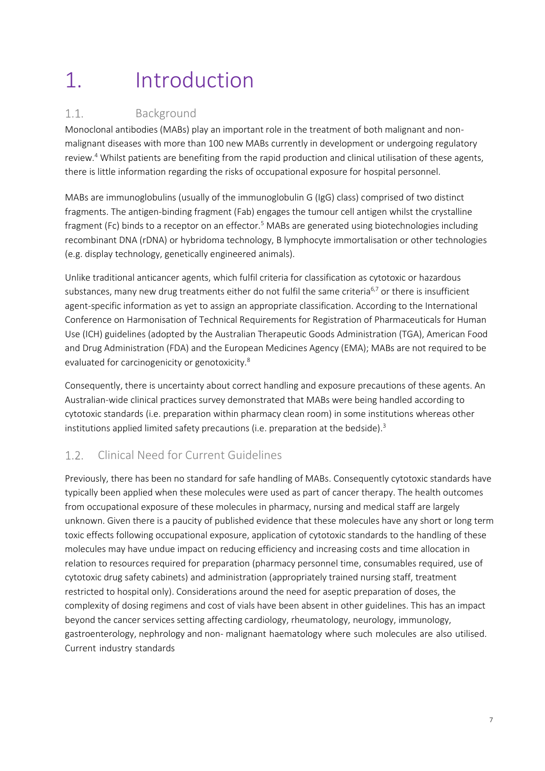# 1. Introduction

## 1.1. Background

Monoclonal antibodies (MABs) play an important role in the treatment of both malignant and non-malignant diseases with more than 100 new MABs currently in development or undergoing regulatory review.[4] Whilst patients are benefiting from the rapid production and clinical utilisation of these agents, there is little information regarding the risks of occupational exposure for hospital personnel.

MABs are immunoglobulins (usually of the immunoglobulin G (IgG) class) comprised of two distinct fragments. The antigen-binding fragment (Fab) engages the tumour cell antigen whilst the crystalline fragment (Fc) binds to a receptor on an effector.[5] MABs are generated using biotechnologies including recombinant DNA (rDNA) or hybridoma technology, B lymphocyte immortalisation or other technologies (e.g. display technology, genetically engineered animals).

Unlike traditional anticancer agents, which fulfil criteria for classification as cytotoxic or hazardous substances, many new drug treatments either do not fulfil the same criteria[6,7] or there is insufficient agent-specific information as yet to assign an appropriate classification. According to the International Conference on Harmonisation of Technical Requirements for Registration of Pharmaceuticals for Human Use (ICH) guidelines (adopted by the Australian Therapeutic Goods Administration (TGA), American Food and Drug Administration (FDA) and the European Medicines Agency (EMA); MABs are not required to be evaluated for carcinogenicity or genotoxicity.[8]

Consequently, there is uncertainty about correct handling and exposure precautions of these agents. An Australian-wide clinical practices survey demonstrated that MABs were being handled according to cytotoxic standards (i.e. preparation within pharmacy clean room) in some institutions whereas other institutions applied limited safety precautions (i.e. preparation at the bedside).[3]

## 1.2. Clinical Need for Current Guidelines

Previously, there has been no standard for safe handling of MABs. Consequently cytotoxic standards have typically been applied when these molecules were used as part of cancer therapy. The health outcomes from occupational exposure of these molecules in pharmacy, nursing and medical staff are largely unknown. Given there is a paucity of published evidence that these molecules have any short or long term toxic effects following occupational exposure, application of cytotoxic standards to the handling of these molecules may have undue impact on reducing efficiency and increasing costs and time allocation in relation to resources required for preparation (pharmacy personnel time, consumables required, use of cytotoxic drug safety cabinets) and administration (appropriately trained nursing staff, treatment restricted to hospital only). Considerations around the need for aseptic preparation of doses, the complexity of dosing regimens and cost of vials have been absent in other guidelines. This has an impact beyond the cancer services setting affecting cardiology, rheumatology, neurology, immunology, gastroenterology, nephrology and non- malignant haematology where such molecules are also utilised. Current industry standards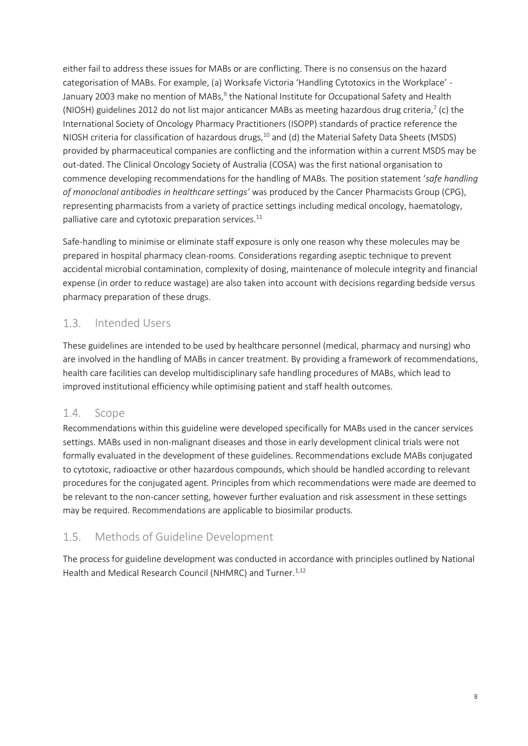either fail to address these issues for MABs or are conflicting. There is no consensus on the hazard categorisation of MABs. For example, (a) Worksafe Victoria 'Handling Cytotoxics in the Workplace' - January 2003 make no mention of MABs,[9] the National Institute for Occupational Safety and Health (NIOSH) guidelines 2012 do not list major anticancer MABs as meeting hazardous drug criteria,[7] (c) the International Society of Oncology Pharmacy Practitioners (ISOPP) standards of practice reference the NIOSH criteria for classification of hazardous drugs,[10] and (d) the Material Safety Data Sheets (MSDS) provided by pharmaceutical companies are conflicting and the information within a current MSDS may be out-dated. The Clinical Oncology Society of Australia (COSA) was the first national organisation to commence developing recommendations for the handling of MABs. The position statement '*safe handling of monoclonal antibodies in healthcare settings'* was produced by the Cancer Pharmacists Group (CPG), representing pharmacists from a variety of practice settings including medical oncology, haematology, palliative care and cytotoxic preparation services.[11]

Safe-handling to minimise or eliminate staff exposure is only one reason why these molecules may be prepared in hospital pharmacy clean-rooms. Considerations regarding aseptic technique to prevent accidental microbial contamination, complexity of dosing, maintenance of molecule integrity and financial expense (in order to reduce wastage) are also taken into account with decisions regarding bedside versus pharmacy preparation of these drugs.

## 1.3. Intended Users

These guidelines are intended to be used by healthcare personnel (medical, pharmacy and nursing) who are involved in the handling of MABs in cancer treatment. By providing a framework of recommendations, health care facilities can develop multidisciplinary safe handling procedures of MABs, which lead to improved institutional efficiency while optimising patient and staff health outcomes.

## 1.4. Scope

Recommendations within this guideline were developed specifically for MABs used in the cancer services settings. MABs used in non-malignant diseases and those in early development clinical trials were not formally evaluated in the development of these guidelines. Recommendations exclude MABs conjugated to cytotoxic, radioactive or other hazardous compounds, which should be handled according to relevant procedures for the conjugated agent. Principles from which recommendations were made are deemed to be relevant to the non-cancer setting, however further evaluation and risk assessment in these settings may be required. Recommendations are applicable to biosimilar products.

## 1.5. Methods of Guideline Development

The process for guideline development was conducted in accordance with principles outlined by National Health and Medical Research Council (NHMRC) and Turner.[1,12]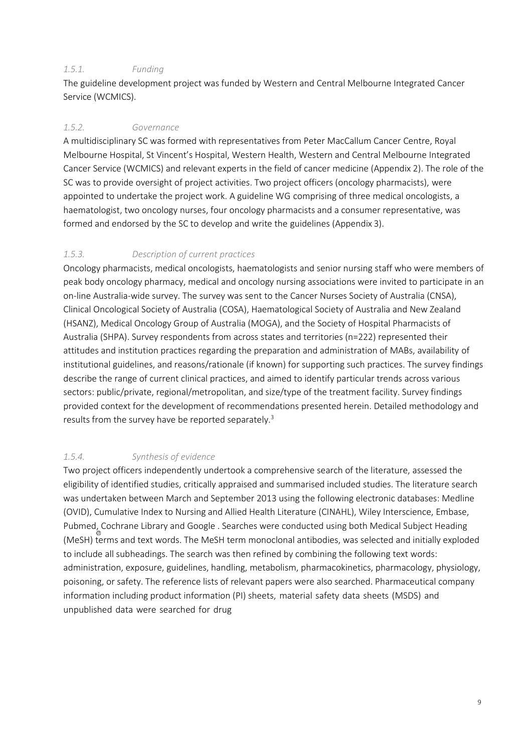#### *1.5.1. Funding*

The guideline development project was funded by Western and Central Melbourne Integrated Cancer Service (WCMICS).

#### *1.5.2. Governance*

A multidisciplinary SC was formed with representatives from Peter MacCallum Cancer Centre, Royal Melbourne Hospital, St Vincent's Hospital, Western Health, Western and Central Melbourne Integrated Cancer Service (WCMICS) and relevant experts in the field of cancer medicine (Appendix 2). The role of the SC was to provide oversight of project activities. Two project officers (oncology pharmacists), were appointed to undertake the project work. A guideline WG comprising of three medical oncologists, a haematologist, two oncology nurses, four oncology pharmacists and a consumer representative, was formed and endorsed by the SC to develop and write the guidelines (Appendix 3).

#### *1.5.3. Description of current practices*

Oncology pharmacists, medical oncologists, haematologists and senior nursing staff who were members of peak body oncology pharmacy, medical and oncology nursing associations were invited to participate in an on-line Australia-wide survey. The survey was sent to the Cancer Nurses Society of Australia (CNSA), Clinical Oncological Society of Australia (COSA), Haematological Society of Australia and New Zealand (HSANZ), Medical Oncology Group of Australia (MOGA), and the Society of Hospital Pharmacists of Australia (SHPA). Survey respondents from across states and territories (n=222) represented their attitudes and institution practices regarding the preparation and administration of MABs, availability of institutional guidelines, and reasons/rationale (if known) for supporting such practices. The survey findings describe the range of current clinical practices, and aimed to identify particular trends across various sectors: public/private, regional/metropolitan, and size/type of the treatment facility. Survey findings provided context for the development of recommendations presented herein. Detailed methodology and results from the survey have be reported separately.[3]

#### *1.5.4. Synthesis of evidence*

Two project officers independently undertook a comprehensive search of the literature, assessed the eligibility of identified studies, critically appraised and summarised included studies. The literature search was undertaken between March and September 2013 using the following electronic databases: Medline (OVID), Cumulative Index to Nursing and Allied Health Literature (CINAHL), Wiley Interscience, Embase, Pubmed, Cochrane Library and Google . Searches were conducted using both Medical Subject Heading (MeSH) terms and text words. The MeSH term monoclonal antibodies, was selected and initially exploded to include all subheadings. The search was then refined by combining the following text words: administration, exposure, guidelines, handling, metabolism, pharmacokinetics, pharmacology, physiology, poisoning, or safety. The reference lists of relevant papers were also searched. Pharmaceutical company information including product information (PI) sheets, material safety data sheets (MSDS) and unpublished data were searched for drug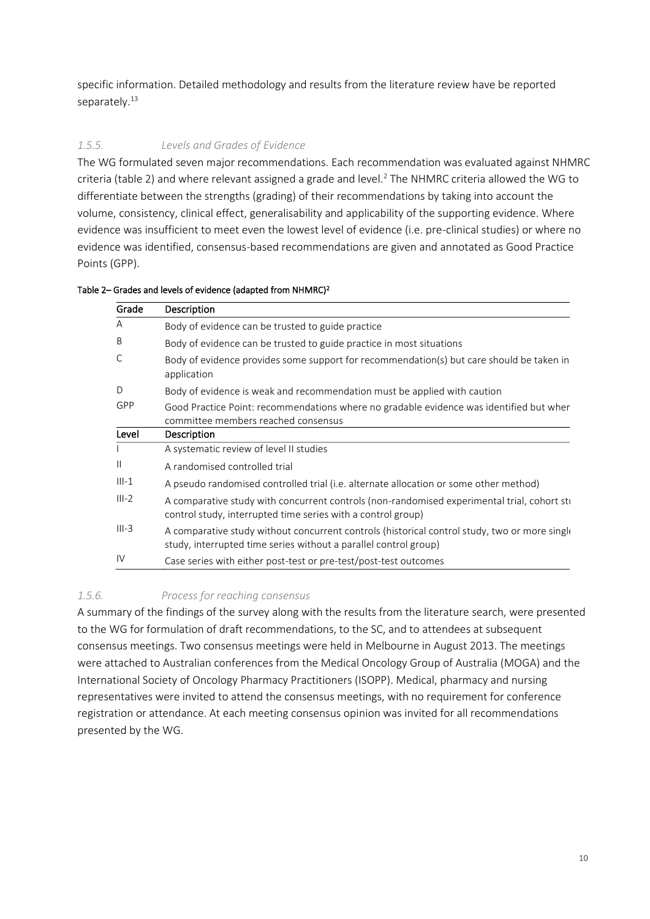specific information. Detailed methodology and results from the literature review have be reported separately.[13]

### *1.5.5. Levels and Grades of Evidence*

The WG formulated seven major recommendations. Each recommendation was evaluated against NHMRC criteria (table 2) and where relevant assigned a grade and level.[2] The NHMRC criteria allowed the WG to differentiate between the strengths (grading) of their recommendations by taking into account the volume, consistency, clinical effect, generalisability and applicability of the supporting evidence. Where evidence was insufficient to meet even the lowest level of evidence (i.e. pre-clinical studies) or where no evidence was identified, consensus-based recommendations are given and annotated as Good Practice Points (GPP).

**Table 2– Grades and levels of evidence (adapted from NHMRC)[2]**

| Grade | Description |
|---|---|
| A | Body of evidence can be trusted to guide practice |
| B | Body of evidence can be trusted to guide practice in most situations |
| C | Body of evidence provides some support for recommendation(s) but care should be taken in application |
| D | Body of evidence is weak and recommendation must be applied with caution |
| GPP | Good Practice Point: recommendations where no gradable evidence was identified but wher committee members reached consensus |
| **Level** | **Description** |
| I | A systematic review of level II studies |
| II | A randomised controlled trial |
| III-1 | A pseudo randomised controlled trial (i.e. alternate allocation or some other method) |
| III-2 | A comparative study with concurrent controls (non-randomised experimental trial, cohort stu control study, interrupted time series with a control group) |
| III-3 | A comparative study without concurrent controls (historical control study, two or more single study, interrupted time series without a parallel control group) |
| IV | Case series with either post-test or pre-test/post-test outcomes |

### *1.5.6. Process for reaching consensus*

A summary of the findings of the survey along with the results from the literature search, were presented to the WG for formulation of draft recommendations, to the SC, and to attendees at subsequent consensus meetings. Two consensus meetings were held in Melbourne in August 2013. The meetings were attached to Australian conferences from the Medical Oncology Group of Australia (MOGA) and the International Society of Oncology Pharmacy Practitioners (ISOPP). Medical, pharmacy and nursing representatives were invited to attend the consensus meetings, with no requirement for conference registration or attendance. At each meeting consensus opinion was invited for all recommendations presented by the WG.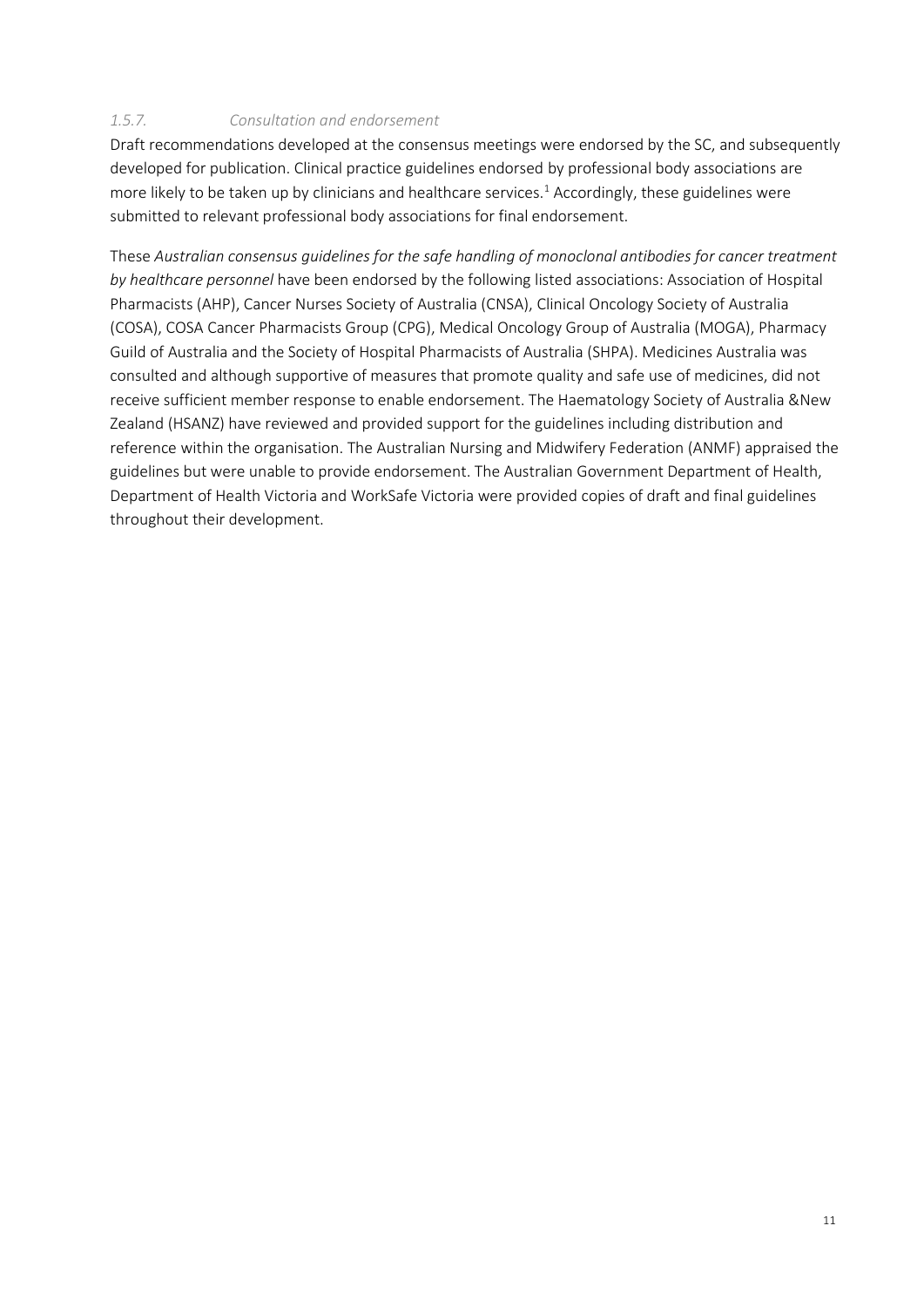### *1.5.7. Consultation and endorsement*

Draft recommendations developed at the consensus meetings were endorsed by the SC, and subsequently developed for publication. Clinical practice guidelines endorsed by professional body associations are more likely to be taken up by clinicians and healthcare services.[1] Accordingly, these guidelines were submitted to relevant professional body associations for final endorsement.

These *Australian consensus guidelines for the safe handling of monoclonal antibodies for cancer treatment by healthcare personnel* have been endorsed by the following listed associations: Association of Hospital Pharmacists (AHP), Cancer Nurses Society of Australia (CNSA), Clinical Oncology Society of Australia (COSA), COSA Cancer Pharmacists Group (CPG), Medical Oncology Group of Australia (MOGA), Pharmacy Guild of Australia and the Society of Hospital Pharmacists of Australia (SHPA). Medicines Australia was consulted and although supportive of measures that promote quality and safe use of medicines, did not receive sufficient member response to enable endorsement. The Haematology Society of Australia &New Zealand (HSANZ) have reviewed and provided support for the guidelines including distribution and reference within the organisation. The Australian Nursing and Midwifery Federation (ANMF) appraised the guidelines but were unable to provide endorsement. The Australian Government Department of Health, Department of Health Victoria and WorkSafe Victoria were provided copies of draft and final guidelines throughout their development.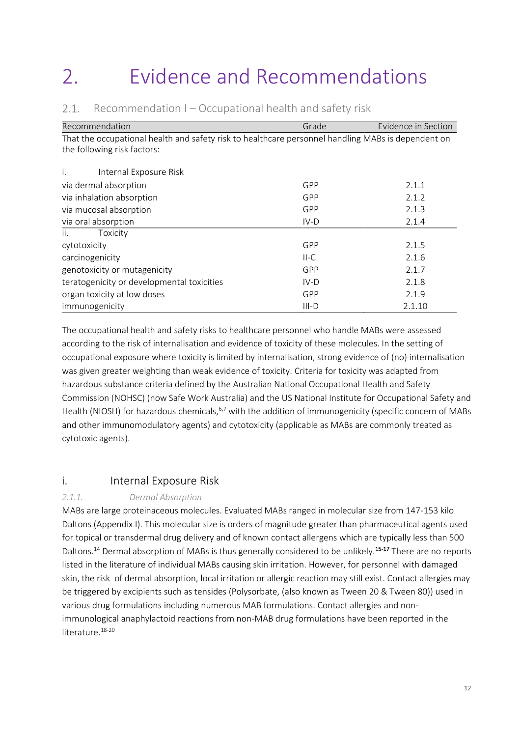# 2. Evidence and Recommendations

## 2.1. Recommendation I – Occupational health and safety risk

| Recommendation | Grade | Evidence in Section |
|---|---|---|
| That the occupational health and safety risk to healthcare personnel handling MABs is dependent on the following risk factors: | | |
| i. Internal Exposure Risk | | |
| via dermal absorption | GPP | 2.1.1 |
| via inhalation absorption | GPP | 2.1.2 |
| via mucosal absorption | GPP | 2.1.3 |
| via oral absorption | IV-D | 2.1.4 |
| ii. Toxicity | | |
| cytotoxicity | GPP | 2.1.5 |
| carcinogenicity | II-C | 2.1.6 |
| genotoxicity or mutagenicity | GPP | 2.1.7 |
| teratogenicity or developmental toxicities | IV-D | 2.1.8 |
| organ toxicity at low doses | GPP | 2.1.9 |
| immunogenicity | III-D | 2.1.10 |

The occupational health and safety risks to healthcare personnel who handle MABs were assessed according to the risk of internalisation and evidence of toxicity of these molecules. In the setting of occupational exposure where toxicity is limited by internalisation, strong evidence of (no) internalisation was given greater weighting than weak evidence of toxicity. Criteria for toxicity was adapted from hazardous substance criteria defined by the Australian National Occupational Health and Safety Commission (NOHSC) (now Safe Work Australia) and the US National Institute for Occupational Safety and Health (NIOSH) for hazardous chemicals,[6,7] with the addition of immunogenicity (specific concern of MABs and other immunomodulatory agents) and cytotoxicity (applicable as MABs are commonly treated as cytotoxic agents).

### i. Internal Exposure Risk

#### *2.1.1. Dermal Absorption*

MABs are large proteinaceous molecules. Evaluated MABs ranged in molecular size from 147-153 kilo Daltons (Appendix I). This molecular size is orders of magnitude greater than pharmaceutical agents used for topical or transdermal drug delivery and of known contact allergens which are typically less than 500 Daltons.[14] Dermal absorption of MABs is thus generally considered to be unlikely.[15-17] There are no reports listed in the literature of individual MABs causing skin irritation. However, for personnel with damaged skin, the risk of dermal absorption, local irritation or allergic reaction may still exist. Contact allergies may be triggered by excipients such as tensides (Polysorbate, (also known as Tween 20 & Tween 80)) used in various drug formulations including numerous MAB formulations. Contact allergies and non-immunological anaphylactoid reactions from non-MAB drug formulations have been reported in the literature.[18-20]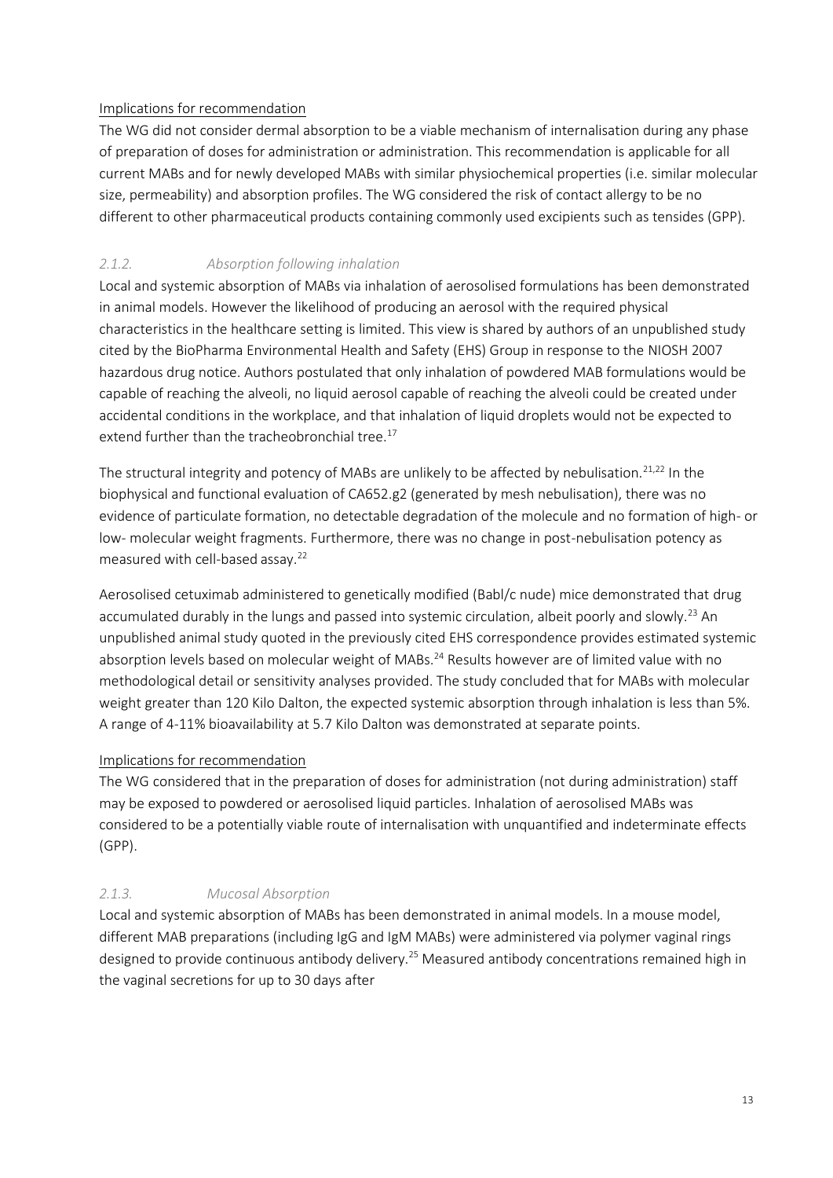Implications for recommendation

The WG did not consider dermal absorption to be a viable mechanism of internalisation during any phase of preparation of doses for administration or administration. This recommendation is applicable for all current MABs and for newly developed MABs with similar physiochemical properties (i.e. similar molecular size, permeability) and absorption profiles. The WG considered the risk of contact allergy to be no different to other pharmaceutical products containing commonly used excipients such as tensides (GPP).

### *2.1.2. Absorption following inhalation*

Local and systemic absorption of MABs via inhalation of aerosolised formulations has been demonstrated in animal models. However the likelihood of producing an aerosol with the required physical characteristics in the healthcare setting is limited. This view is shared by authors of an unpublished study cited by the BioPharma Environmental Health and Safety (EHS) Group in response to the NIOSH 2007 hazardous drug notice. Authors postulated that only inhalation of powdered MAB formulations would be capable of reaching the alveoli, no liquid aerosol capable of reaching the alveoli could be created under accidental conditions in the workplace, and that inhalation of liquid droplets would not be expected to extend further than the tracheobronchial tree.[17]

The structural integrity and potency of MABs are unlikely to be affected by nebulisation.[21,22] In the biophysical and functional evaluation of CA652.g2 (generated by mesh nebulisation), there was no evidence of particulate formation, no detectable degradation of the molecule and no formation of high- or low- molecular weight fragments. Furthermore, there was no change in post-nebulisation potency as measured with cell-based assay.[22]

Aerosolised cetuximab administered to genetically modified (Babl/c nude) mice demonstrated that drug accumulated durably in the lungs and passed into systemic circulation, albeit poorly and slowly.[23] An unpublished animal study quoted in the previously cited EHS correspondence provides estimated systemic absorption levels based on molecular weight of MABs.[24] Results however are of limited value with no methodological detail or sensitivity analyses provided. The study concluded that for MABs with molecular weight greater than 120 Kilo Dalton, the expected systemic absorption through inhalation is less than 5%. A range of 4-11% bioavailability at 5.7 Kilo Dalton was demonstrated at separate points.

Implications for recommendation

The WG considered that in the preparation of doses for administration (not during administration) staff may be exposed to powdered or aerosolised liquid particles. Inhalation of aerosolised MABs was considered to be a potentially viable route of internalisation with unquantified and indeterminate effects (GPP).

### *2.1.3. Mucosal Absorption*

Local and systemic absorption of MABs has been demonstrated in animal models. In a mouse model, different MAB preparations (including IgG and IgM MABs) were administered via polymer vaginal rings designed to provide continuous antibody delivery.[25] Measured antibody concentrations remained high in the vaginal secretions for up to 30 days after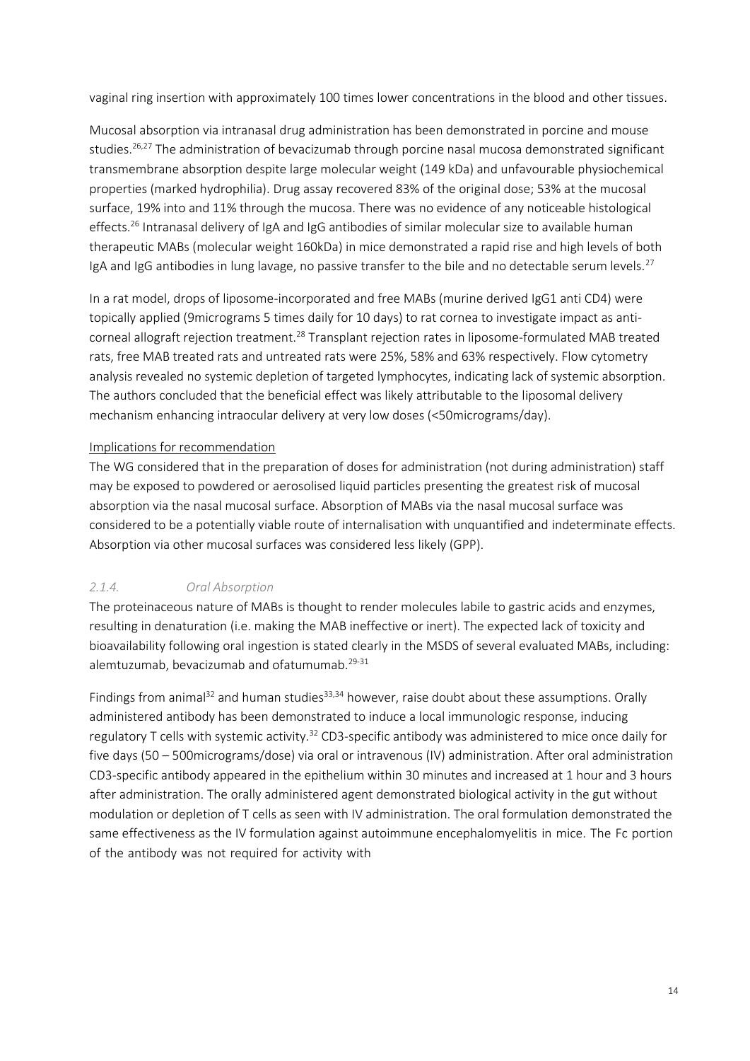vaginal ring insertion with approximately 100 times lower concentrations in the blood and other tissues.

Mucosal absorption via intranasal drug administration has been demonstrated in porcine and mouse studies.[26,27] The administration of bevacizumab through porcine nasal mucosa demonstrated significant transmembrane absorption despite large molecular weight (149 kDa) and unfavourable physiochemical properties (marked hydrophilia). Drug assay recovered 83% of the original dose; 53% at the mucosal surface, 19% into and 11% through the mucosa. There was no evidence of any noticeable histological effects.[26] Intranasal delivery of IgA and IgG antibodies of similar molecular size to available human therapeutic MABs (molecular weight 160kDa) in mice demonstrated a rapid rise and high levels of both IgA and IgG antibodies in lung lavage, no passive transfer to the bile and no detectable serum levels.[27]

In a rat model, drops of liposome-incorporated and free MABs (murine derived IgG1 anti CD4) were topically applied (9micrograms 5 times daily for 10 days) to rat cornea to investigate impact as anti-corneal allograft rejection treatment.[28] Transplant rejection rates in liposome-formulated MAB treated rats, free MAB treated rats and untreated rats were 25%, 58% and 63% respectively. Flow cytometry analysis revealed no systemic depletion of targeted lymphocytes, indicating lack of systemic absorption. The authors concluded that the beneficial effect was likely attributable to the liposomal delivery mechanism enhancing intraocular delivery at very low doses (<50micrograms/day).

Implications for recommendation

The WG considered that in the preparation of doses for administration (not during administration) staff may be exposed to powdered or aerosolised liquid particles presenting the greatest risk of mucosal absorption via the nasal mucosal surface. Absorption of MABs via the nasal mucosal surface was considered to be a potentially viable route of internalisation with unquantified and indeterminate effects. Absorption via other mucosal surfaces was considered less likely (GPP).

### *2.1.4. Oral Absorption*

The proteinaceous nature of MABs is thought to render molecules labile to gastric acids and enzymes, resulting in denaturation (i.e. making the MAB ineffective or inert). The expected lack of toxicity and bioavailability following oral ingestion is stated clearly in the MSDS of several evaluated MABs, including: alemtuzumab, bevacizumab and ofatumumab.[29-31]

Findings from animal[32] and human studies[33,34] however, raise doubt about these assumptions. Orally administered antibody has been demonstrated to induce a local immunologic response, inducing regulatory T cells with systemic activity.[32] CD3-specific antibody was administered to mice once daily for five days (50 – 500micrograms/dose) via oral or intravenous (IV) administration. After oral administration CD3-specific antibody appeared in the epithelium within 30 minutes and increased at 1 hour and 3 hours after administration. The orally administered agent demonstrated biological activity in the gut without modulation or depletion of T cells as seen with IV administration. The oral formulation demonstrated the same effectiveness as the IV formulation against autoimmune encephalomyelitis in mice. The Fc portion of the antibody was not required for activity with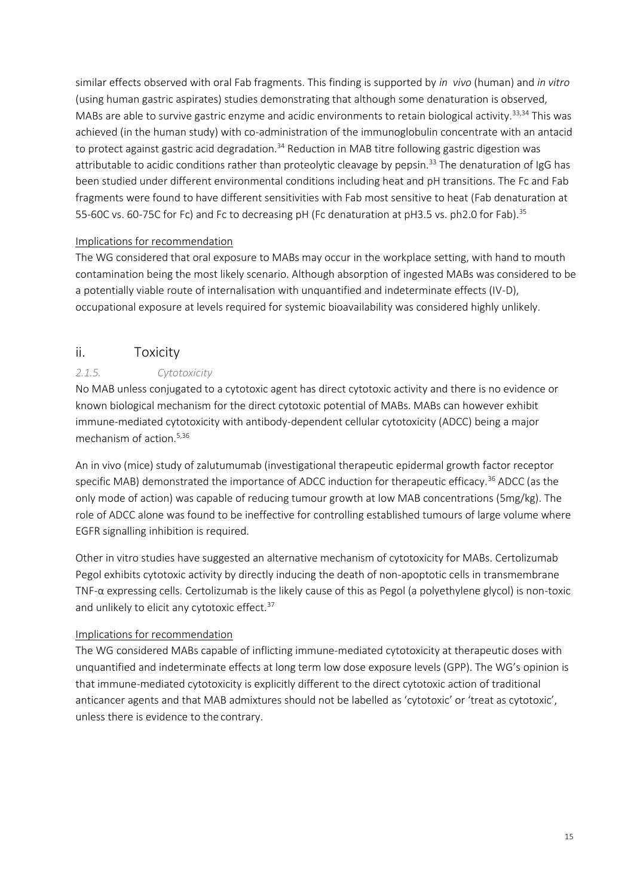similar effects observed with oral Fab fragments. This finding is supported by *in vivo* (human) and *in vitro* (using human gastric aspirates) studies demonstrating that although some denaturation is observed, MABs are able to survive gastric enzyme and acidic environments to retain biological activity.[33,34] This was achieved (in the human study) with co-administration of the immunoglobulin concentrate with an antacid to protect against gastric acid degradation.[34] Reduction in MAB titre following gastric digestion was attributable to acidic conditions rather than proteolytic cleavage by pepsin.[33] The denaturation of IgG has been studied under different environmental conditions including heat and pH transitions. The Fc and Fab fragments were found to have different sensitivities with Fab most sensitive to heat (Fab denaturation at 55-60C vs. 60-75C for Fc) and Fc to decreasing pH (Fc denaturation at pH3.5 vs. ph2.0 for Fab).[35]

Implications for recommendation

The WG considered that oral exposure to MABs may occur in the workplace setting, with hand to mouth contamination being the most likely scenario. Although absorption of ingested MABs was considered to be a potentially viable route of internalisation with unquantified and indeterminate effects (IV-D), occupational exposure at levels required for systemic bioavailability was considered highly unlikely.

## ii. Toxicity

### *2.1.5. Cytotoxicity*

No MAB unless conjugated to a cytotoxic agent has direct cytotoxic activity and there is no evidence or known biological mechanism for the direct cytotoxic potential of MABs. MABs can however exhibit immune-mediated cytotoxicity with antibody-dependent cellular cytotoxicity (ADCC) being a major mechanism of action.[5,36]

An in vivo (mice) study of zalutumumab (investigational therapeutic epidermal growth factor receptor specific MAB) demonstrated the importance of ADCC induction for therapeutic efficacy.[36] ADCC (as the only mode of action) was capable of reducing tumour growth at low MAB concentrations (5mg/kg). The role of ADCC alone was found to be ineffective for controlling established tumours of large volume where EGFR signalling inhibition is required.

Other in vitro studies have suggested an alternative mechanism of cytotoxicity for MABs. Certolizumab Pegol exhibits cytotoxic activity by directly inducing the death of non-apoptotic cells in transmembrane TNF-α expressing cells. Certolizumab is the likely cause of this as Pegol (a polyethylene glycol) is non-toxic and unlikely to elicit any cytotoxic effect.[37]

Implications for recommendation

The WG considered MABs capable of inflicting immune-mediated cytotoxicity at therapeutic doses with unquantified and indeterminate effects at long term low dose exposure levels (GPP). The WG's opinion is that immune-mediated cytotoxicity is explicitly different to the direct cytotoxic action of traditional anticancer agents and that MAB admixtures should not be labelled as 'cytotoxic' or 'treat as cytotoxic', unless there is evidence to the contrary.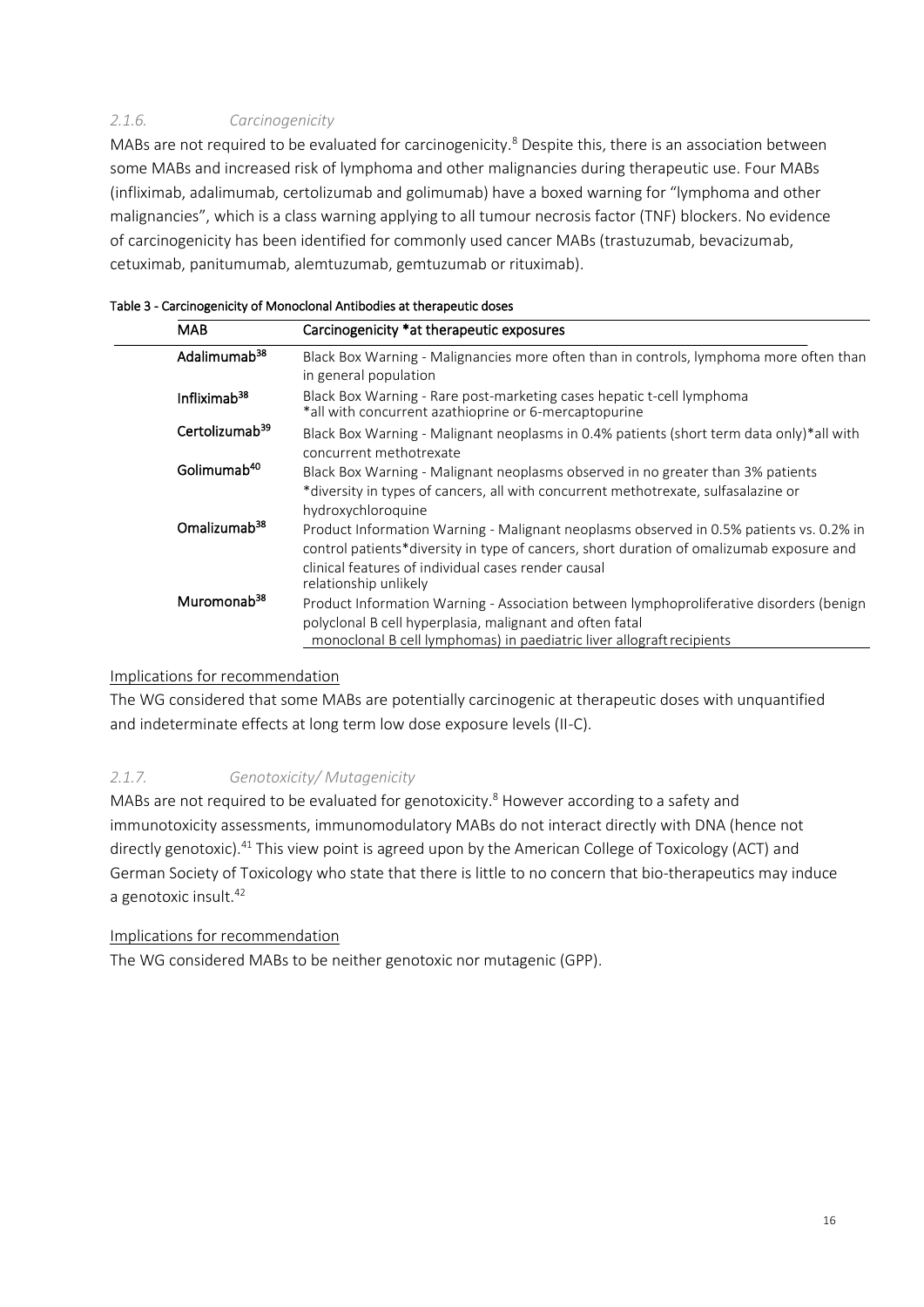### *2.1.6. Carcinogenicity*

MABs are not required to be evaluated for carcinogenicity.[8] Despite this, there is an association between some MABs and increased risk of lymphoma and other malignancies during therapeutic use. Four MABs (infliximab, adalimumab, certolizumab and golimumab) have a boxed warning for "lymphoma and other malignancies", which is a class warning applying to all tumour necrosis factor (TNF) blockers. No evidence of carcinogenicity has been identified for commonly used cancer MABs (trastuzumab, bevacizumab, cetuximab, panitumumab, alemtuzumab, gemtuzumab or rituximab).

Table 3 - Carcinogenicity of Monoclonal Antibodies at therapeutic doses

| MAB | Carcinogenicity *at therapeutic exposures |
|---|---|
| Adalimumab[38] | Black Box Warning - Malignancies more often than in controls, lymphoma more often than in general population |
| Infliximab[38] | Black Box Warning - Rare post-marketing cases hepatic t-cell lymphoma *all with concurrent azathioprine or 6-mercaptopurine |
| Certolizumab[39] | Black Box Warning - Malignant neoplasms in 0.4% patients (short term data only)*all with concurrent methotrexate |
| Golimumab[40] | Black Box Warning - Malignant neoplasms observed in no greater than 3% patients *diversity in types of cancers, all with concurrent methotrexate, sulfasalazine or hydroxychloroquine |
| Omalizumab[38] | Product Information Warning - Malignant neoplasms observed in 0.5% patients vs. 0.2% in control patients*diversity in type of cancers, short duration of omalizumab exposure and clinical features of individual cases render causal relationship unlikely |
| Muromonab[38] | Product Information Warning - Association between lymphoproliferative disorders (benign polyclonal B cell hyperplasia, malignant and often fatal monoclonal B cell lymphomas) in paediatric liver allograft recipients |

Implications for recommendation

The WG considered that some MABs are potentially carcinogenic at therapeutic doses with unquantified and indeterminate effects at long term low dose exposure levels (II-C).

### *2.1.7. Genotoxicity/ Mutagenicity*

MABs are not required to be evaluated for genotoxicity.[8] However according to a safety and immunotoxicity assessments, immunomodulatory MABs do not interact directly with DNA (hence not directly genotoxic).[41] This view point is agreed upon by the American College of Toxicology (ACT) and German Society of Toxicology who state that there is little to no concern that bio-therapeutics may induce a genotoxic insult.[42]

Implications for recommendation

The WG considered MABs to be neither genotoxic nor mutagenic (GPP).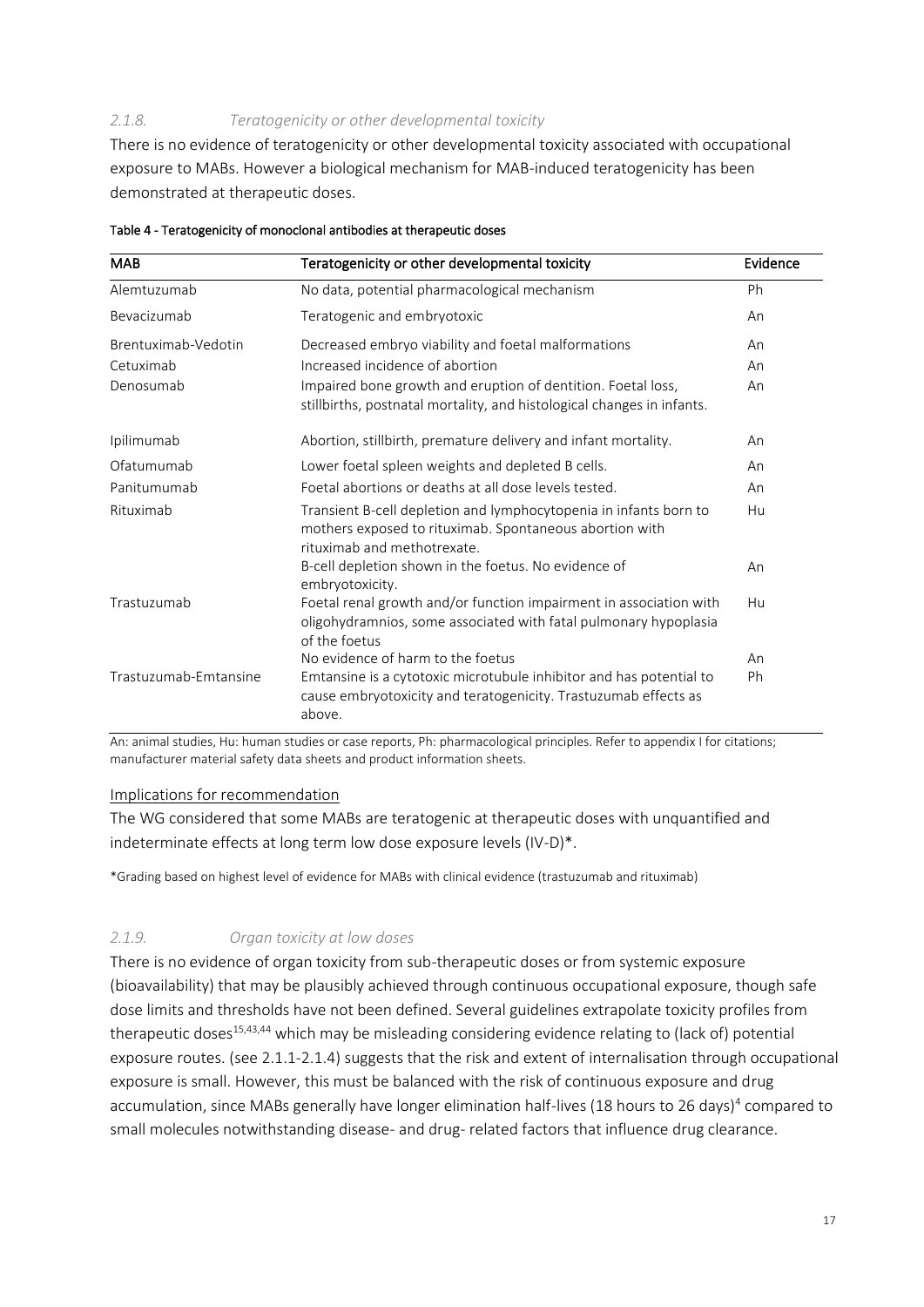### *2.1.8. Teratogenicity or other developmental toxicity*

There is no evidence of teratogenicity or other developmental toxicity associated with occupational exposure to MABs. However a biological mechanism for MAB-induced teratogenicity has been demonstrated at therapeutic doses.

**Table 4 - Teratogenicity of monoclonal antibodies at therapeutic doses**

| MAB | Teratogenicity or other developmental toxicity | Evidence |
|---|---|---|
| Alemtuzumab | No data, potential pharmacological mechanism | Ph |
| Bevacizumab | Teratogenic and embryotoxic | An |
| Brentuximab-Vedotin | Decreased embryo viability and foetal malformations | An |
| Cetuximab | Increased incidence of abortion | An |
| Denosumab | Impaired bone growth and eruption of dentition. Foetal loss, stillbirths, postnatal mortality, and histological changes in infants. | An |
| Ipilimumab | Abortion, stillbirth, premature delivery and infant mortality. | An |
| Ofatumumab | Lower foetal spleen weights and depleted B cells. | An |
| Panitumumab | Foetal abortions or deaths at all dose levels tested. | An |
| Rituximab | Transient B-cell depletion and lymphocytopenia in infants born to mothers exposed to rituximab. Spontaneous abortion with rituximab and methotrexate. | Hu |
| | B-cell depletion shown in the foetus. No evidence of embryotoxicity. | An |
| Trastuzumab | Foetal renal growth and/or function impairment in association with oligohydramnios, some associated with fatal pulmonary hypoplasia of the foetus | Hu |
| | No evidence of harm to the foetus | An |
| Trastuzumab-Emtansine | Emtansine is a cytotoxic microtubule inhibitor and has potential to cause embryotoxicity and teratogenicity. Trastuzumab effects as above. | Ph |

An: animal studies, Hu: human studies or case reports, Ph: pharmacological principles. Refer to appendix I for citations; manufacturer material safety data sheets and product information sheets.

Implications for recommendation

The WG considered that some MABs are teratogenic at therapeutic doses with unquantified and indeterminate effects at long term low dose exposure levels (IV-D)*.

*Grading based on highest level of evidence for MABs with clinical evidence (trastuzumab and rituximab)

### *2.1.9. Organ toxicity at low doses*

There is no evidence of organ toxicity from sub-therapeutic doses or from systemic exposure (bioavailability) that may be plausibly achieved through continuous occupational exposure, though safe dose limits and thresholds have not been defined. Several guidelines extrapolate toxicity profiles from therapeutic doses[15,43,44] which may be misleading considering evidence relating to (lack of) potential exposure routes. (see 2.1.1-2.1.4) suggests that the risk and extent of internalisation through occupational exposure is small. However, this must be balanced with the risk of continuous exposure and drug accumulation, since MABs generally have longer elimination half-lives (18 hours to 26 days)[4] compared to small molecules notwithstanding disease- and drug- related factors that influence drug clearance.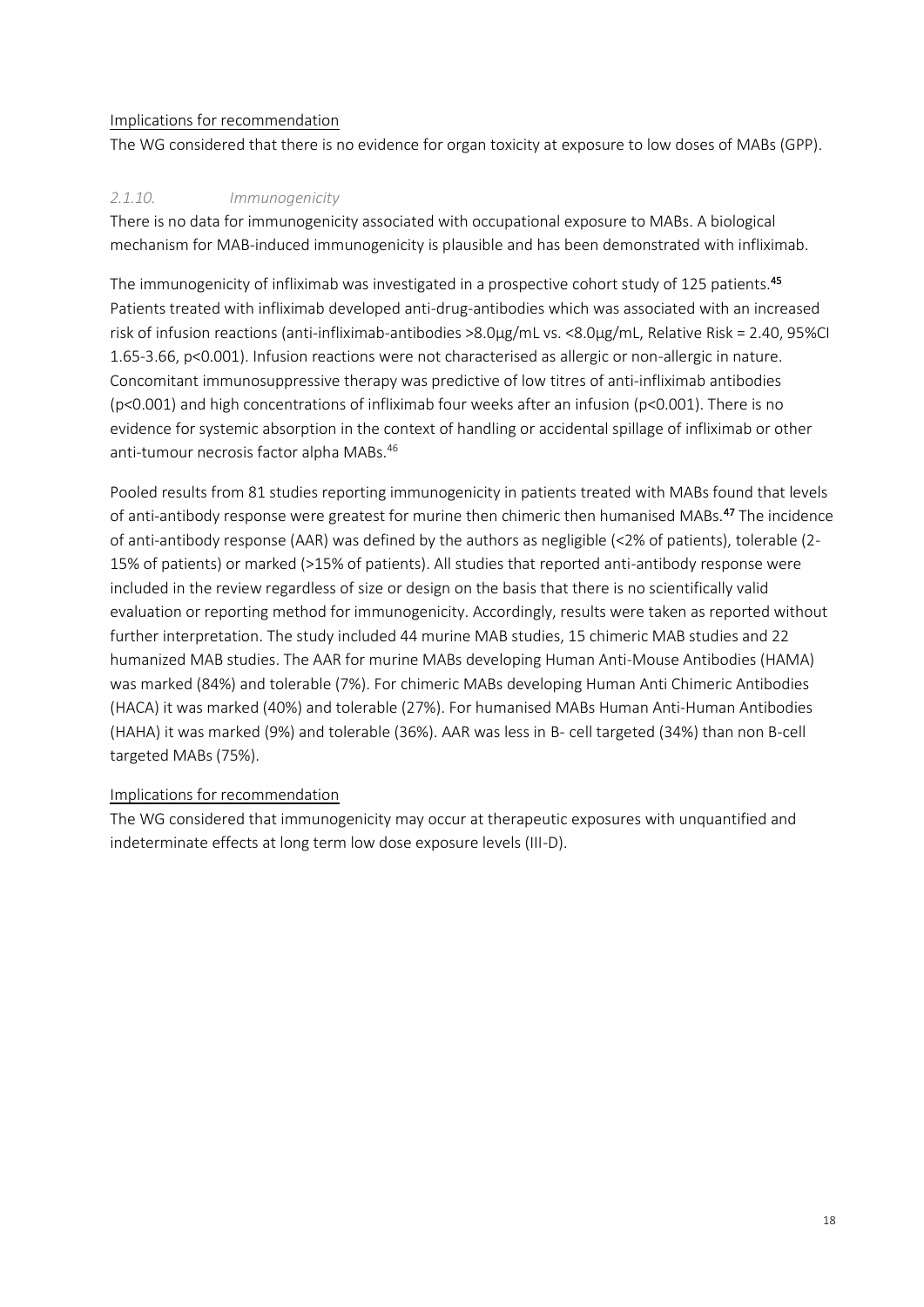Implications for recommendation

The WG considered that there is no evidence for organ toxicity at exposure to low doses of MABs (GPP).

### *2.1.10. Immunogenicity*

There is no data for immunogenicity associated with occupational exposure to MABs. A biological mechanism for MAB-induced immunogenicity is plausible and has been demonstrated with infliximab.

The immunogenicity of infliximab was investigated in a prospective cohort study of 125 patients.[45] Patients treated with infliximab developed anti-drug-antibodies which was associated with an increased risk of infusion reactions (anti-infliximab-antibodies >8.0µg/mL vs. <8.0µg/mL, Relative Risk = 2.40, 95%CI 1.65-3.66, $p<0.001$). Infusion reactions were not characterised as allergic or non-allergic in nature. Concomitant immunosuppressive therapy was predictive of low titres of anti-infliximab antibodies ($p<0.001$) and high concentrations of infliximab four weeks after an infusion ($p<0.001$). There is no evidence for systemic absorption in the context of handling or accidental spillage of infliximab or other anti-tumour necrosis factor alpha MABs.[46]

Pooled results from 81 studies reporting immunogenicity in patients treated with MABs found that levels of anti-antibody response were greatest for murine then chimeric then humanised MABs.[47] The incidence of anti-antibody response (AAR) was defined by the authors as negligible (<2% of patients), tolerable (2-15% of patients) or marked (>15% of patients). All studies that reported anti-antibody response were included in the review regardless of size or design on the basis that there is no scientifically valid evaluation or reporting method for immunogenicity. Accordingly, results were taken as reported without further interpretation. The study included 44 murine MAB studies, 15 chimeric MAB studies and 22 humanized MAB studies. The AAR for murine MABs developing Human Anti-Mouse Antibodies (HAMA) was marked (84%) and tolerable (7%). For chimeric MABs developing Human Anti Chimeric Antibodies (HACA) it was marked (40%) and tolerable (27%). For humanised MABs Human Anti-Human Antibodies (HAHA) it was marked (9%) and tolerable (36%). AAR was less in B- cell targeted (34%) than non B-cell targeted MABs (75%).

Implications for recommendation

The WG considered that immunogenicity may occur at therapeutic exposures with unquantified and indeterminate effects at long term low dose exposure levels (III-D).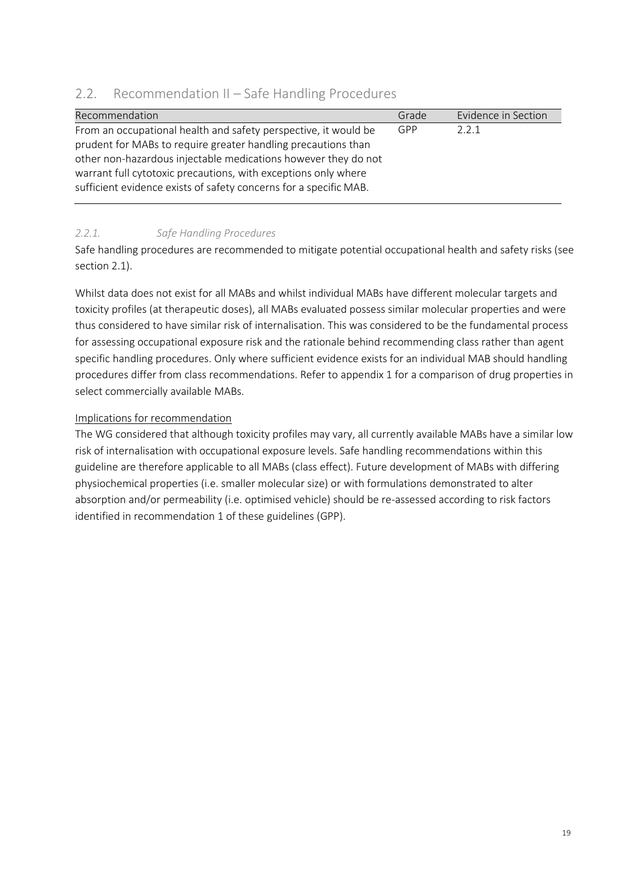## 2.2. Recommendation II – Safe Handling Procedures

| Recommendation | Grade | Evidence in Section |
|---|---|---|
| From an occupational health and safety perspective, it would be prudent for MABs to require greater handling precautions than other non-hazardous injectable medications however they do not warrant full cytotoxic precautions, with exceptions only where sufficient evidence exists of safety concerns for a specific MAB. | GPP | 2.2.1 |

### *2.2.1. Safe Handling Procedures*

Safe handling procedures are recommended to mitigate potential occupational health and safety risks (see section 2.1).

Whilst data does not exist for all MABs and whilst individual MABs have different molecular targets and toxicity profiles (at therapeutic doses), all MABs evaluated possess similar molecular properties and were thus considered to have similar risk of internalisation. This was considered to be the fundamental process for assessing occupational exposure risk and the rationale behind recommending class rather than agent specific handling procedures. Only where sufficient evidence exists for an individual MAB should handling procedures differ from class recommendations. Refer to appendix 1 for a comparison of drug properties in select commercially available MABs.

<u>Implications for recommendation</u>

The WG considered that although toxicity profiles may vary, all currently available MABs have a similar low risk of internalisation with occupational exposure levels. Safe handling recommendations within this guideline are therefore applicable to all MABs (class effect). Future development of MABs with differing physiochemical properties (i.e. smaller molecular size) or with formulations demonstrated to alter absorption and/or permeability (i.e. optimised vehicle) should be re-assessed according to risk factors identified in recommendation 1 of these guidelines (GPP).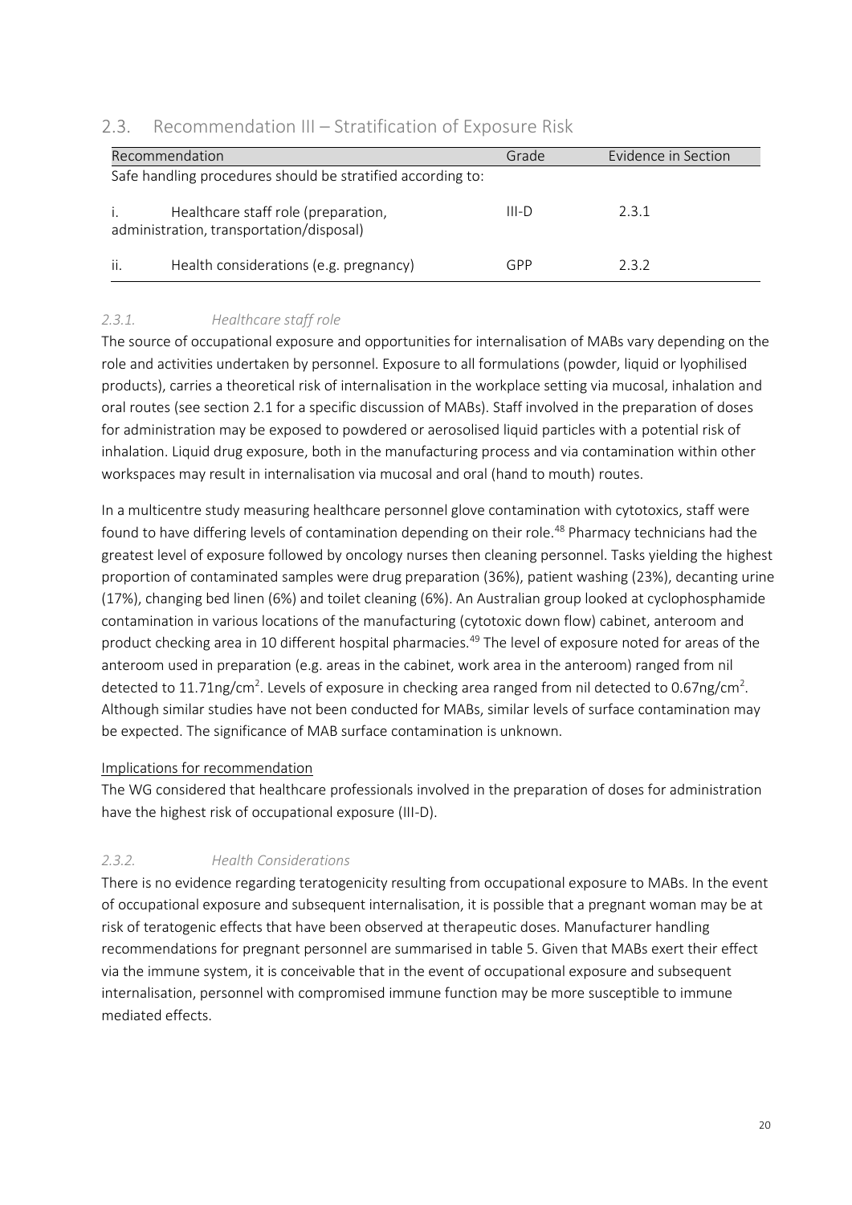## 2.3. Recommendation III – Stratification of Exposure Risk

| Recommendation | | Grade | Evidence in Section |
|---|---|---|---|
| Safe handling procedures should be stratified according to: | | | |
| i. | Healthcare staff role (preparation, administration, transportation/disposal) | III-D | 2.3.1 |
| ii. | Health considerations (e.g. pregnancy) | GPP | 2.3.2 |

### *2.3.1. Healthcare staff role*

The source of occupational exposure and opportunities for internalisation of MABs vary depending on the role and activities undertaken by personnel. Exposure to all formulations (powder, liquid or lyophilised products), carries a theoretical risk of internalisation in the workplace setting via mucosal, inhalation and oral routes (see section 2.1 for a specific discussion of MABs). Staff involved in the preparation of doses for administration may be exposed to powdered or aerosolised liquid particles with a potential risk of inhalation. Liquid drug exposure, both in the manufacturing process and via contamination within other workspaces may result in internalisation via mucosal and oral (hand to mouth) routes.

In a multicentre study measuring healthcare personnel glove contamination with cytotoxics, staff were found to have differing levels of contamination depending on their role.[48] Pharmacy technicians had the greatest level of exposure followed by oncology nurses then cleaning personnel. Tasks yielding the highest proportion of contaminated samples were drug preparation (36%), patient washing (23%), decanting urine (17%), changing bed linen (6%) and toilet cleaning (6%). An Australian group looked at cyclophosphamide contamination in various locations of the manufacturing (cytotoxic down flow) cabinet, anteroom and product checking area in 10 different hospital pharmacies.[49] The level of exposure noted for areas of the anteroom used in preparation (e.g. areas in the cabinet, work area in the anteroom) ranged from nil detected to 11.71ng/cm$^2$. Levels of exposure in checking area ranged from nil detected to 0.67ng/cm$^2$. Although similar studies have not been conducted for MABs, similar levels of surface contamination may be expected. The significance of MAB surface contamination is unknown.

<u>Implications for recommendation</u>

The WG considered that healthcare professionals involved in the preparation of doses for administration have the highest risk of occupational exposure (III-D).

### *2.3.2. Health Considerations*

There is no evidence regarding teratogenicity resulting from occupational exposure to MABs. In the event of occupational exposure and subsequent internalisation, it is possible that a pregnant woman may be at risk of teratogenic effects that have been observed at therapeutic doses. Manufacturer handling recommendations for pregnant personnel are summarised in table 5. Given that MABs exert their effect via the immune system, it is conceivable that in the event of occupational exposure and subsequent internalisation, personnel with compromised immune function may be more susceptible to immune mediated effects.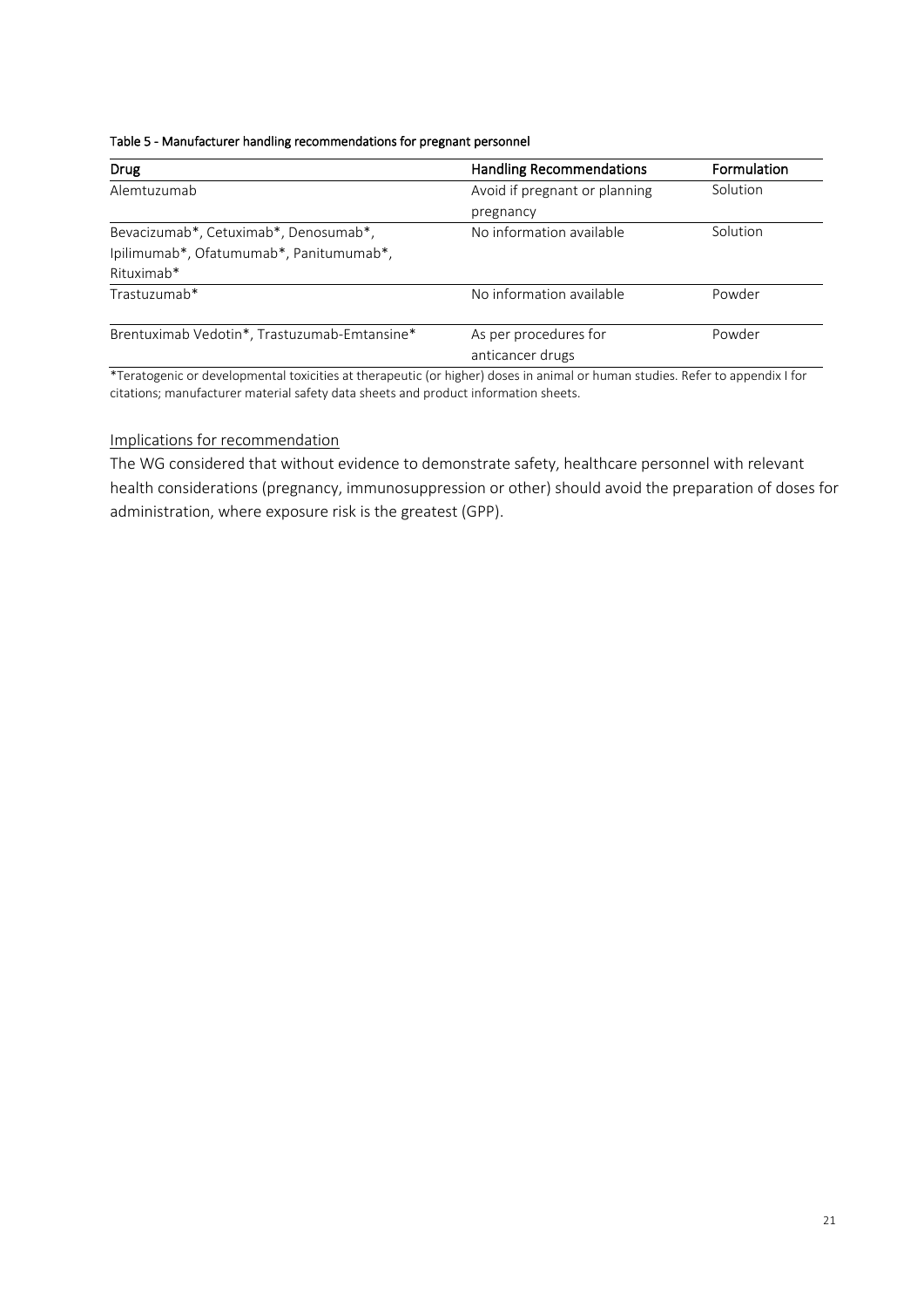Table 5 - Manufacturer handling recommendations for pregnant personnel

| Drug | Handling Recommendations | Formulation |
|---|---|---|
| Alemtuzumab | Avoid if pregnant or planning pregnancy | Solution |
| Bevacizumab*, Cetuximab*, Denosumab*, Ipilimumab*, Ofatumumab*, Panitumumab*, Rituximab* | No information available | Solution |
| Trastuzumab* | No information available | Powder |
| Brentuximab Vedotin*, Trastuzumab-Emtansine* | As per procedures for anticancer drugs | Powder |

*Teratogenic or developmental toxicities at therapeutic (or higher) doses in animal or human studies. Refer to appendix I for citations; manufacturer material safety data sheets and product information sheets.

Implications for recommendation

The WG considered that without evidence to demonstrate safety, healthcare personnel with relevant health considerations (pregnancy, immunosuppression or other) should avoid the preparation of doses for administration, where exposure risk is the greatest (GPP).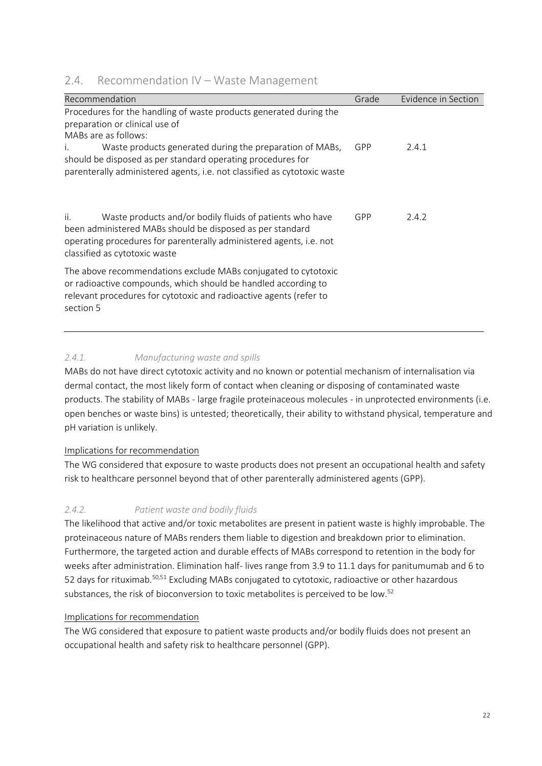## 2.4. Recommendation IV – Waste Management

| Recommendation | Grade | Evidence in Section |
|---|---|---|
| Procedures for the handling of waste products generated during the preparation or clinical use of MABs are as follows: | | |
| i. Waste products generated during the preparation of MABs, should be disposed as per standard operating procedures for parenterally administered agents, i.e. not classified as cytotoxic waste | GPP | 2.4.1 |
| ii. Waste products and/or bodily fluids of patients who have been administered MABs should be disposed as per standard operating procedures for parenterally administered agents, i.e. not classified as cytotoxic waste | GPP | 2.4.2 |
| The above recommendations exclude MABs conjugated to cytotoxic or radioactive compounds, which should be handled according to relevant procedures for cytotoxic and radioactive agents (refer to section 5 | | |

### *2.4.1. Manufacturing waste and spills*

MABs do not have direct cytotoxic activity and no known or potential mechanism of internalisation via dermal contact, the most likely form of contact when cleaning or disposing of contaminated waste products. The stability of MABs - large fragile proteinaceous molecules - in unprotected environments (i.e. open benches or waste bins) is untested; theoretically, their ability to withstand physical, temperature and pH variation is unlikely.

<u>Implications for recommendation</u>

The WG considered that exposure to waste products does not present an occupational health and safety risk to healthcare personnel beyond that of other parenterally administered agents (GPP).

### *2.4.2. Patient waste and bodily fluids*

The likelihood that active and/or toxic metabolites are present in patient waste is highly improbable. The proteinaceous nature of MABs renders them liable to digestion and breakdown prior to elimination. Furthermore, the targeted action and durable effects of MABs correspond to retention in the body for weeks after administration. Elimination half- lives range from 3.9 to 11.1 days for panitumumab and 6 to 52 days for rituximab.[50,51] Excluding MABs conjugated to cytotoxic, radioactive or other hazardous substances, the risk of bioconversion to toxic metabolites is perceived to be low.[52]

<u>Implications for recommendation</u>

The WG considered that exposure to patient waste products and/or bodily fluids does not present an occupational health and safety risk to healthcare personnel (GPP).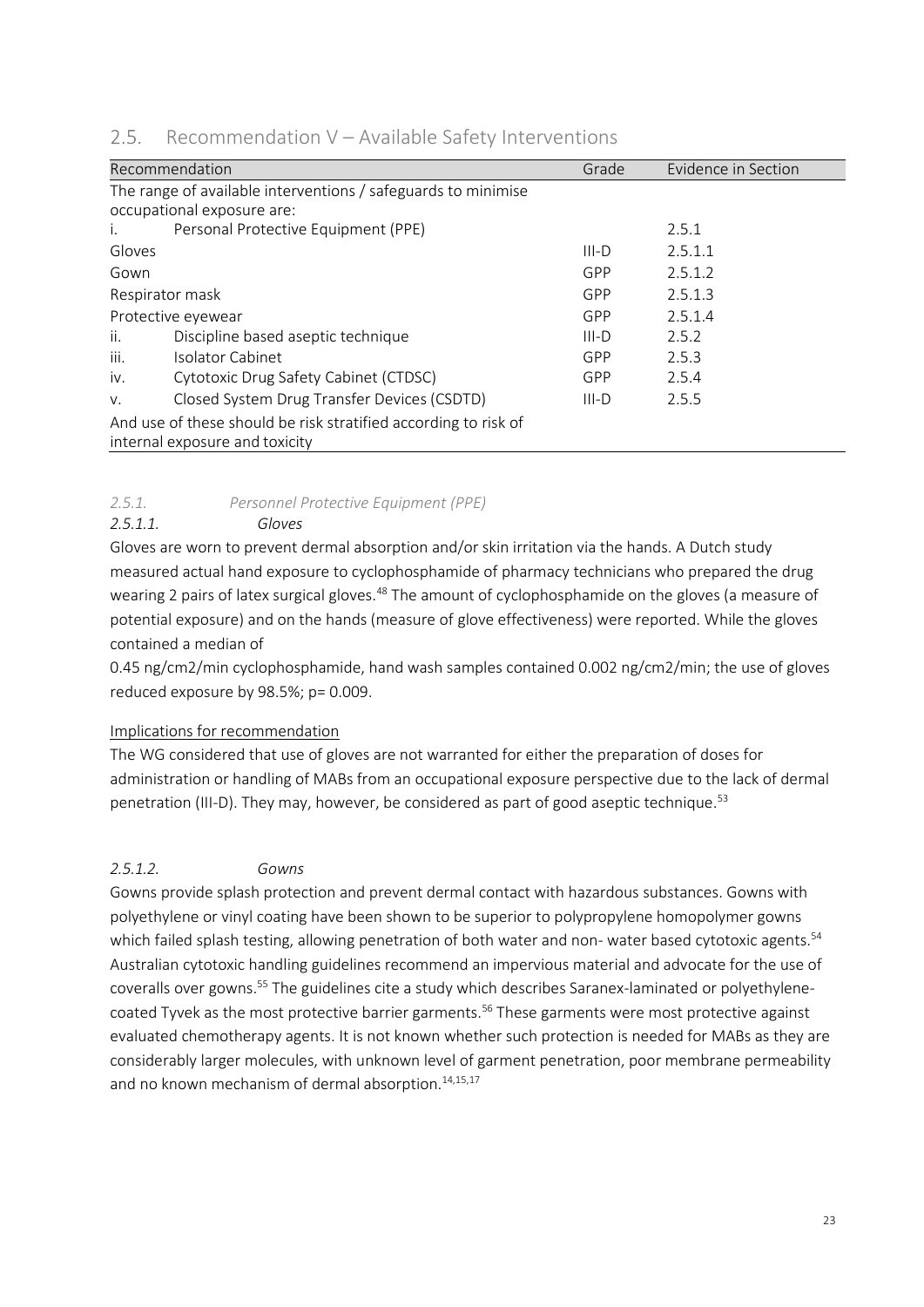## 2.5. Recommendation V – Available Safety Interventions

| Recommendation | Grade | Evidence in Section |
|---|---|---|
| The range of available interventions / safeguards to minimise occupational exposure are: | | |
| i. Personal Protective Equipment (PPE) | | 2.5.1 |
| Gloves | III-D | 2.5.1.1 |
| Gown | GPP | 2.5.1.2 |
| Respirator mask | GPP | 2.5.1.3 |
| Protective eyewear | GPP | 2.5.1.4 |
| ii. Discipline based aseptic technique | III-D | 2.5.2 |
| iii. Isolator Cabinet | GPP | 2.5.3 |
| iv. Cytotoxic Drug Safety Cabinet (CTDSC) | GPP | 2.5.4 |
| v. Closed System Drug Transfer Devices (CSDTD) | III-D | 2.5.5 |
| And use of these should be risk stratified according to risk of internal exposure and toxicity | | |

*2.5.1. Personnel Protective Equipment (PPE)*

*2.5.1.1. Gloves*

Gloves are worn to prevent dermal absorption and/or skin irritation via the hands. A Dutch study measured actual hand exposure to cyclophosphamide of pharmacy technicians who prepared the drug wearing 2 pairs of latex surgical gloves.[48] The amount of cyclophosphamide on the gloves (a measure of potential exposure) and on the hands (measure of glove effectiveness) were reported. While the gloves contained a median of

0.45 ng/cm2/min cyclophosphamide, hand wash samples contained 0.002 ng/cm2/min; the use of gloves reduced exposure by 98.5%; p= 0.009.

Implications for recommendation

The WG considered that use of gloves are not warranted for either the preparation of doses for administration or handling of MABs from an occupational exposure perspective due to the lack of dermal penetration (III-D). They may, however, be considered as part of good aseptic technique.[53]

*2.5.1.2. Gowns*

Gowns provide splash protection and prevent dermal contact with hazardous substances. Gowns with polyethylene or vinyl coating have been shown to be superior to polypropylene homopolymer gowns which failed splash testing, allowing penetration of both water and non- water based cytotoxic agents.[54] Australian cytotoxic handling guidelines recommend an impervious material and advocate for the use of coveralls over gowns.[55] The guidelines cite a study which describes Saranex-laminated or polyethylene-coated Tyvek as the most protective barrier garments.[56] These garments were most protective against evaluated chemotherapy agents. It is not known whether such protection is needed for MABs as they are considerably larger molecules, with unknown level of garment penetration, poor membrane permeability and no known mechanism of dermal absorption.[14,15,17]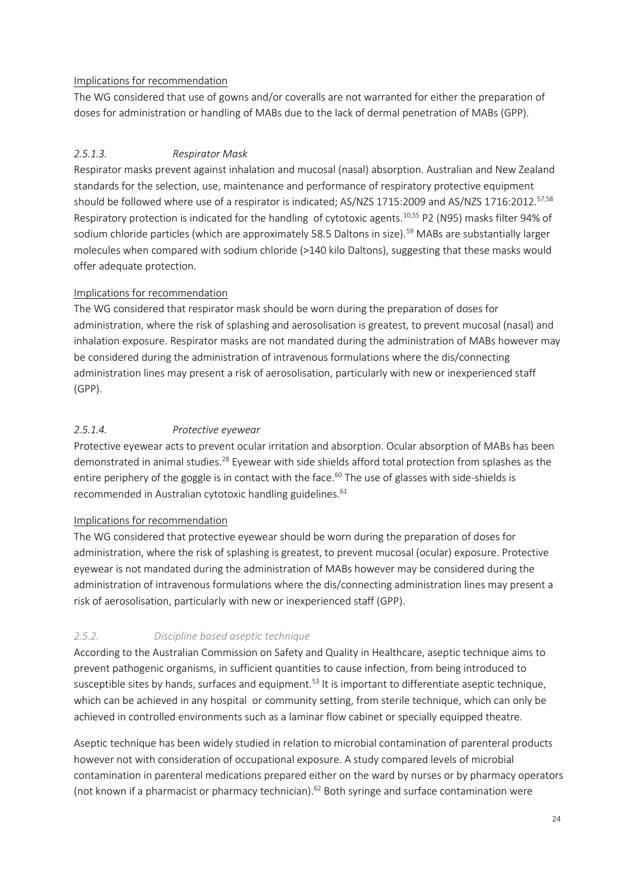Implications for recommendation

The WG considered that use of gowns and/or coveralls are not warranted for either the preparation of doses for administration or handling of MABs due to the lack of dermal penetration of MABs (GPP).

### *2.5.1.3. Respirator Mask*

Respirator masks prevent against inhalation and mucosal (nasal) absorption. Australian and New Zealand standards for the selection, use, maintenance and performance of respiratory protective equipment should be followed where use of a respirator is indicated; AS/NZS 1715:2009 and AS/NZS 1716:2012.[57,58] Respiratory protection is indicated for the handling of cytotoxic agents.[10,55] P2 (N95) masks filter 94% of sodium chloride particles (which are approximately 58.5 Daltons in size).[59] MABs are substantially larger molecules when compared with sodium chloride (>140 kilo Daltons), suggesting that these masks would offer adequate protection.

Implications for recommendation

The WG considered that respirator mask should be worn during the preparation of doses for administration, where the risk of splashing and aerosolisation is greatest, to prevent mucosal (nasal) and inhalation exposure. Respirator masks are not mandated during the administration of MABs however may be considered during the administration of intravenous formulations where the dis/connecting administration lines may present a risk of aerosolisation, particularly with new or inexperienced staff (GPP).

### *2.5.1.4. Protective eyewear*

Protective eyewear acts to prevent ocular irritation and absorption. Ocular absorption of MABs has been demonstrated in animal studies.[28] Eyewear with side shields afford total protection from splashes as the entire periphery of the goggle is in contact with the face.[60] The use of glasses with side-shields is recommended in Australian cytotoxic handling guidelines.[61]

Implications for recommendation

The WG considered that protective eyewear should be worn during the preparation of doses for administration, where the risk of splashing is greatest, to prevent mucosal (ocular) exposure. Protective eyewear is not mandated during the administration of MABs however may be considered during the administration of intravenous formulations where the dis/connecting administration lines may present a risk of aerosolisation, particularly with new or inexperienced staff (GPP).

## *2.5.2. Discipline based aseptic technique*

According to the Australian Commission on Safety and Quality in Healthcare, aseptic technique aims to prevent pathogenic organisms, in sufficient quantities to cause infection, from being introduced to susceptible sites by hands, surfaces and equipment.[53] It is important to differentiate aseptic technique, which can be achieved in any hospital or community setting, from sterile technique, which can only be achieved in controlled environments such as a laminar flow cabinet or specially equipped theatre.

Aseptic technique has been widely studied in relation to microbial contamination of parenteral products however not with consideration of occupational exposure. A study compared levels of microbial contamination in parenteral medications prepared either on the ward by nurses or by pharmacy operators (not known if a pharmacist or pharmacy technician).[62] Both syringe and surface contamination were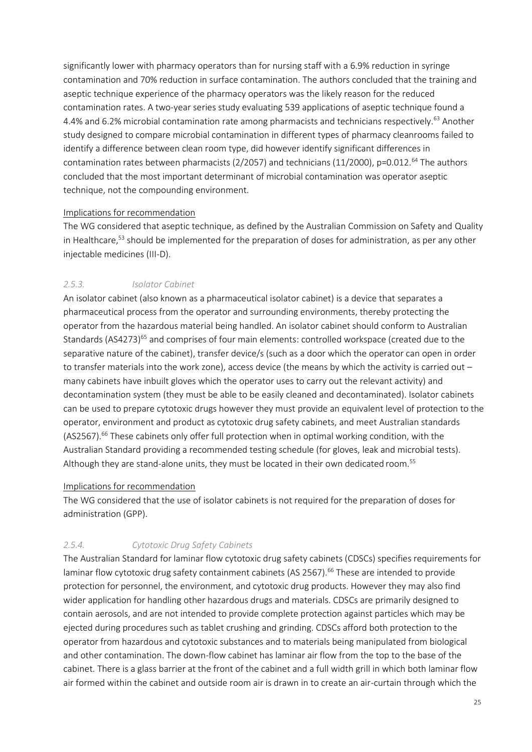significantly lower with pharmacy operators than for nursing staff with a 6.9% reduction in syringe contamination and 70% reduction in surface contamination. The authors concluded that the training and aseptic technique experience of the pharmacy operators was the likely reason for the reduced contamination rates. A two-year series study evaluating 539 applications of aseptic technique found a 4.4% and 6.2% microbial contamination rate among pharmacists and technicians respectively.[63] Another study designed to compare microbial contamination in different types of pharmacy cleanrooms failed to identify a difference between clean room type, did however identify significant differences in contamination rates between pharmacists (2/2057) and technicians (11/2000), $p=0.012$.[64] The authors concluded that the most important determinant of microbial contamination was operator aseptic technique, not the compounding environment.

Implications for recommendation

The WG considered that aseptic technique, as defined by the Australian Commission on Safety and Quality in Healthcare,[53] should be implemented for the preparation of doses for administration, as per any other injectable medicines (III-D).

### *2.5.3. Isolator Cabinet*

An isolator cabinet (also known as a pharmaceutical isolator cabinet) is a device that separates a pharmaceutical process from the operator and surrounding environments, thereby protecting the operator from the hazardous material being handled. An isolator cabinet should conform to Australian Standards (AS4273)[65] and comprises of four main elements: controlled workspace (created due to the separative nature of the cabinet), transfer device/s (such as a door which the operator can open in order to transfer materials into the work zone), access device (the means by which the activity is carried out – many cabinets have inbuilt gloves which the operator uses to carry out the relevant activity) and decontamination system (they must be able to be easily cleaned and decontaminated). Isolator cabinets can be used to prepare cytotoxic drugs however they must provide an equivalent level of protection to the operator, environment and product as cytotoxic drug safety cabinets, and meet Australian standards (AS2567).[66] These cabinets only offer full protection when in optimal working condition, with the Australian Standard providing a recommended testing schedule (for gloves, leak and microbial tests). Although they are stand-alone units, they must be located in their own dedicated room.[55]

Implications for recommendation

The WG considered that the use of isolator cabinets is not required for the preparation of doses for administration (GPP).

### *2.5.4. Cytotoxic Drug Safety Cabinets*

The Australian Standard for laminar flow cytotoxic drug safety cabinets (CDSCs) specifies requirements for laminar flow cytotoxic drug safety containment cabinets (AS 2567).[66] These are intended to provide protection for personnel, the environment, and cytotoxic drug products. However they may also find wider application for handling other hazardous drugs and materials. CDSCs are primarily designed to contain aerosols, and are not intended to provide complete protection against particles which may be ejected during procedures such as tablet crushing and grinding. CDSCs afford both protection to the operator from hazardous and cytotoxic substances and to materials being manipulated from biological and other contamination. The down-flow cabinet has laminar air flow from the top to the base of the cabinet. There is a glass barrier at the front of the cabinet and a full width grill in which both laminar flow air formed within the cabinet and outside room air is drawn in to create an air-curtain through which the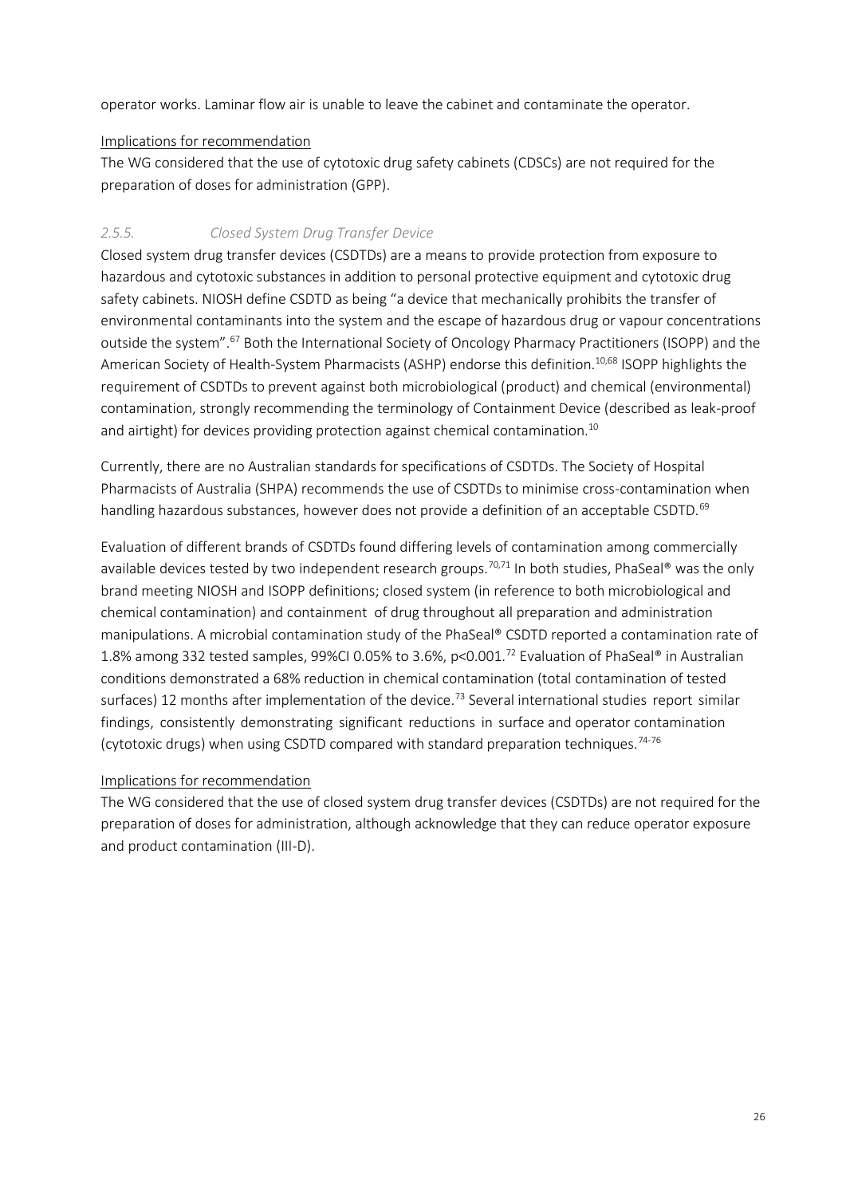operator works. Laminar flow air is unable to leave the cabinet and contaminate the operator.

Implications for recommendation

The WG considered that the use of cytotoxic drug safety cabinets (CDSCs) are not required for the preparation of doses for administration (GPP).

### *2.5.5. Closed System Drug Transfer Device*

Closed system drug transfer devices (CSDTDs) are a means to provide protection from exposure to hazardous and cytotoxic substances in addition to personal protective equipment and cytotoxic drug safety cabinets. NIOSH define CSDTD as being "a device that mechanically prohibits the transfer of environmental contaminants into the system and the escape of hazardous drug or vapour concentrations outside the system".[67] Both the International Society of Oncology Pharmacy Practitioners (ISOPP) and the American Society of Health-System Pharmacists (ASHP) endorse this definition.[10,68] ISOPP highlights the requirement of CSDTDs to prevent against both microbiological (product) and chemical (environmental) contamination, strongly recommending the terminology of Containment Device (described as leak-proof and airtight) for devices providing protection against chemical contamination.[10]

Currently, there are no Australian standards for specifications of CSDTDs. The Society of Hospital Pharmacists of Australia (SHPA) recommends the use of CSDTDs to minimise cross-contamination when handling hazardous substances, however does not provide a definition of an acceptable CSDTD.[69]

Evaluation of different brands of CSDTDs found differing levels of contamination among commercially available devices tested by two independent research groups.[70,71] In both studies, PhaSeal® was the only brand meeting NIOSH and ISOPP definitions; closed system (in reference to both microbiological and chemical contamination) and containment of drug throughout all preparation and administration manipulations. A microbial contamination study of the PhaSeal® CSDTD reported a contamination rate of 1.8% among 332 tested samples, 99%CI 0.05% to 3.6%, $p<0.001$.[72] Evaluation of PhaSeal® in Australian conditions demonstrated a 68% reduction in chemical contamination (total contamination of tested surfaces) 12 months after implementation of the device.[73] Several international studies report similar findings, consistently demonstrating significant reductions in surface and operator contamination (cytotoxic drugs) when using CSDTD compared with standard preparation techniques.[74-76]

Implications for recommendation

The WG considered that the use of closed system drug transfer devices (CSDTDs) are not required for the preparation of doses for administration, although acknowledge that they can reduce operator exposure and product contamination (III-D).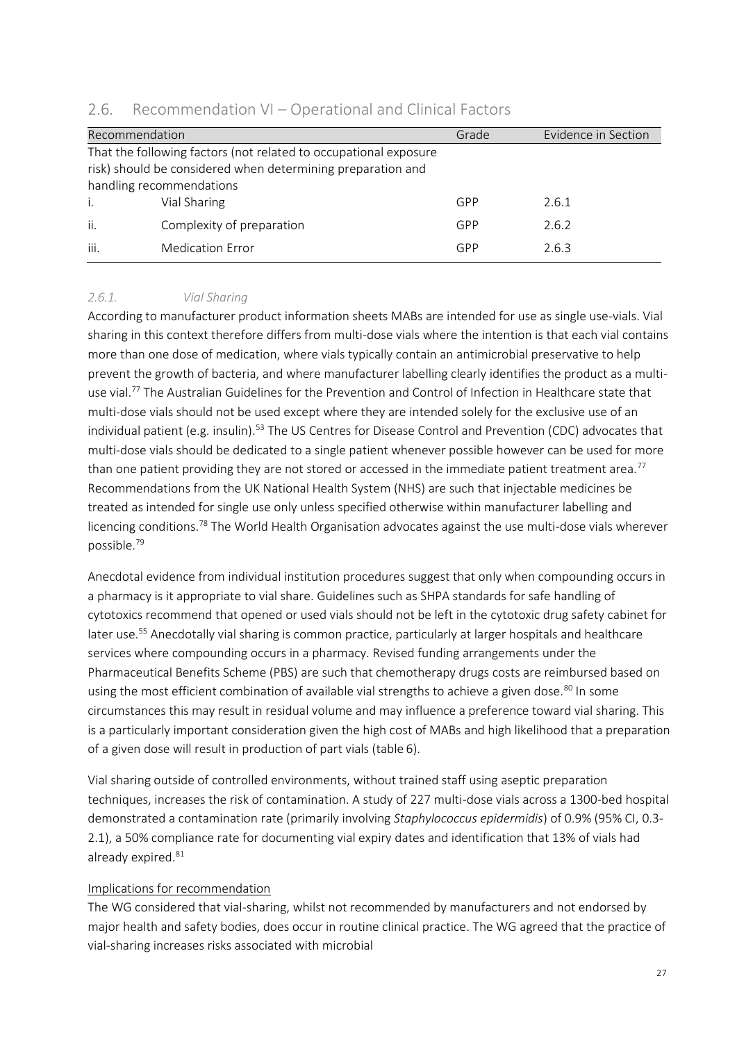## 2.6. Recommendation VI – Operational and Clinical Factors

| Recommendation | | Grade | Evidence in Section |
|---|---|---|---|
| That the following factors (not related to occupational exposure risk) should be considered when determining preparation and handling recommendations | | | |
| i. | Vial Sharing | GPP | 2.6.1 |
| ii. | Complexity of preparation | GPP | 2.6.2 |
| iii. | Medication Error | GPP | 2.6.3 |

### *2.6.1. Vial Sharing*

According to manufacturer product information sheets MABs are intended for use as single use-vials. Vial sharing in this context therefore differs from multi-dose vials where the intention is that each vial contains more than one dose of medication, where vials typically contain an antimicrobial preservative to help prevent the growth of bacteria, and where manufacturer labelling clearly identifies the product as a multi-use vial.[77] The Australian Guidelines for the Prevention and Control of Infection in Healthcare state that multi-dose vials should not be used except where they are intended solely for the exclusive use of an individual patient (e.g. insulin).[53] The US Centres for Disease Control and Prevention (CDC) advocates that multi-dose vials should be dedicated to a single patient whenever possible however can be used for more than one patient providing they are not stored or accessed in the immediate patient treatment area.[77] Recommendations from the UK National Health System (NHS) are such that injectable medicines be treated as intended for single use only unless specified otherwise within manufacturer labelling and licencing conditions.[78] The World Health Organisation advocates against the use multi-dose vials wherever possible.[79]

Anecdotal evidence from individual institution procedures suggest that only when compounding occurs in a pharmacy is it appropriate to vial share. Guidelines such as SHPA standards for safe handling of cytotoxics recommend that opened or used vials should not be left in the cytotoxic drug safety cabinet for later use.[55] Anecdotally vial sharing is common practice, particularly at larger hospitals and healthcare services where compounding occurs in a pharmacy. Revised funding arrangements under the Pharmaceutical Benefits Scheme (PBS) are such that chemotherapy drugs costs are reimbursed based on using the most efficient combination of available vial strengths to achieve a given dose.[80] In some circumstances this may result in residual volume and may influence a preference toward vial sharing. This is a particularly important consideration given the high cost of MABs and high likelihood that a preparation of a given dose will result in production of part vials (table 6).

Vial sharing outside of controlled environments, without trained staff using aseptic preparation techniques, increases the risk of contamination. A study of 227 multi-dose vials across a 1300-bed hospital demonstrated a contamination rate (primarily involving *Staphylococcus epidermidis*) of 0.9% (95% CI, 0.3-2.1), a 50% compliance rate for documenting vial expiry dates and identification that 13% of vials had already expired.[81]

Implications for recommendation

The WG considered that vial-sharing, whilst not recommended by manufacturers and not endorsed by major health and safety bodies, does occur in routine clinical practice. The WG agreed that the practice of vial-sharing increases risks associated with microbial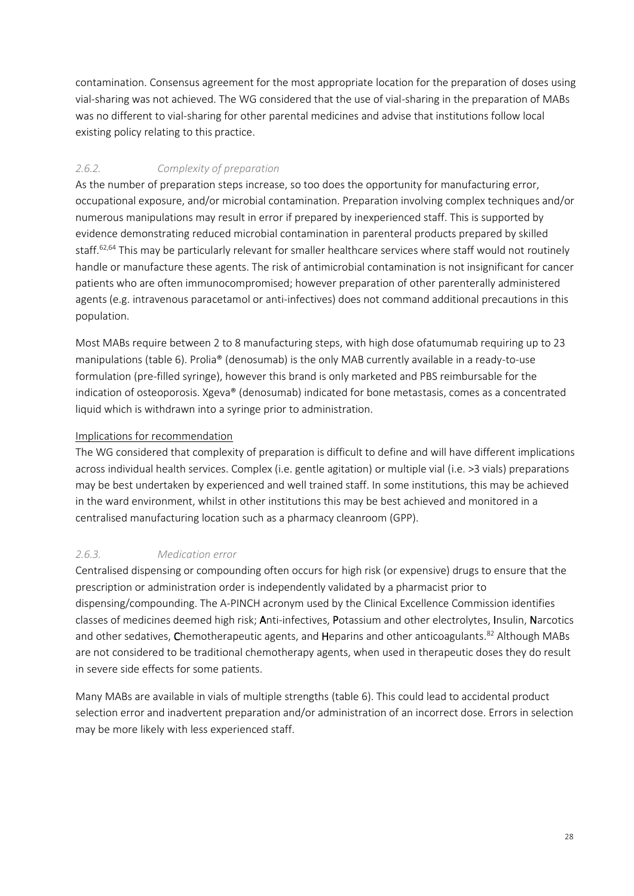contamination. Consensus agreement for the most appropriate location for the preparation of doses using vial-sharing was not achieved. The WG considered that the use of vial-sharing in the preparation of MABs was no different to vial-sharing for other parental medicines and advise that institutions follow local existing policy relating to this practice.

### *2.6.2. Complexity of preparation*

As the number of preparation steps increase, so too does the opportunity for manufacturing error, occupational exposure, and/or microbial contamination. Preparation involving complex techniques and/or numerous manipulations may result in error if prepared by inexperienced staff. This is supported by evidence demonstrating reduced microbial contamination in parenteral products prepared by skilled staff.[62,64] This may be particularly relevant for smaller healthcare services where staff would not routinely handle or manufacture these agents. The risk of antimicrobial contamination is not insignificant for cancer patients who are often immunocompromised; however preparation of other parenterally administered agents (e.g. intravenous paracetamol or anti-infectives) does not command additional precautions in this population.

Most MABs require between 2 to 8 manufacturing steps, with high dose ofatumumab requiring up to 23 manipulations (table 6). Prolia® (denosumab) is the only MAB currently available in a ready-to-use formulation (pre-filled syringe), however this brand is only marketed and PBS reimbursable for the indication of osteoporosis. Xgeva® (denosumab) indicated for bone metastasis, comes as a concentrated liquid which is withdrawn into a syringe prior to administration.

<u>Implications for recommendation</u>

The WG considered that complexity of preparation is difficult to define and will have different implications across individual health services. Complex (i.e. gentle agitation) or multiple vial (i.e. >3 vials) preparations may be best undertaken by experienced and well trained staff. In some institutions, this may be achieved in the ward environment, whilst in other institutions this may be best achieved and monitored in a centralised manufacturing location such as a pharmacy cleanroom (GPP).

### *2.6.3. Medication error*

Centralised dispensing or compounding often occurs for high risk (or expensive) drugs to ensure that the prescription or administration order is independently validated by a pharmacist prior to dispensing/compounding. The A-PINCH acronym used by the Clinical Excellence Commission identifies classes of medicines deemed high risk; **A**nti-infectives, **P**otassium and other electrolytes, **I**nsulin, **N**arcotics and other sedatives, **C**hemotherapeutic agents, and **H**eparins and other anticoagulants.[82] Although MABs are not considered to be traditional chemotherapy agents, when used in therapeutic doses they do result in severe side effects for some patients.

Many MABs are available in vials of multiple strengths (table 6). This could lead to accidental product selection error and inadvertent preparation and/or administration of an incorrect dose. Errors in selection may be more likely with less experienced staff.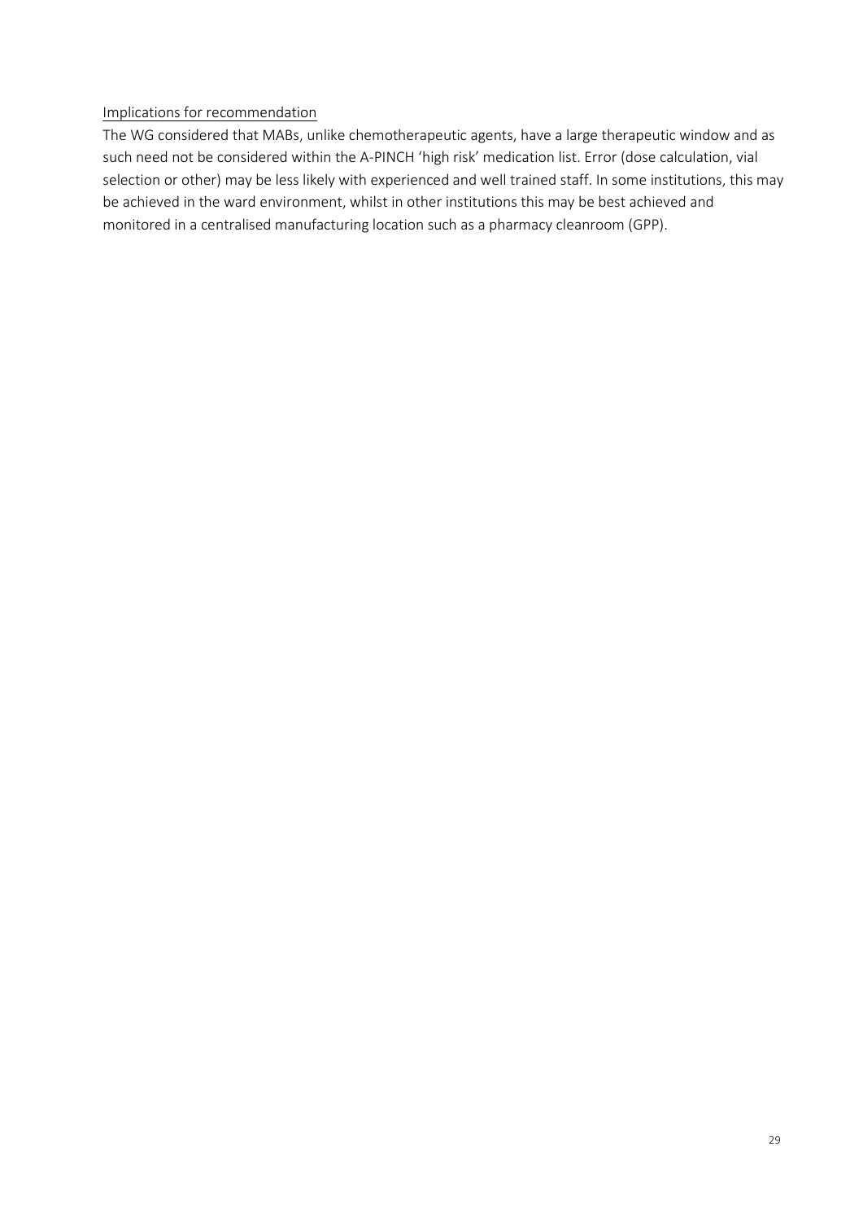<u>Implications for recommendation</u>

The WG considered that MABs, unlike chemotherapeutic agents, have a large therapeutic window and as such need not be considered within the A-PINCH 'high risk' medication list. Error (dose calculation, vial selection or other) may be less likely with experienced and well trained staff. In some institutions, this may be achieved in the ward environment, whilst in other institutions this may be best achieved and monitored in a centralised manufacturing location such as a pharmacy cleanroom (GPP).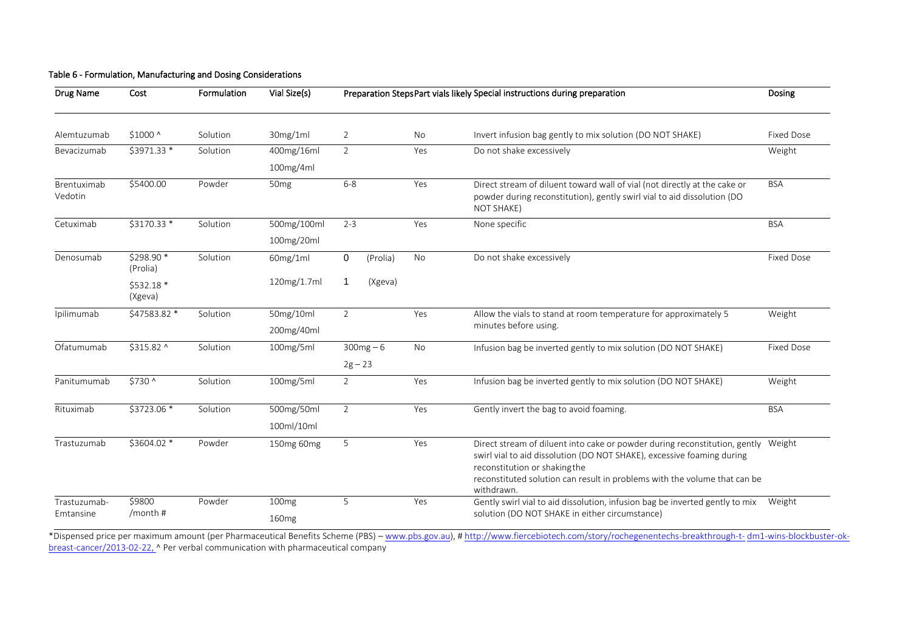**Table 6 - Formulation, Manufacturing and Dosing Considerations**

| Drug Name | Cost | Formulation | Vial Size(s) | Preparation Steps | Part vials likely | Special instructions during preparation | Dosing |
|---|---|---|---|---|---|---|---|
| Alemtuzumab | $1000 ^ | Solution | 30mg/1ml | 2 | No | Invert infusion bag gently to mix solution (DO NOT SHAKE) | Fixed Dose |
| Bevacizumab | $3971.33 * | Solution | 400mg/16ml<br>100mg/4ml | 2 | Yes | Do not shake excessively | Weight |
| Brentuximab Vedotin | $5400.00 | Powder | 50mg | 6-8 | Yes | Direct stream of diluent toward wall of vial (not directly at the cake or powder during reconstitution), gently swirl vial to aid dissolution (DO NOT SHAKE) | BSA |
| Cetuximab | $3170.33 * | Solution | 500mg/100ml<br>100mg/20ml | 2-3 | Yes | None specific | BSA |
| Denosumab | $298.90 * (Prolia)<br>$532.18 * (Xgeva) | Solution | 60mg/1ml<br>120mg/1.7ml | 0 (Prolia)<br>1 (Xgeva) | No | Do not shake excessively | Fixed Dose |
| Ipilimumab | $47583.82 * | Solution | 50mg/10ml<br>200mg/40ml | 2 | Yes | Allow the vials to stand at room temperature for approximately 5 minutes before using. | Weight |
| Ofatumumab | $315.82 ^ | Solution | 100mg/5ml | 300mg – 6<br>2g – 23 | No | Infusion bag be inverted gently to mix solution (DO NOT SHAKE) | Fixed Dose |
| Panitumumab | $730 ^ | Solution | 100mg/5ml | 2 | Yes | Infusion bag be inverted gently to mix solution (DO NOT SHAKE) | Weight |
| Rituximab | $3723.06 * | Solution | 500mg/50ml<br>100ml/10ml | 2 | Yes | Gently invert the bag to avoid foaming. | BSA |
| Trastuzumab | $3604.02 * | Powder | 150mg 60mg | 5 | Yes | Direct stream of diluent into cake or powder during reconstitution, gently swirl vial to aid dissolution (DO NOT SHAKE), excessive foaming during reconstitution or shaking the reconstituted solution can result in problems with the volume that can be withdrawn. | Weight |
| Trastuzumab-Emtansine | $9800 /month # | Powder | 100mg<br>160mg | 5 | Yes | Gently swirl vial to aid dissolution, infusion bag be inverted gently to mix solution (DO NOT SHAKE in either circumstance) | Weight |

*Dispensed price per maximum amount (per Pharmaceutical Benefits Scheme (PBS) – www.pbs.gov.au), # http://www.fiercebiotech.com/story/rochegenentechs-breakthrough-t- dm1-wins-blockbuster-ok-breast-cancer/2013-02-22, ^ Per verbal communication with pharmaceutical company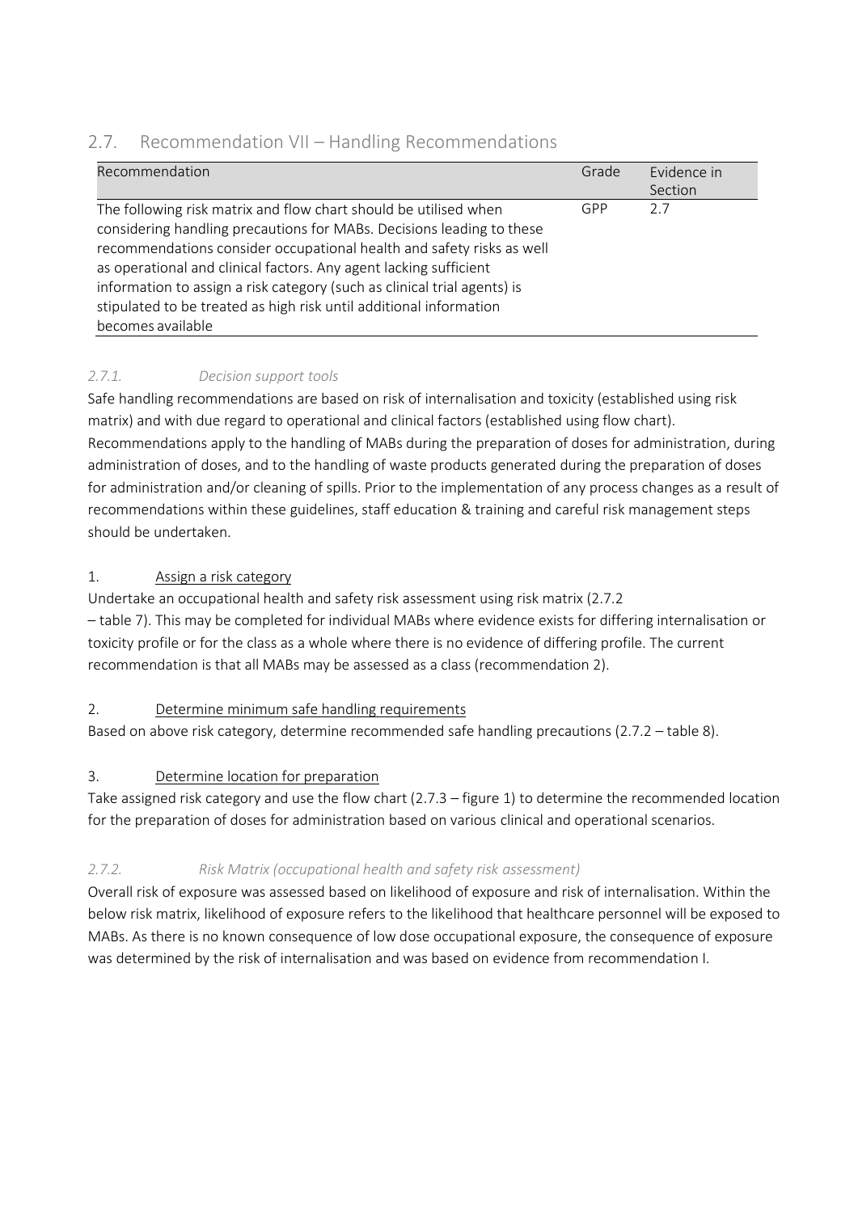## 2.7. Recommendation VII – Handling Recommendations

| Recommendation | Grade | Evidence in Section |
|---|---|---|
| The following risk matrix and flow chart should be utilised when considering handling precautions for MABs. Decisions leading to these recommendations consider occupational health and safety risks as well as operational and clinical factors. Any agent lacking sufficient information to assign a risk category (such as clinical trial agents) is stipulated to be treated as high risk until additional information becomes available | GPP | 2.7 |

### *2.7.1. Decision support tools*

Safe handling recommendations are based on risk of internalisation and toxicity (established using risk matrix) and with due regard to operational and clinical factors (established using flow chart). Recommendations apply to the handling of MABs during the preparation of doses for administration, during administration of doses, and to the handling of waste products generated during the preparation of doses for administration and/or cleaning of spills. Prior to the implementation of any process changes as a result of recommendations within these guidelines, staff education & training and careful risk management steps should be undertaken.

1. <u>Assign a risk category</u>

Undertake an occupational health and safety risk assessment using risk matrix (2.7.2 – table 7). This may be completed for individual MABs where evidence exists for differing internalisation or toxicity profile or for the class as a whole where there is no evidence of differing profile. The current recommendation is that all MABs may be assessed as a class (recommendation 2).

2. <u>Determine minimum safe handling requirements</u>

Based on above risk category, determine recommended safe handling precautions (2.7.2 – table 8).

3. <u>Determine location for preparation</u>

Take assigned risk category and use the flow chart (2.7.3 – figure 1) to determine the recommended location for the preparation of doses for administration based on various clinical and operational scenarios.

### *2.7.2. Risk Matrix (occupational health and safety risk assessment)*

Overall risk of exposure was assessed based on likelihood of exposure and risk of internalisation. Within the below risk matrix, likelihood of exposure refers to the likelihood that healthcare personnel will be exposed to MABs. As there is no known consequence of low dose occupational exposure, the consequence of exposure was determined by the risk of internalisation and was based on evidence from recommendation I.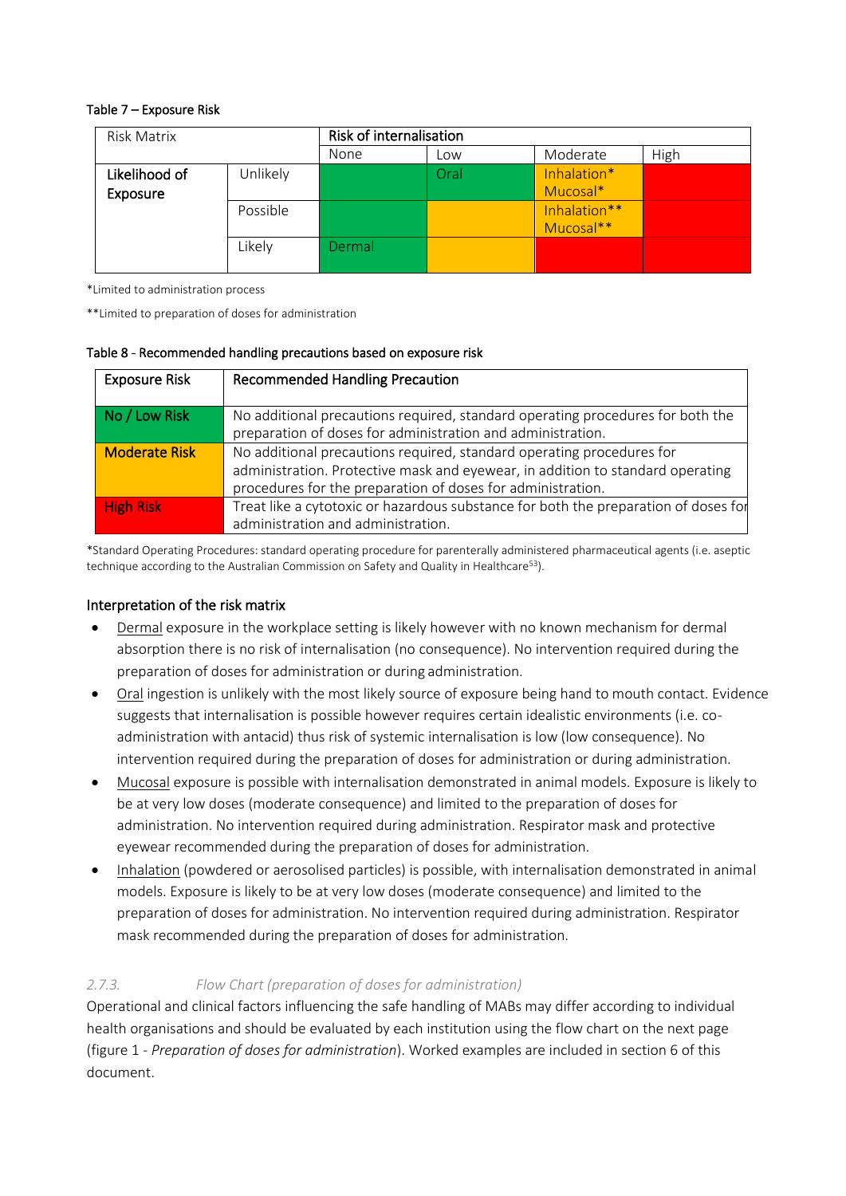Table 7 – Exposure Risk

| Risk Matrix | | Risk of internalisation | | | |
|---|---|---|---|---|---|
| | | None | Low | Moderate | High |
| Likelihood of Exposure | Unlikely | | Oral | Inhalation* Mucosal* | |
| | Possible | | | Inhalation** Mucosal** | |
| | Likely | Dermal | | | |

*Limited to administration process

**Limited to preparation of doses for administration

Table 8 - Recommended handling precautions based on exposure risk

| Exposure Risk | Recommended Handling Precaution |
|---|---|
| No / Low Risk | No additional precautions required, standard operating procedures for both the preparation of doses for administration and administration. |
| Moderate Risk | No additional precautions required, standard operating procedures for administration. Protective mask and eyewear, in addition to standard operating procedures for the preparation of doses for administration. |
| High Risk | Treat like a cytotoxic or hazardous substance for both the preparation of doses for administration and administration. |

*Standard Operating Procedures: standard operating procedure for parenterally administered pharmaceutical agents (i.e. aseptic technique according to the Australian Commission on Safety and Quality in Healthcare[53]).

## Interpretation of the risk matrix

- Dermal exposure in the workplace setting is likely however with no known mechanism for dermal absorption there is no risk of internalisation (no consequence). No intervention required during the preparation of doses for administration or during administration.
- Oral ingestion is unlikely with the most likely source of exposure being hand to mouth contact. Evidence suggests that internalisation is possible however requires certain idealistic environments (i.e. co-administration with antacid) thus risk of systemic internalisation is low (low consequence). No intervention required during the preparation of doses for administration or during administration.
- Mucosal exposure is possible with internalisation demonstrated in animal models. Exposure is likely to be at very low doses (moderate consequence) and limited to the preparation of doses for administration. No intervention required during administration. Respirator mask and protective eyewear recommended during the preparation of doses for administration.
- Inhalation (powdered or aerosolised particles) is possible, with internalisation demonstrated in animal models. Exposure is likely to be at very low doses (moderate consequence) and limited to the preparation of doses for administration. No intervention required during administration. Respirator mask recommended during the preparation of doses for administration.

### *2.7.3. Flow Chart (preparation of doses for administration)*

Operational and clinical factors influencing the safe handling of MABs may differ according to individual health organisations and should be evaluated by each institution using the flow chart on the next page (figure 1 - *Preparation of doses for administration*). Worked examples are included in section 6 of this document.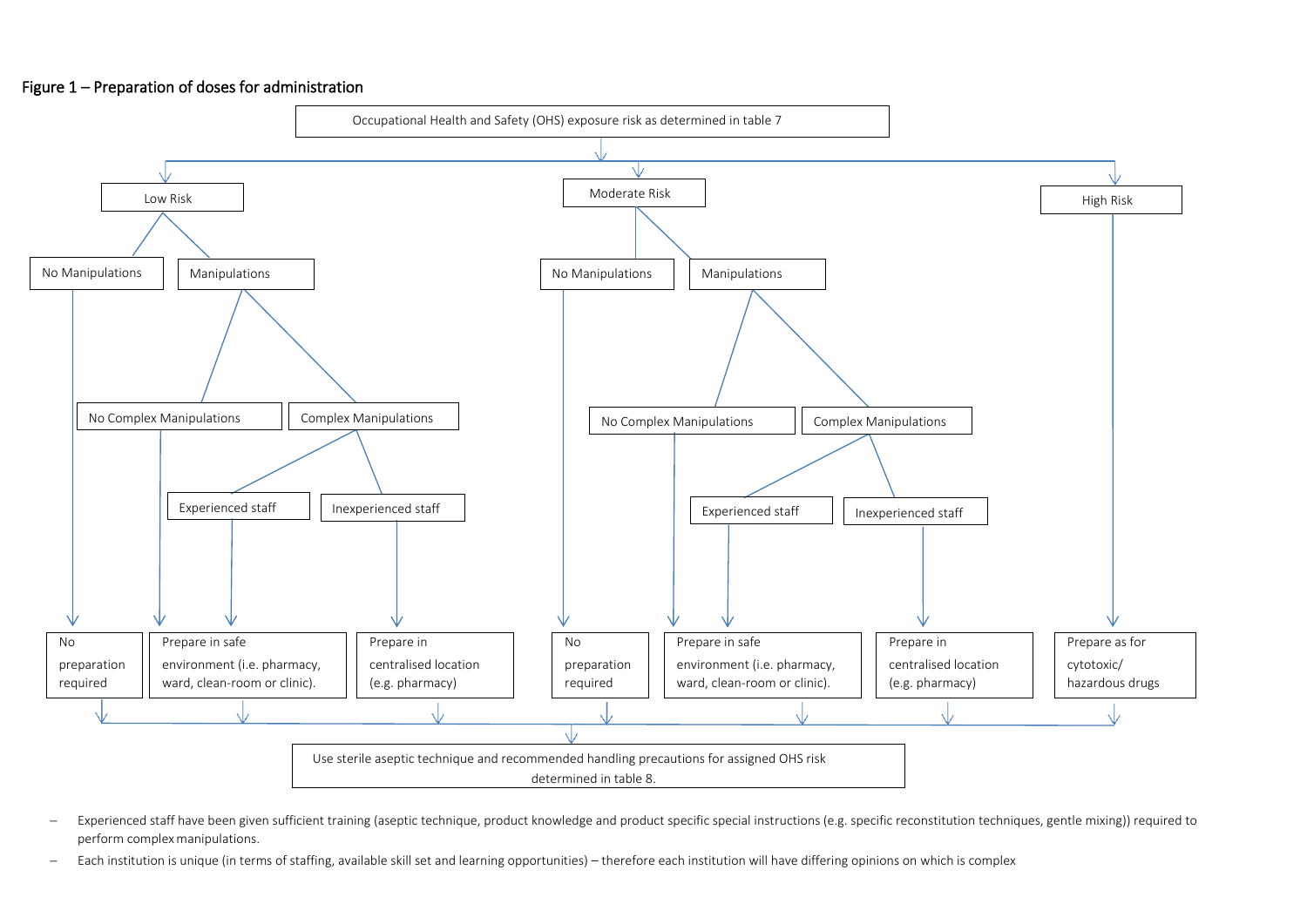Figure 1 – Preparation of doses for administration

Occupational Health and Safety (OHS) exposure risk as determined in table 7

- **Low Risk**
  - No Manipulations → No preparation required
  - Manipulations
    - No Complex Manipulations → Prepare in safe environment (i.e. pharmacy, ward, clean-room or clinic).
    - Complex Manipulations
      - Experienced staff → Prepare in safe environment (i.e. pharmacy, ward, clean-room or clinic).
      - Inexperienced staff → Prepare in centralised location (e.g. pharmacy)
- **Moderate Risk**
  - No Manipulations → No preparation required
  - Manipulations
    - No Complex Manipulations → Prepare in safe environment (i.e. pharmacy, ward, clean-room or clinic).
    - Complex Manipulations
      - Experienced staff → Prepare in safe environment (i.e. pharmacy, ward, clean-room or clinic).
      - Inexperienced staff → Prepare in centralised location (e.g. pharmacy)
- **High Risk** → Prepare as for cytotoxic/ hazardous drugs

All pathways → Use sterile aseptic technique and recommended handling precautions for assigned OHS risk determined in table 8.

- Experienced staff have been given sufficient training (aseptic technique, product knowledge and product specific special instructions (e.g. specific reconstitution techniques, gentle mixing)) required to perform complex manipulations.
- Each institution is unique (in terms of staffing, available skill set and learning opportunities) – therefore each institution will have differing opinions on which is complex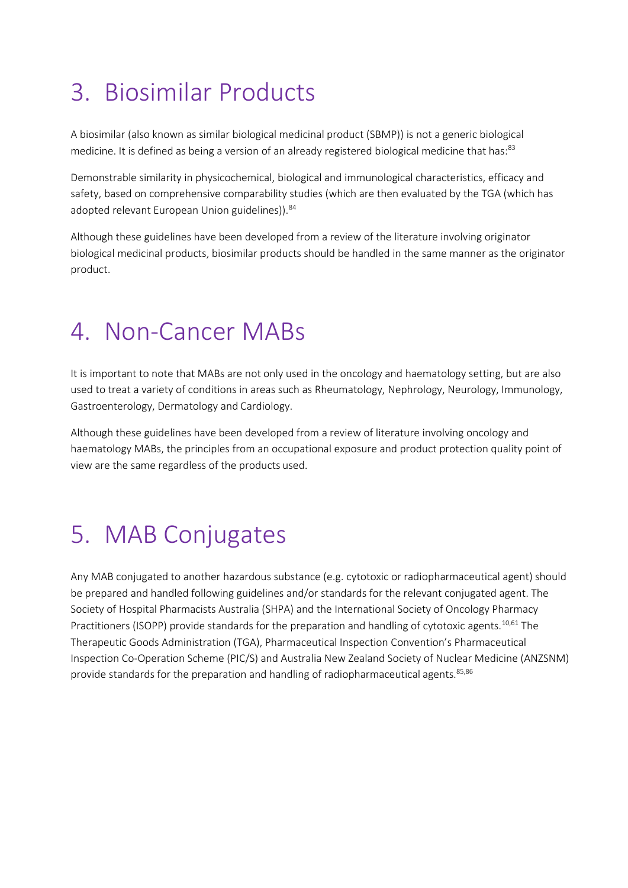# 3. Biosimilar Products

A biosimilar (also known as similar biological medicinal product (SBMP)) is not a generic biological medicine. It is defined as being a version of an already registered biological medicine that has:[83]

Demonstrable similarity in physicochemical, biological and immunological characteristics, efficacy and safety, based on comprehensive comparability studies (which are then evaluated by the TGA (which has adopted relevant European Union guidelines)).[84]

Although these guidelines have been developed from a review of the literature involving originator biological medicinal products, biosimilar products should be handled in the same manner as the originator product.

# 4. Non-Cancer MABs

It is important to note that MABs are not only used in the oncology and haematology setting, but are also used to treat a variety of conditions in areas such as Rheumatology, Nephrology, Neurology, Immunology, Gastroenterology, Dermatology and Cardiology.

Although these guidelines have been developed from a review of literature involving oncology and haematology MABs, the principles from an occupational exposure and product protection quality point of view are the same regardless of the products used.

# 5. MAB Conjugates

Any MAB conjugated to another hazardous substance (e.g. cytotoxic or radiopharmaceutical agent) should be prepared and handled following guidelines and/or standards for the relevant conjugated agent. The Society of Hospital Pharmacists Australia (SHPA) and the International Society of Oncology Pharmacy Practitioners (ISOPP) provide standards for the preparation and handling of cytotoxic agents.[10,61] The Therapeutic Goods Administration (TGA), Pharmaceutical Inspection Convention's Pharmaceutical Inspection Co-Operation Scheme (PIC/S) and Australia New Zealand Society of Nuclear Medicine (ANZSNM) provide standards for the preparation and handling of radiopharmaceutical agents.[85,86]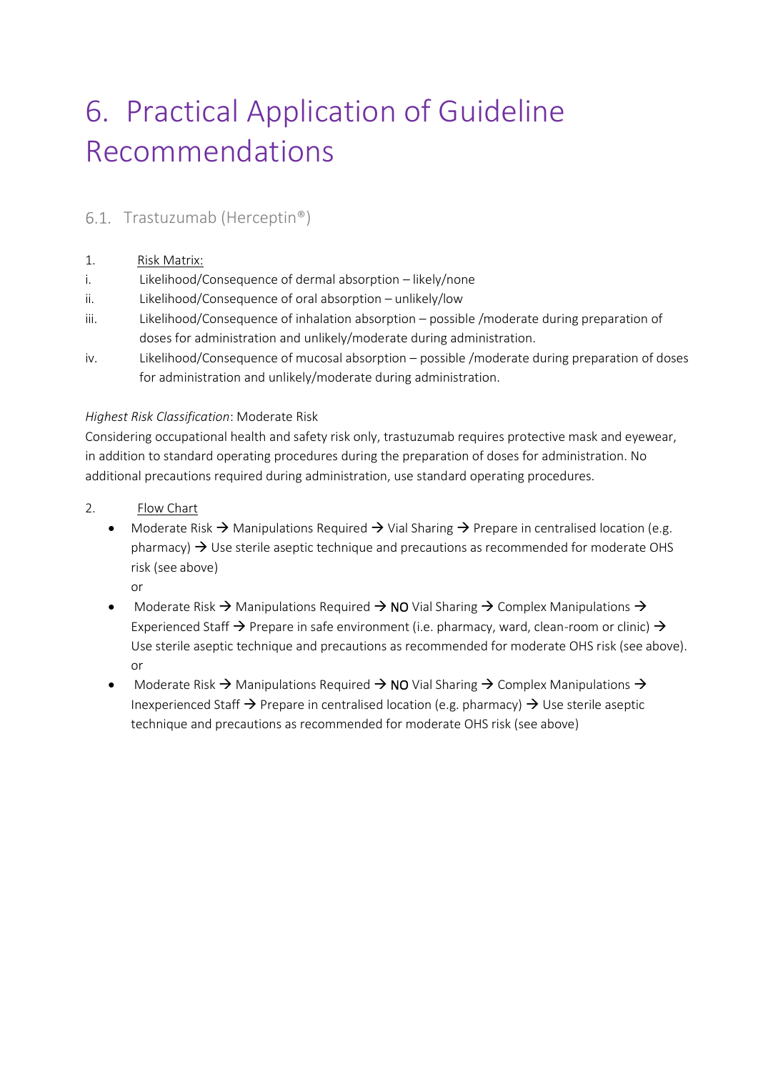# 6. Practical Application of Guideline Recommendations

## 6.1. Trastuzumab (Herceptin®)

1. Risk Matrix:

i. Likelihood/Consequence of dermal absorption – likely/none

ii. Likelihood/Consequence of oral absorption – unlikely/low

iii. Likelihood/Consequence of inhalation absorption – possible /moderate during preparation of doses for administration and unlikely/moderate during administration.

iv. Likelihood/Consequence of mucosal absorption – possible /moderate during preparation of doses for administration and unlikely/moderate during administration.

*Highest Risk Classification*: Moderate Risk

Considering occupational health and safety risk only, trastuzumab requires protective mask and eyewear, in addition to standard operating procedures during the preparation of doses for administration. No additional precautions required during administration, use standard operating procedures.

2. Flow Chart

- Moderate Risk → Manipulations Required → Vial Sharing → Prepare in centralised location (e.g. pharmacy) → Use sterile aseptic technique and precautions as recommended for moderate OHS risk (see above)

  or
- Moderate Risk → Manipulations Required → NO Vial Sharing → Complex Manipulations → Experienced Staff → Prepare in safe environment (i.e. pharmacy, ward, clean-room or clinic) → Use sterile aseptic technique and precautions as recommended for moderate OHS risk (see above).

  or
- Moderate Risk → Manipulations Required → NO Vial Sharing → Complex Manipulations → Inexperienced Staff → Prepare in centralised location (e.g. pharmacy) → Use sterile aseptic technique and precautions as recommended for moderate OHS risk (see above)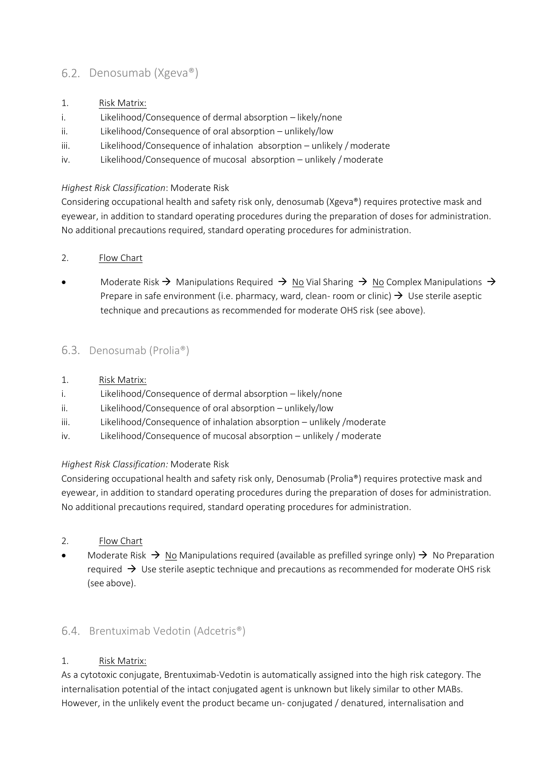## 6.2. Denosumab (Xgeva®)

1. Risk Matrix:

i. Likelihood/Consequence of dermal absorption – likely/none
ii. Likelihood/Consequence of oral absorption – unlikely/low
iii. Likelihood/Consequence of inhalation absorption – unlikely / moderate
iv. Likelihood/Consequence of mucosal absorption – unlikely / moderate

*Highest Risk Classification*: Moderate Risk

Considering occupational health and safety risk only, denosumab (Xgeva®) requires protective mask and eyewear, in addition to standard operating procedures during the preparation of doses for administration. No additional precautions required, standard operating procedures for administration.

2. Flow Chart

- Moderate Risk → Manipulations Required → No Vial Sharing → No Complex Manipulations → Prepare in safe environment (i.e. pharmacy, ward, clean- room or clinic) → Use sterile aseptic technique and precautions as recommended for moderate OHS risk (see above).

## 6.3. Denosumab (Prolia®)

1. Risk Matrix:

i. Likelihood/Consequence of dermal absorption – likely/none
ii. Likelihood/Consequence of oral absorption – unlikely/low
iii. Likelihood/Consequence of inhalation absorption – unlikely /moderate
iv. Likelihood/Consequence of mucosal absorption – unlikely / moderate

*Highest Risk Classification:* Moderate Risk

Considering occupational health and safety risk only, Denosumab (Prolia®) requires protective mask and eyewear, in addition to standard operating procedures during the preparation of doses for administration. No additional precautions required, standard operating procedures for administration.

2. Flow Chart

- Moderate Risk → No Manipulations required (available as prefilled syringe only) → No Preparation required → Use sterile aseptic technique and precautions as recommended for moderate OHS risk (see above).

## 6.4. Brentuximab Vedotin (Adcetris®)

1. Risk Matrix:

As a cytotoxic conjugate, Brentuximab-Vedotin is automatically assigned into the high risk category. The internalisation potential of the intact conjugated agent is unknown but likely similar to other MABs. However, in the unlikely event the product became un- conjugated / denatured, internalisation and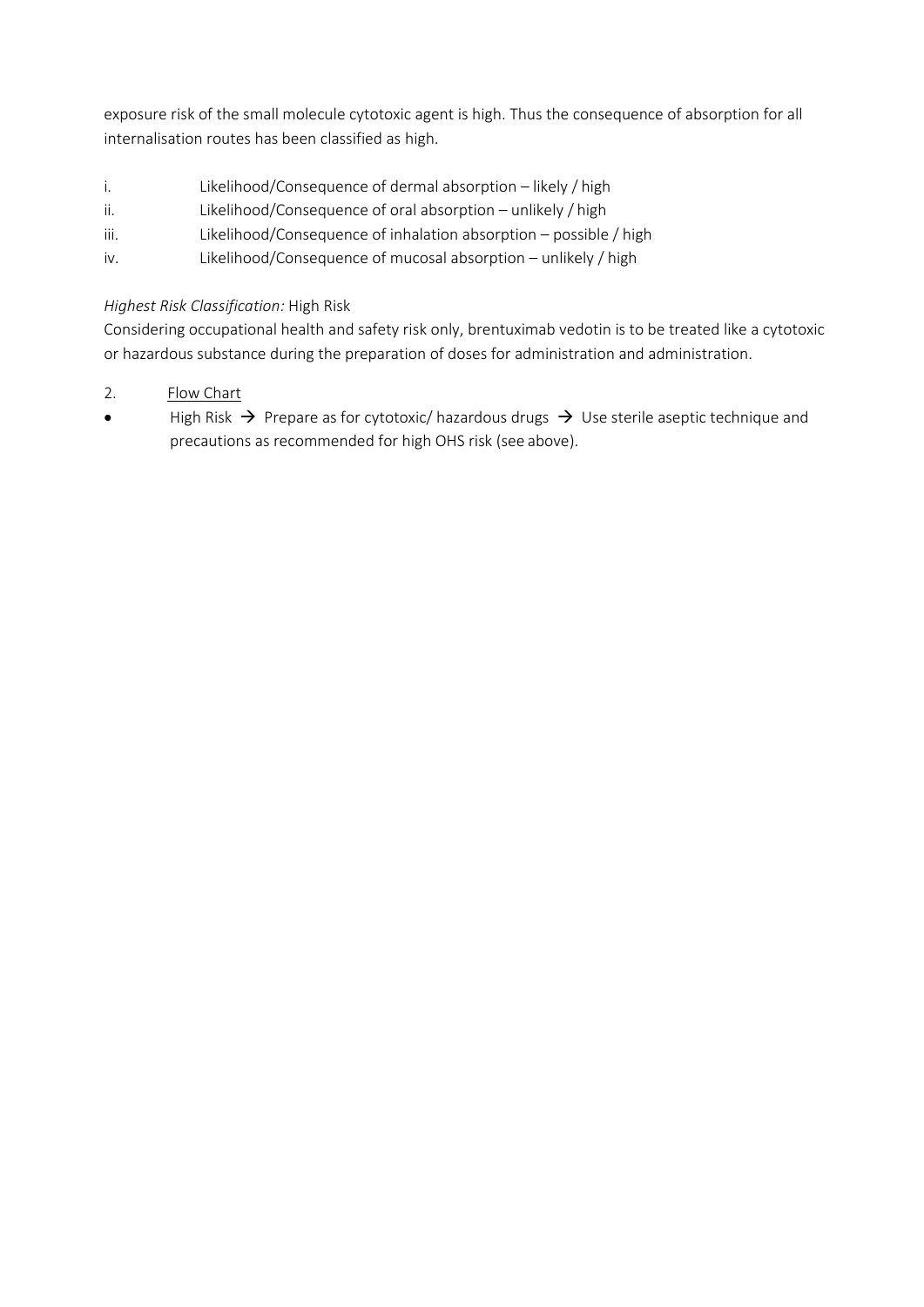exposure risk of the small molecule cytotoxic agent is high. Thus the consequence of absorption for all internalisation routes has been classified as high.

i. Likelihood/Consequence of dermal absorption – likely / high
ii. Likelihood/Consequence of oral absorption – unlikely / high
iii. Likelihood/Consequence of inhalation absorption – possible / high
iv. Likelihood/Consequence of mucosal absorption – unlikely / high

*Highest Risk Classification:* High Risk
Considering occupational health and safety risk only, brentuximab vedotin is to be treated like a cytotoxic or hazardous substance during the preparation of doses for administration and administration.

2. Flow Chart

- High Risk → Prepare as for cytotoxic/ hazardous drugs → Use sterile aseptic technique and precautions as recommended for high OHS risk (see above).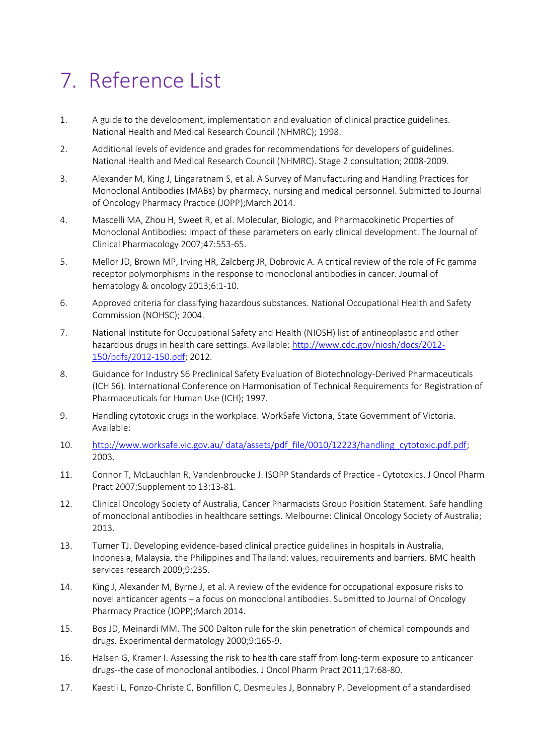# 7. Reference List

1. A guide to the development, implementation and evaluation of clinical practice guidelines. National Health and Medical Research Council (NHMRC); 1998.
2. Additional levels of evidence and grades for recommendations for developers of guidelines. National Health and Medical Research Council (NHMRC). Stage 2 consultation; 2008-2009.
3. Alexander M, King J, Lingaratnam S, et al. A Survey of Manufacturing and Handling Practices for Monoclonal Antibodies (MABs) by pharmacy, nursing and medical personnel. Submitted to Journal of Oncology Pharmacy Practice (JOPP);March 2014.
4. Mascelli MA, Zhou H, Sweet R, et al. Molecular, Biologic, and Pharmacokinetic Properties of Monoclonal Antibodies: Impact of these parameters on early clinical development. The Journal of Clinical Pharmacology 2007;47:553-65.
5. Mellor JD, Brown MP, Irving HR, Zalcberg JR, Dobrovic A. A critical review of the role of Fc gamma receptor polymorphisms in the response to monoclonal antibodies in cancer. Journal of hematology & oncology 2013;6:1-10.
6. Approved criteria for classifying hazardous substances. National Occupational Health and Safety Commission (NOHSC); 2004.
7. National Institute for Occupational Safety and Health (NIOSH) list of antineoplastic and other hazardous drugs in health care settings. Available: http://www.cdc.gov/niosh/docs/2012-150/pdfs/2012-150.pdf; 2012.
8. Guidance for Industry S6 Preclinical Safety Evaluation of Biotechnology-Derived Pharmaceuticals (ICH S6). International Conference on Harmonisation of Technical Requirements for Registration of Pharmaceuticals for Human Use (ICH); 1997.
9. Handling cytotoxic crugs in the workplace. WorkSafe Victoria, State Government of Victoria. Available:
10. http://www.worksafe.vic.gov.au/ data/assets/pdf_file/0010/12223/handling_cytotoxic.pdf.pdf; 2003.
11. Connor T, McLauchlan R, Vandenbroucke J. ISOPP Standards of Practice - Cytotoxics. J Oncol Pharm Pract 2007;Supplement to 13:13-81.
12. Clinical Oncology Society of Australia, Cancer Pharmacists Group Position Statement. Safe handling of monoclonal antibodies in healthcare settings. Melbourne: Clinical Oncology Society of Australia; 2013.
13. Turner TJ. Developing evidence-based clinical practice guidelines in hospitals in Australia, Indonesia, Malaysia, the Philippines and Thailand: values, requirements and barriers. BMC health services research 2009;9:235.
14. King J, Alexander M, Byrne J, et al. A review of the evidence for occupational exposure risks to novel anticancer agents – a focus on monoclonal antibodies. Submitted to Journal of Oncology Pharmacy Practice (JOPP);March 2014.
15. Bos JD, Meinardi MM. The 500 Dalton rule for the skin penetration of chemical compounds and drugs. Experimental dermatology 2000;9:165-9.
16. Halsen G, Kramer I. Assessing the risk to health care staff from long-term exposure to anticancer drugs--the case of monoclonal antibodies. J Oncol Pharm Pract 2011;17:68-80.
17. Kaestli L, Fonzo-Christe C, Bonfillon C, Desmeules J, Bonnabry P. Development of a standardised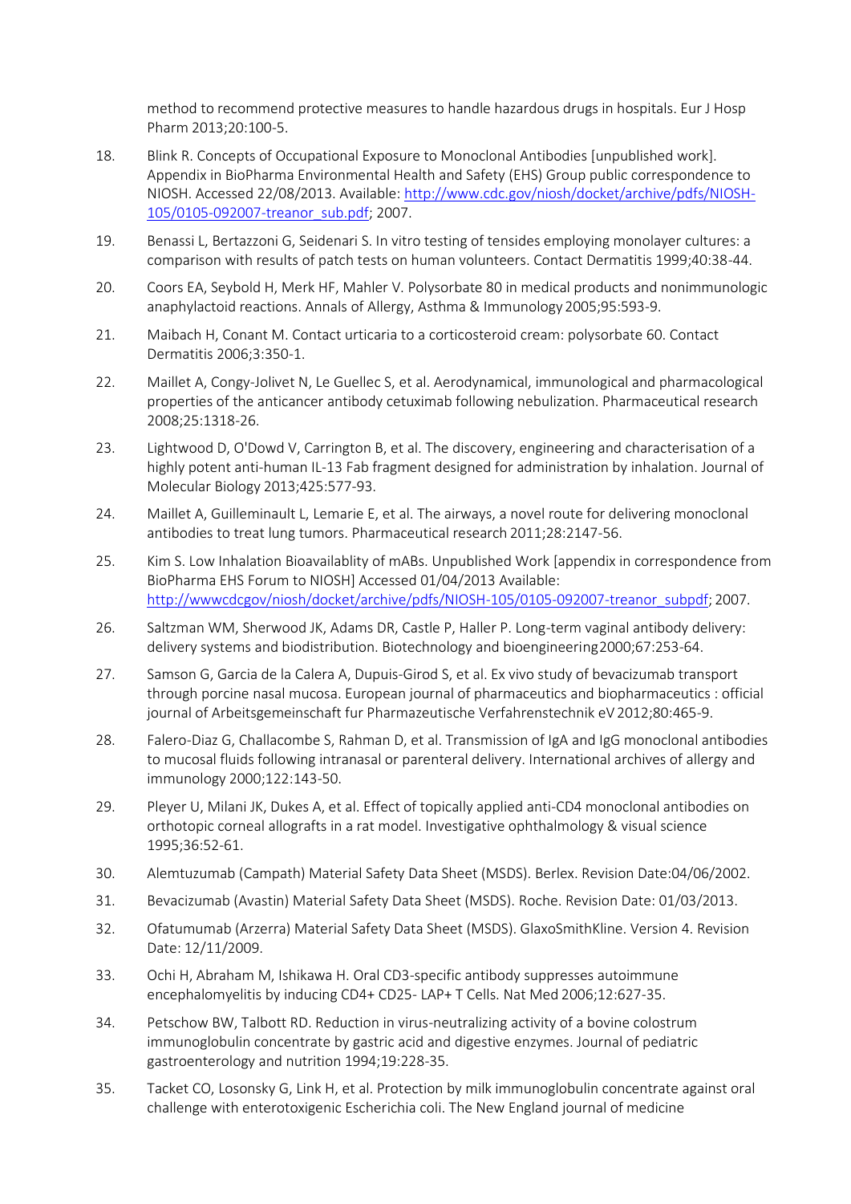method to recommend protective measures to handle hazardous drugs in hospitals. Eur J Hosp Pharm 2013;20:100-5.

18. Blink R. Concepts of Occupational Exposure to Monoclonal Antibodies [unpublished work]. Appendix in BioPharma Environmental Health and Safety (EHS) Group public correspondence to NIOSH. Accessed 22/08/2013. Available: http://www.cdc.gov/niosh/docket/archive/pdfs/NIOSH-105/0105-092007-treanor_sub.pdf; 2007.

19. Benassi L, Bertazzoni G, Seidenari S. In vitro testing of tensides employing monolayer cultures: a comparison with results of patch tests on human volunteers. Contact Dermatitis 1999;40:38-44.

20. Coors EA, Seybold H, Merk HF, Mahler V. Polysorbate 80 in medical products and nonimmunologic anaphylactoid reactions. Annals of Allergy, Asthma & Immunology 2005;95:593-9.

21. Maibach H, Conant M. Contact urticaria to a corticosteroid cream: polysorbate 60. Contact Dermatitis 2006;3:350-1.

22. Maillet A, Congy-Jolivet N, Le Guellec S, et al. Aerodynamical, immunological and pharmacological properties of the anticancer antibody cetuximab following nebulization. Pharmaceutical research 2008;25:1318-26.

23. Lightwood D, O'Dowd V, Carrington B, et al. The discovery, engineering and characterisation of a highly potent anti-human IL-13 Fab fragment designed for administration by inhalation. Journal of Molecular Biology 2013;425:577-93.

24. Maillet A, Guilleminault L, Lemarie E, et al. The airways, a novel route for delivering monoclonal antibodies to treat lung tumors. Pharmaceutical research 2011;28:2147-56.

25. Kim S. Low Inhalation Bioavailablity of mABs. Unpublished Work [appendix in correspondence from BioPharma EHS Forum to NIOSH] Accessed 01/04/2013 Available: http://wwwcdcgov/niosh/docket/archive/pdfs/NIOSH-105/0105-092007-treanor_subpdf; 2007.

26. Saltzman WM, Sherwood JK, Adams DR, Castle P, Haller P. Long-term vaginal antibody delivery: delivery systems and biodistribution. Biotechnology and bioengineering 2000;67:253-64.

27. Samson G, Garcia de la Calera A, Dupuis-Girod S, et al. Ex vivo study of bevacizumab transport through porcine nasal mucosa. European journal of pharmaceutics and biopharmaceutics : official journal of Arbeitsgemeinschaft fur Pharmazeutische Verfahrenstechnik eV 2012;80:465-9.

28. Falero-Diaz G, Challacombe S, Rahman D, et al. Transmission of IgA and IgG monoclonal antibodies to mucosal fluids following intranasal or parenteral delivery. International archives of allergy and immunology 2000;122:143-50.

29. Pleyer U, Milani JK, Dukes A, et al. Effect of topically applied anti-CD4 monoclonal antibodies on orthotopic corneal allografts in a rat model. Investigative ophthalmology & visual science 1995;36:52-61.

30. Alemtuzumab (Campath) Material Safety Data Sheet (MSDS). Berlex. Revision Date:04/06/2002.

31. Bevacizumab (Avastin) Material Safety Data Sheet (MSDS). Roche. Revision Date: 01/03/2013.

32. Ofatumumab (Arzerra) Material Safety Data Sheet (MSDS). GlaxoSmithKline. Version 4. Revision Date: 12/11/2009.

33. Ochi H, Abraham M, Ishikawa H. Oral CD3-specific antibody suppresses autoimmune encephalomyelitis by inducing CD4+ CD25- LAP+ T Cells. Nat Med 2006;12:627-35.

34. Petschow BW, Talbott RD. Reduction in virus-neutralizing activity of a bovine colostrum immunoglobulin concentrate by gastric acid and digestive enzymes. Journal of pediatric gastroenterology and nutrition 1994;19:228-35.

35. Tacket CO, Losonsky G, Link H, et al. Protection by milk immunoglobulin concentrate against oral challenge with enterotoxigenic Escherichia coli. The New England journal of medicine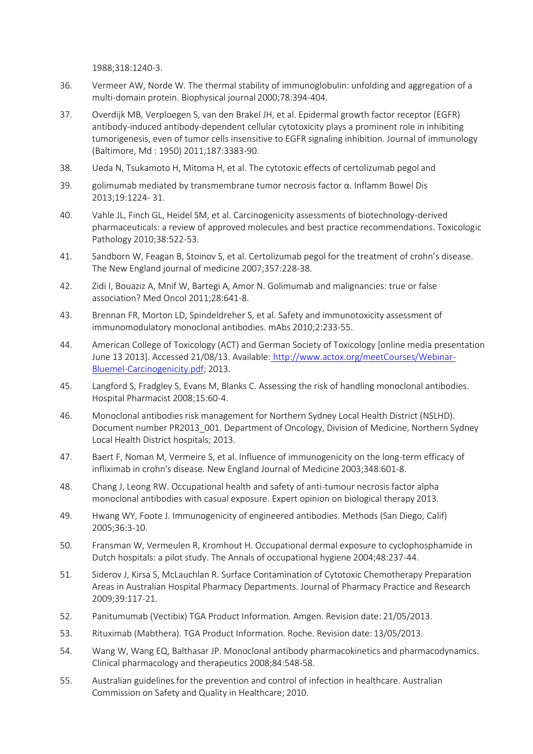1988;318:1240-3.

36. Vermeer AW, Norde W. The thermal stability of immunoglobulin: unfolding and aggregation of a multi-domain protein. Biophysical journal 2000;78:394-404.

37. Overdijk MB, Verploegen S, van den Brakel JH, et al. Epidermal growth factor receptor (EGFR) antibody-induced antibody-dependent cellular cytotoxicity plays a prominent role in inhibiting tumorigenesis, even of tumor cells insensitive to EGFR signaling inhibition. Journal of immunology (Baltimore, Md : 1950) 2011;187:3383-90.

38. Ueda N, Tsukamoto H, Mitoma H, et al. The cytotoxic effects of certolizumab pegol and

39. golimumab mediated by transmembrane tumor necrosis factor α. Inflamm Bowel Dis 2013;19:1224- 31.

40. Vahle JL, Finch GL, Heidel SM, et al. Carcinogenicity assessments of biotechnology-derived pharmaceuticals: a review of approved molecules and best practice recommendations. Toxicologic Pathology 2010;38:522-53.

41. Sandborn W, Feagan B, Stoinov S, et al. Certolizumab pegol for the treatment of crohn's disease. The New England journal of medicine 2007;357:228-38.

42. Zidi I, Bouaziz A, Mnif W, Bartegi A, Amor N. Golimumab and malignancies: true or false association? Med Oncol 2011;28:641-8.

43. Brennan FR, Morton LD, Spindeldreher S, et al. Safety and immunotoxicity assessment of immunomodulatory monoclonal antibodies. mAbs 2010;2:233-55.

44. American College of Toxicology (ACT) and German Society of Toxicology [online media presentation June 13 2013]. Accessed 21/08/13. Available: http://www.actox.org/meetCourses/Webinar-Bluemel-Carcinogenicity.pdf; 2013.

45. Langford S, Fradgley S, Evans M, Blanks C. Assessing the risk of handling monoclonal antibodies. Hospital Pharmacist 2008;15:60-4.

46. Monoclonal antibodies risk management for Northern Sydney Local Health District (NSLHD). Document number PR2013_001. Department of Oncology, Division of Medicine, Northern Sydney Local Health District hospitals; 2013.

47. Baert F, Noman M, Vermeire S, et al. Influence of immunogenicity on the long-term efficacy of infliximab in crohn's disease. New England Journal of Medicine 2003;348:601-8.

48. Chang J, Leong RW. Occupational health and safety of anti-tumour necrosis factor alpha monoclonal antibodies with casual exposure. Expert opinion on biological therapy 2013.

49. Hwang WY, Foote J. Immunogenicity of engineered antibodies. Methods (San Diego, Calif) 2005;36:3-10.

50. Fransman W, Vermeulen R, Kromhout H. Occupational dermal exposure to cyclophosphamide in Dutch hospitals: a pilot study. The Annals of occupational hygiene 2004;48:237-44.

51. Siderov J, Kirsa S, McLauchlan R. Surface Contamination of Cytotoxic Chemotherapy Preparation Areas in Australian Hospital Pharmacy Departments. Journal of Pharmacy Practice and Research 2009;39:117-21.

52. Panitumumab (Vectibix) TGA Product Information. Amgen. Revision date: 21/05/2013.

53. Rituximab (Mabthera). TGA Product Information. Roche. Revision date: 13/05/2013.

54. Wang W, Wang EQ, Balthasar JP. Monoclonal antibody pharmacokinetics and pharmacodynamics. Clinical pharmacology and therapeutics 2008;84:548-58.

55. Australian guidelines for the prevention and control of infection in healthcare. Australian Commission on Safety and Quality in Healthcare; 2010.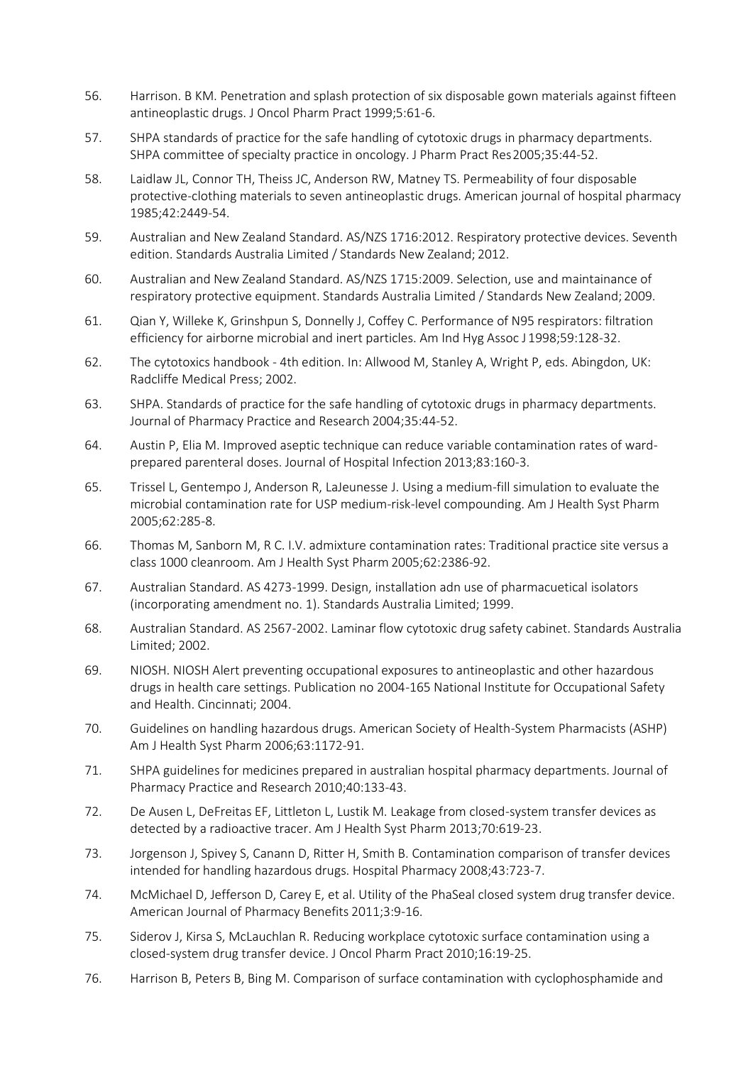56. Harrison. B KM. Penetration and splash protection of six disposable gown materials against fifteen antineoplastic drugs. J Oncol Pharm Pract 1999;5:61-6.
57. SHPA standards of practice for the safe handling of cytotoxic drugs in pharmacy departments. SHPA committee of specialty practice in oncology. J Pharm Pract Res 2005;35:44-52.
58. Laidlaw JL, Connor TH, Theiss JC, Anderson RW, Matney TS. Permeability of four disposable protective-clothing materials to seven antineoplastic drugs. American journal of hospital pharmacy 1985;42:2449-54.
59. Australian and New Zealand Standard. AS/NZS 1716:2012. Respiratory protective devices. Seventh edition. Standards Australia Limited / Standards New Zealand; 2012.
60. Australian and New Zealand Standard. AS/NZS 1715:2009. Selection, use and maintainance of respiratory protective equipment. Standards Australia Limited / Standards New Zealand; 2009.
61. Qian Y, Willeke K, Grinshpun S, Donnelly J, Coffey C. Performance of N95 respirators: filtration efficiency for airborne microbial and inert particles. Am Ind Hyg Assoc J 1998;59:128-32.
62. The cytotoxics handbook - 4th edition. In: Allwood M, Stanley A, Wright P, eds. Abingdon, UK: Radcliffe Medical Press; 2002.
63. SHPA. Standards of practice for the safe handling of cytotoxic drugs in pharmacy departments. Journal of Pharmacy Practice and Research 2004;35:44-52.
64. Austin P, Elia M. Improved aseptic technique can reduce variable contamination rates of ward-prepared parenteral doses. Journal of Hospital Infection 2013;83:160-3.
65. Trissel L, Gentempo J, Anderson R, LaJeunesse J. Using a medium-fill simulation to evaluate the microbial contamination rate for USP medium-risk-level compounding. Am J Health Syst Pharm 2005;62:285-8.
66. Thomas M, Sanborn M, R C. I.V. admixture contamination rates: Traditional practice site versus a class 1000 cleanroom. Am J Health Syst Pharm 2005;62:2386-92.
67. Australian Standard. AS 4273-1999. Design, installation adn use of pharmacuetical isolators (incorporating amendment no. 1). Standards Australia Limited; 1999.
68. Australian Standard. AS 2567-2002. Laminar flow cytotoxic drug safety cabinet. Standards Australia Limited; 2002.
69. NIOSH. NIOSH Alert preventing occupational exposures to antineoplastic and other hazardous drugs in health care settings. Publication no 2004-165 National Institute for Occupational Safety and Health. Cincinnati; 2004.
70. Guidelines on handling hazardous drugs. American Society of Health-System Pharmacists (ASHP) Am J Health Syst Pharm 2006;63:1172-91.
71. SHPA guidelines for medicines prepared in australian hospital pharmacy departments. Journal of Pharmacy Practice and Research 2010;40:133-43.
72. De Ausen L, DeFreitas EF, Littleton L, Lustik M. Leakage from closed-system transfer devices as detected by a radioactive tracer. Am J Health Syst Pharm 2013;70:619-23.
73. Jorgenson J, Spivey S, Canann D, Ritter H, Smith B. Contamination comparison of transfer devices intended for handling hazardous drugs. Hospital Pharmacy 2008;43:723-7.
74. McMichael D, Jefferson D, Carey E, et al. Utility of the PhaSeal closed system drug transfer device. American Journal of Pharmacy Benefits 2011;3:9-16.
75. Siderov J, Kirsa S, McLauchlan R. Reducing workplace cytotoxic surface contamination using a closed-system drug transfer device. J Oncol Pharm Pract 2010;16:19-25.
76. Harrison B, Peters B, Bing M. Comparison of surface contamination with cyclophosphamide and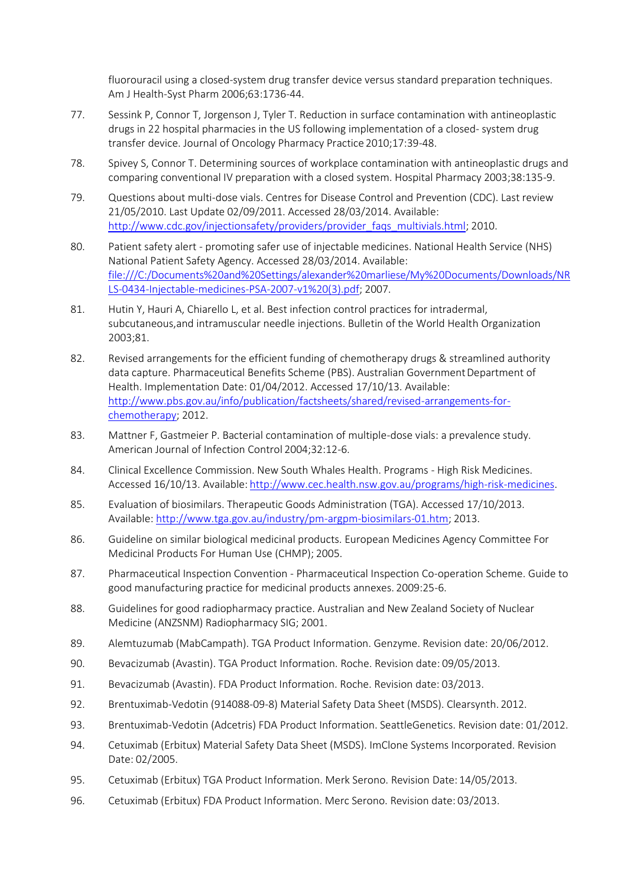fluorouracil using a closed-system drug transfer device versus standard preparation techniques. Am J Health-Syst Pharm 2006;63:1736-44.

77. Sessink P, Connor T, Jorgenson J, Tyler T. Reduction in surface contamination with antineoplastic drugs in 22 hospital pharmacies in the US following implementation of a closed- system drug transfer device. Journal of Oncology Pharmacy Practice 2010;17:39-48.

78. Spivey S, Connor T. Determining sources of workplace contamination with antineoplastic drugs and comparing conventional IV preparation with a closed system. Hospital Pharmacy 2003;38:135-9.

79. Questions about multi-dose vials. Centres for Disease Control and Prevention (CDC). Last review 21/05/2010. Last Update 02/09/2011. Accessed 28/03/2014. Available: http://www.cdc.gov/injectionsafety/providers/provider_faqs_multivials.html; 2010.

80. Patient safety alert - promoting safer use of injectable medicines. National Health Service (NHS) National Patient Safety Agency. Accessed 28/03/2014. Available: file:///C:/Documents%20and%20Settings/alexander%20marliese/My%20Documents/Downloads/NRLS-0434-Injectable-medicines-PSA-2007-v1%20(3).pdf; 2007.

81. Hutin Y, Hauri A, Chiarello L, et al. Best infection control practices for intradermal, subcutaneous,and intramuscular needle injections. Bulletin of the World Health Organization 2003;81.

82. Revised arrangements for the efficient funding of chemotherapy drugs & streamlined authority data capture. Pharmaceutical Benefits Scheme (PBS). Australian Government Department of Health. Implementation Date: 01/04/2012. Accessed 17/10/13. Available: http://www.pbs.gov.au/info/publication/factsheets/shared/revised-arrangements-for-chemotherapy; 2012.

83. Mattner F, Gastmeier P. Bacterial contamination of multiple-dose vials: a prevalence study. American Journal of Infection Control 2004;32:12-6.

84. Clinical Excellence Commission. New South Whales Health. Programs - High Risk Medicines. Accessed 16/10/13. Available: http://www.cec.health.nsw.gov.au/programs/high-risk-medicines.

85. Evaluation of biosimilars. Therapeutic Goods Administration (TGA). Accessed 17/10/2013. Available: http://www.tga.gov.au/industry/pm-argpm-biosimilars-01.htm; 2013.

86. Guideline on similar biological medicinal products. European Medicines Agency Committee For Medicinal Products For Human Use (CHMP); 2005.

87. Pharmaceutical Inspection Convention - Pharmaceutical Inspection Co-operation Scheme. Guide to good manufacturing practice for medicinal products annexes. 2009:25-6.

88. Guidelines for good radiopharmacy practice. Australian and New Zealand Society of Nuclear Medicine (ANZSNM) Radiopharmacy SIG; 2001.

89. Alemtuzumab (MabCampath). TGA Product Information. Genzyme. Revision date: 20/06/2012.

90. Bevacizumab (Avastin). TGA Product Information. Roche. Revision date: 09/05/2013.

91. Bevacizumab (Avastin). FDA Product Information. Roche. Revision date: 03/2013.

92. Brentuximab-Vedotin (914088-09-8) Material Safety Data Sheet (MSDS). Clearsynth. 2012.

93. Brentuximab-Vedotin (Adcetris) FDA Product Information. SeattleGenetics. Revision date: 01/2012.

94. Cetuximab (Erbitux) Material Safety Data Sheet (MSDS). ImClone Systems Incorporated. Revision Date: 02/2005.

95. Cetuximab (Erbitux) TGA Product Information. Merk Serono. Revision Date: 14/05/2013.

96. Cetuximab (Erbitux) FDA Product Information. Merc Serono. Revision date: 03/2013.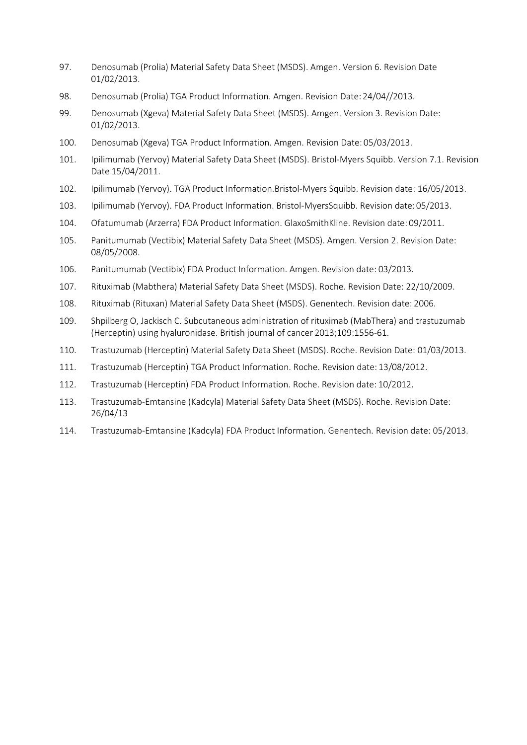97. Denosumab (Prolia) Material Safety Data Sheet (MSDS). Amgen. Version 6. Revision Date 01/02/2013.

98. Denosumab (Prolia) TGA Product Information. Amgen. Revision Date: 24/04//2013.

99. Denosumab (Xgeva) Material Safety Data Sheet (MSDS). Amgen. Version 3. Revision Date: 01/02/2013.

100. Denosumab (Xgeva) TGA Product Information. Amgen. Revision Date: 05/03/2013.

101. Ipilimumab (Yervoy) Material Safety Data Sheet (MSDS). Bristol-Myers Squibb. Version 7.1. Revision Date 15/04/2011.

102. Ipilimumab (Yervoy). TGA Product Information.Bristol-Myers Squibb. Revision date: 16/05/2013.

103. Ipilimumab (Yervoy). FDA Product Information. Bristol-MyersSquibb. Revision date: 05/2013.

104. Ofatumumab (Arzerra) FDA Product Information. GlaxoSmithKline. Revision date: 09/2011.

105. Panitumumab (Vectibix) Material Safety Data Sheet (MSDS). Amgen. Version 2. Revision Date: 08/05/2008.

106. Panitumumab (Vectibix) FDA Product Information. Amgen. Revision date: 03/2013.

107. Rituximab (Mabthera) Material Safety Data Sheet (MSDS). Roche. Revision Date: 22/10/2009.

108. Rituximab (Rituxan) Material Safety Data Sheet (MSDS). Genentech. Revision date: 2006.

109. Shpilberg O, Jackisch C. Subcutaneous administration of rituximab (MabThera) and trastuzumab (Herceptin) using hyaluronidase. British journal of cancer 2013;109:1556-61.

110. Trastuzumab (Herceptin) Material Safety Data Sheet (MSDS). Roche. Revision Date: 01/03/2013.

111. Trastuzumab (Herceptin) TGA Product Information. Roche. Revision date: 13/08/2012.

112. Trastuzumab (Herceptin) FDA Product Information. Roche. Revision date: 10/2012.

113. Trastuzumab-Emtansine (Kadcyla) Material Safety Data Sheet (MSDS). Roche. Revision Date: 26/04/13

114. Trastuzumab-Emtansine (Kadcyla) FDA Product Information. Genentech. Revision date: 05/2013.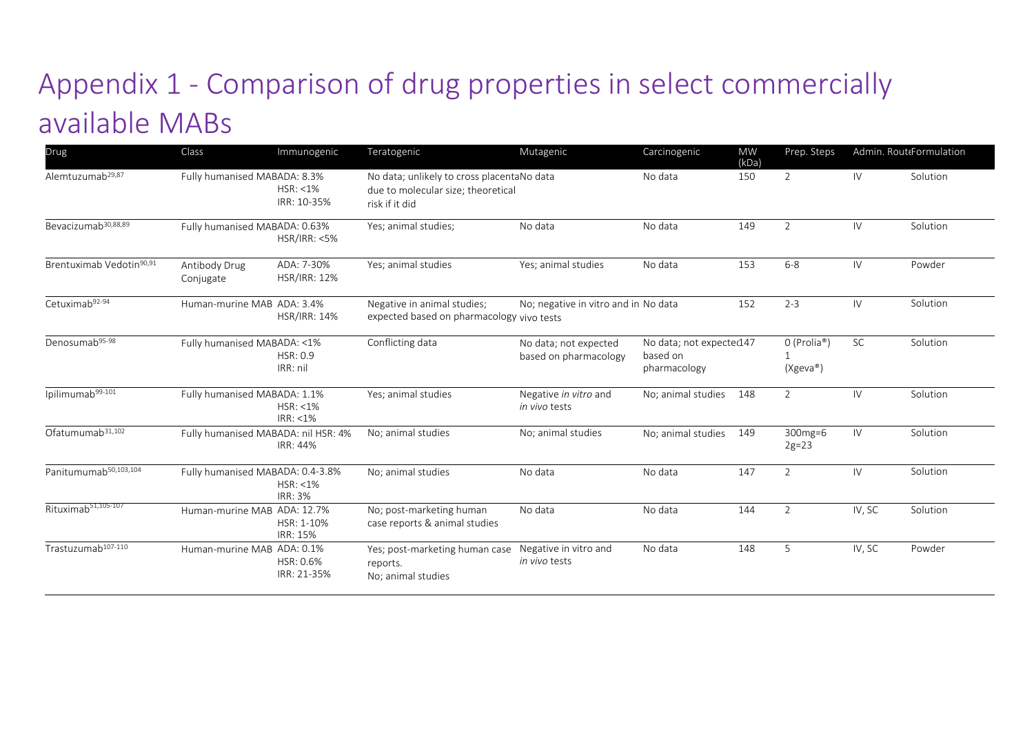# Appendix 1 - Comparison of drug properties in select commercially available MABs

| Drug | Class | Immunogenic | Teratogenic | Mutagenic | Carcinogenic | MW (kDa) | Prep. Steps | Admin. Route | Formulation |
|---|---|---|---|---|---|---|---|---|---|
| Alemtuzumab[29,87] | Fully humanised MAB | ADA: 8.3%<br>HSR: <1%<br>IRR: 10-35% | No data; unlikely to cross placenta due to molecular size; theoretical risk if it did | No data | No data | 150 | 2 | IV | Solution |
| Bevacizumab[30,88,89] | Fully humanised MAB | ADA: 0.63%<br>HSR/IRR: <5% | Yes; animal studies; | No data | No data | 149 | 2 | IV | Solution |
| Brentuximab Vedotin[90,91] | Antibody Drug Conjugate | ADA: 7-30%<br>HSR/IRR: 12% | Yes; animal studies | Yes; animal studies | No data | 153 | 6-8 | IV | Powder |
| Cetuximab[92-94] | Human-murine MAB | ADA: 3.4%<br>HSR/IRR: 14% | Negative in animal studies; expected based on pharmacology | No; negative in vitro and in vivo tests | No data | 152 | 2-3 | IV | Solution |
| Denosumab[95-98] | Fully humanised MAB | ADA: <1%<br>HSR: 0.9<br>IRR: nil | Conflicting data | No data; not expected based on pharmacology | No data; not expected based on pharmacology | 147 | 0 (Prolia®)<br>1 (Xgeva®) | SC | Solution |
| Ipilimumab[99-101] | Fully humanised MAB | ADA: 1.1%<br>HSR: <1%<br>IRR: <1% | Yes; animal studies | Negative *in vitro* and *in vivo* tests | No; animal studies | 148 | 2 | IV | Solution |
| Ofatumumab[31,102] | Fully humanised MAB | ADA: nil HSR: 4%<br>IRR: 44% | No; animal studies | No; animal studies | No; animal studies | 149 | 300mg=6<br>2g=23 | IV | Solution |
| Panitumumab[50,103,104] | Fully humanised MAB | ADA: 0.4-3.8%<br>HSR: <1%<br>IRR: 3% | No; animal studies | No data | No data | 147 | 2 | IV | Solution |
| Rituximab[51,105-107] | Human-murine MAB | ADA: 12.7%<br>HSR: 1-10%<br>IRR: 15% | No; post-marketing human case reports & animal studies | No data | No data | 144 | 2 | IV, SC | Solution |
| Trastuzumab[107-110] | Human-murine MAB | ADA: 0.1%<br>HSR: 0.6%<br>IRR: 21-35% | Yes; post-marketing human case reports.<br>No; animal studies | Negative in vitro and *in vivo* tests | No data | 148 | 5 | IV, SC | Powder |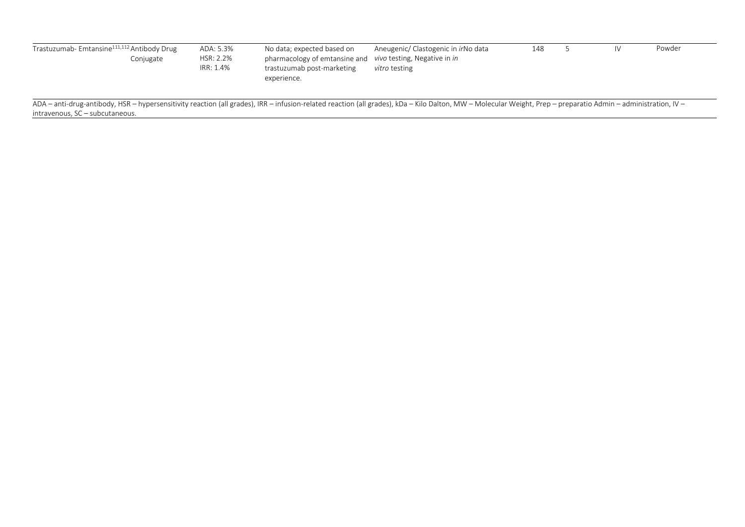| | | | | | | | | |
|---|---|---|---|---|---|---|---|---|
| Trastuzumab- Emtansine[111,112] | Antibody Drug Conjugate | ADA: 5.3%<br>HSR: 2.2%<br>IRR: 1.4% | No data; expected based on pharmacology of emtansine and trastuzumab post-marketing experience. | Aneugenic/ Clastogenic in *in vivo* testing, Negative in *in vitro* testing | No data | 148 | 5 | IV | Powder |

ADA – anti-drug-antibody, HSR – hypersensitivity reaction (all grades), IRR – infusion-related reaction (all grades), kDa – Kilo Dalton, MW – Molecular Weight, Prep – preparatio Admin – administration, IV – intravenous, SC – subcutaneous.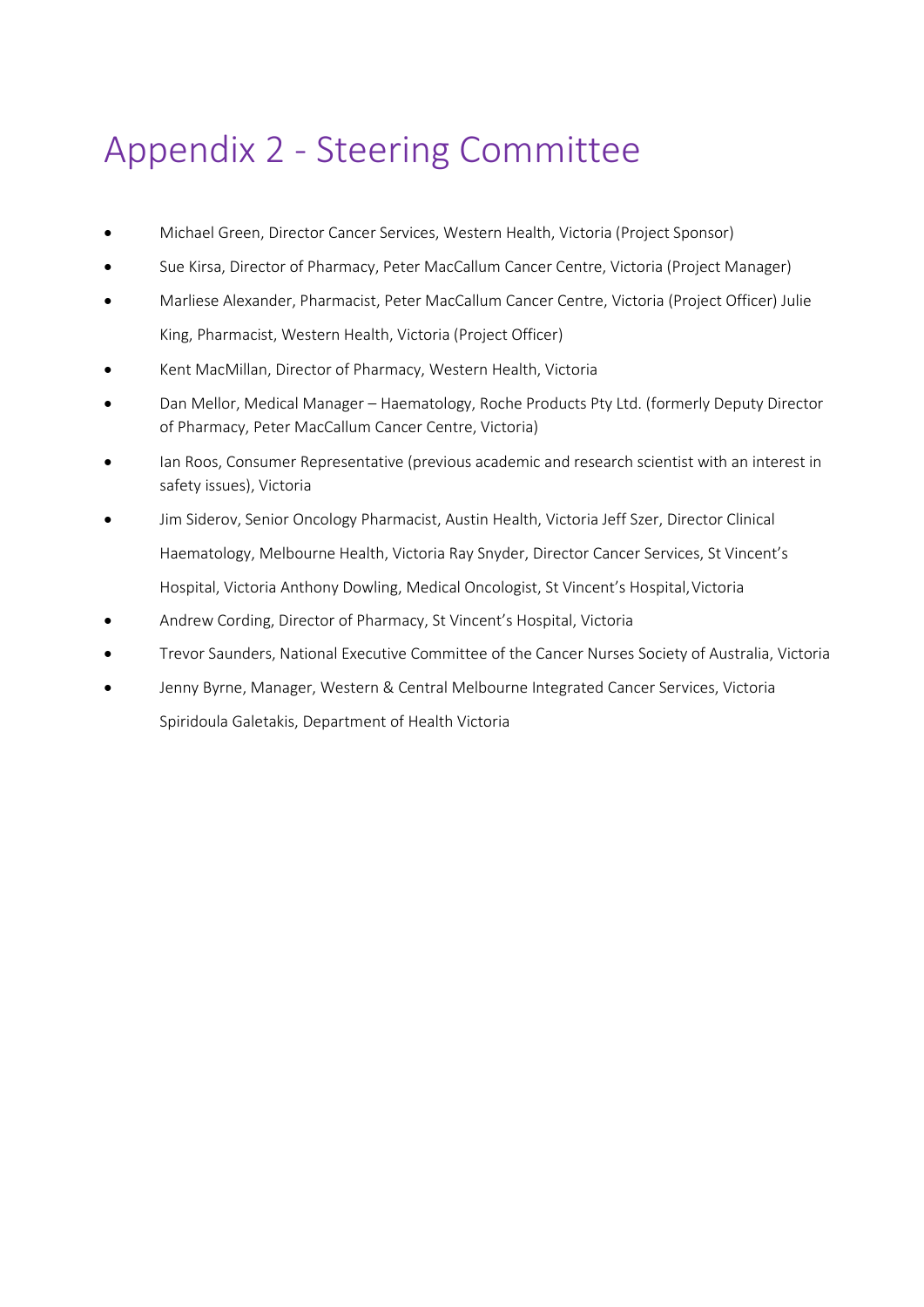# Appendix 2 - Steering Committee

- Michael Green, Director Cancer Services, Western Health, Victoria (Project Sponsor)
- Sue Kirsa, Director of Pharmacy, Peter MacCallum Cancer Centre, Victoria (Project Manager)
- Marliese Alexander, Pharmacist, Peter MacCallum Cancer Centre, Victoria (Project Officer) Julie King, Pharmacist, Western Health, Victoria (Project Officer)
- Kent MacMillan, Director of Pharmacy, Western Health, Victoria
- Dan Mellor, Medical Manager – Haematology, Roche Products Pty Ltd. (formerly Deputy Director of Pharmacy, Peter MacCallum Cancer Centre, Victoria)
- Ian Roos, Consumer Representative (previous academic and research scientist with an interest in safety issues), Victoria
- Jim Siderov, Senior Oncology Pharmacist, Austin Health, Victoria Jeff Szer, Director Clinical Haematology, Melbourne Health, Victoria Ray Snyder, Director Cancer Services, St Vincent's Hospital, Victoria Anthony Dowling, Medical Oncologist, St Vincent's Hospital, Victoria
- Andrew Cording, Director of Pharmacy, St Vincent's Hospital, Victoria
- Trevor Saunders, National Executive Committee of the Cancer Nurses Society of Australia, Victoria
- Jenny Byrne, Manager, Western & Central Melbourne Integrated Cancer Services, Victoria Spiridoula Galetakis, Department of Health Victoria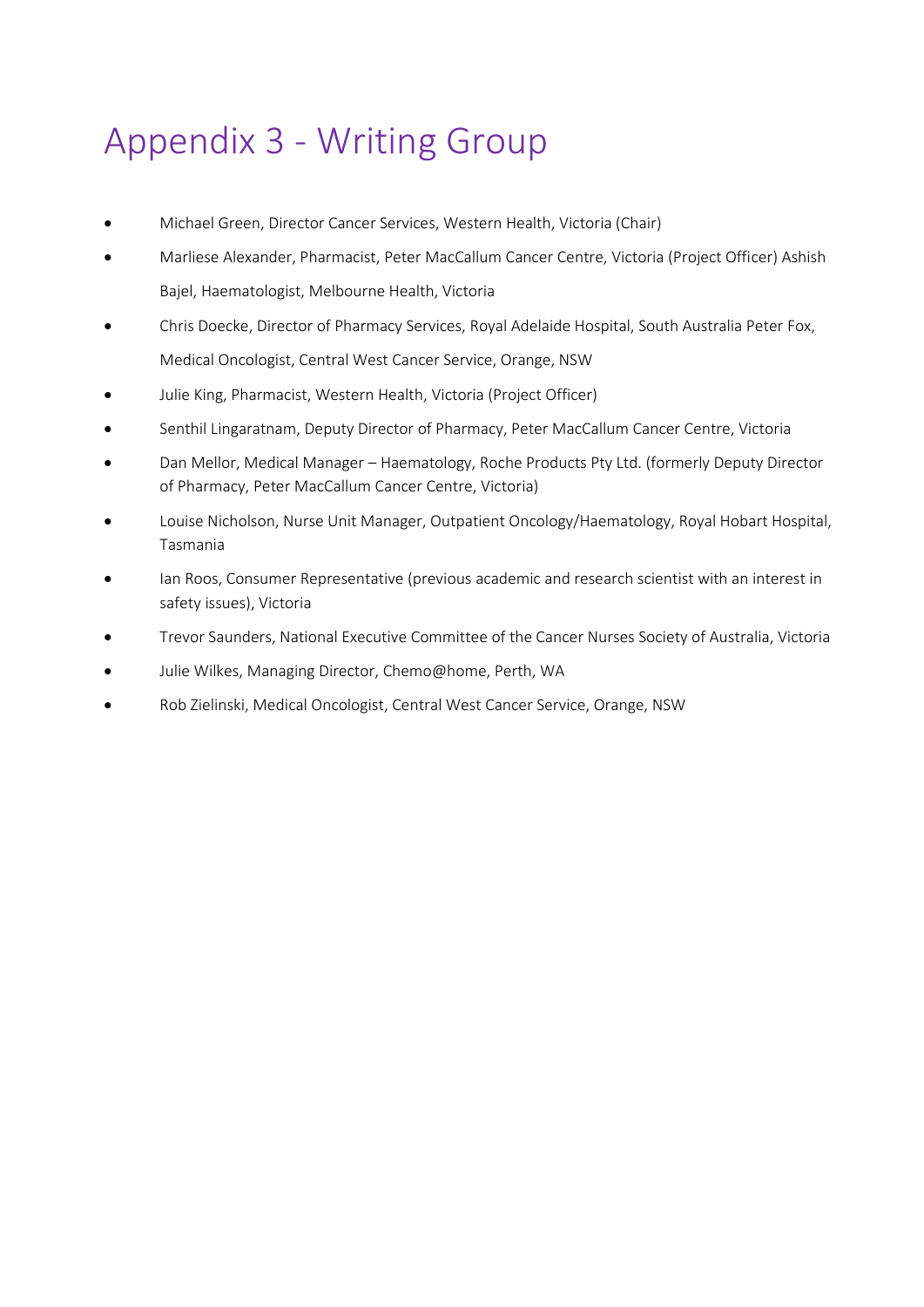# Appendix 3 - Writing Group

- Michael Green, Director Cancer Services, Western Health, Victoria (Chair)
- Marliese Alexander, Pharmacist, Peter MacCallum Cancer Centre, Victoria (Project Officer) Ashish Bajel, Haematologist, Melbourne Health, Victoria
- Chris Doecke, Director of Pharmacy Services, Royal Adelaide Hospital, South Australia Peter Fox, Medical Oncologist, Central West Cancer Service, Orange, NSW
- Julie King, Pharmacist, Western Health, Victoria (Project Officer)
- Senthil Lingaratnam, Deputy Director of Pharmacy, Peter MacCallum Cancer Centre, Victoria
- Dan Mellor, Medical Manager – Haematology, Roche Products Pty Ltd. (formerly Deputy Director of Pharmacy, Peter MacCallum Cancer Centre, Victoria)
- Louise Nicholson, Nurse Unit Manager, Outpatient Oncology/Haematology, Royal Hobart Hospital, Tasmania
- Ian Roos, Consumer Representative (previous academic and research scientist with an interest in safety issues), Victoria
- Trevor Saunders, National Executive Committee of the Cancer Nurses Society of Australia, Victoria
- Julie Wilkes, Managing Director, Chemo@home, Perth, WA
- Rob Zielinski, Medical Oncologist, Central West Cancer Service, Orange, NSW